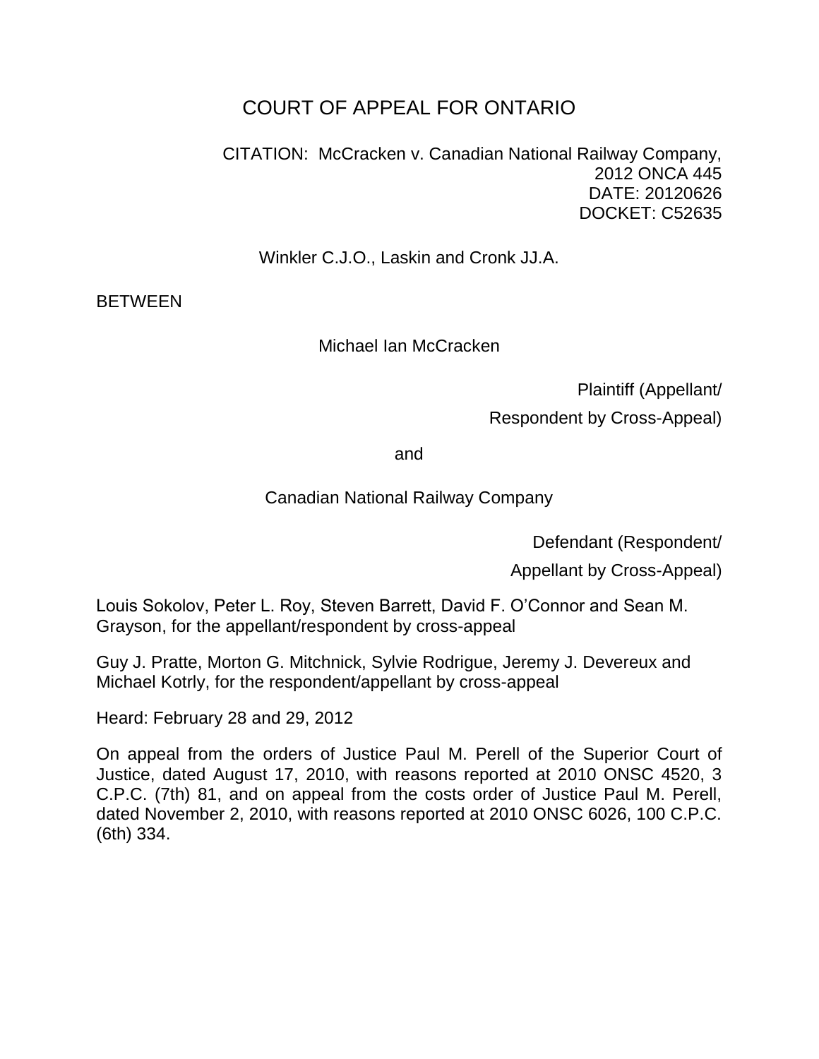# COURT OF APPEAL FOR ONTARIO

CITATION: McCracken v. Canadian National Railway Company, 2012 ONCA 445
DATE: 20120626
DOCKET: C52635

Winkler C.J.O., Laskin and Cronk JJ.A.

BETWEEN

Michael Ian McCracken

Plaintiff (Appellant/
Respondent by Cross-Appeal)

and

Canadian National Railway Company

Defendant (Respondent/
Appellant by Cross-Appeal)

Louis Sokolov, Peter L. Roy, Steven Barrett, David F. O'Connor and Sean M. Grayson, for the appellant/respondent by cross-appeal

Guy J. Pratte, Morton G. Mitchnick, Sylvie Rodrigue, Jeremy J. Devereux and Michael Kotrly, for the respondent/appellant by cross-appeal

Heard: February 28 and 29, 2012

On appeal from the orders of Justice Paul M. Perell of the Superior Court of Justice, dated August 17, 2010, with reasons reported at 2010 ONSC 4520, 3 C.P.C. (7th) 81, and on appeal from the costs order of Justice Paul M. Perell, dated November 2, 2010, with reasons reported at 2010 ONSC 6026, 100 C.P.C. (6th) 334.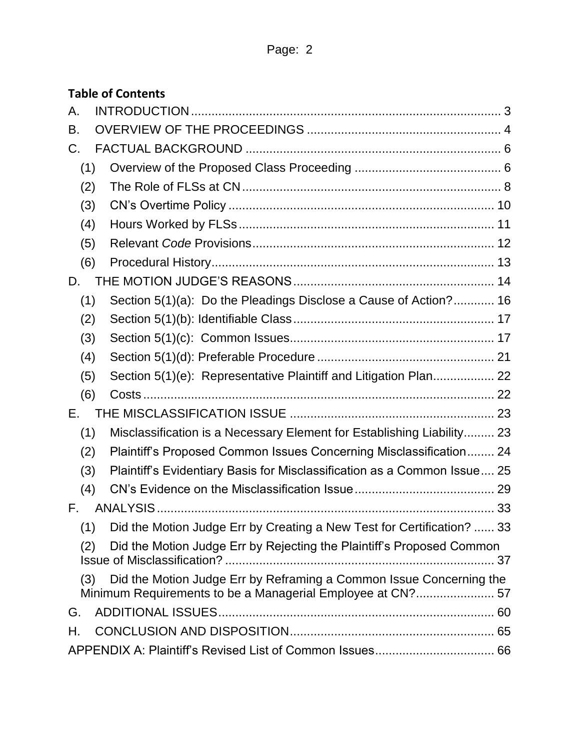**Table of Contents**

A. INTRODUCTION .......... 3

B. OVERVIEW OF THE PROCEEDINGS .......... 4

C. FACTUAL BACKGROUND .......... 6

- (1) Overview of the Proposed Class Proceeding .......... 6
- (2) The Role of FLSs at CN .......... 8
- (3) CN's Overtime Policy .......... 10
- (4) Hours Worked by FLSs .......... 11
- (5) Relevant *Code* Provisions .......... 12
- (6) Procedural History .......... 13

D. THE MOTION JUDGE'S REASONS .......... 14

- (1) Section 5(1)(a): Do the Pleadings Disclose a Cause of Action? .......... 16
- (2) Section 5(1)(b): Identifiable Class .......... 17
- (3) Section 5(1)(c): Common Issues .......... 17
- (4) Section 5(1)(d): Preferable Procedure .......... 21
- (5) Section 5(1)(e): Representative Plaintiff and Litigation Plan .......... 22
- (6) Costs .......... 22

E. THE MISCLASSIFICATION ISSUE .......... 23

- (1) Misclassification is a Necessary Element for Establishing Liability .......... 23
- (2) Plaintiff's Proposed Common Issues Concerning Misclassification .......... 24
- (3) Plaintiff's Evidentiary Basis for Misclassification as a Common Issue .......... 25
- (4) CN's Evidence on the Misclassification Issue .......... 29

F. ANALYSIS .......... 33

- (1) Did the Motion Judge Err by Creating a New Test for Certification? .......... 33
- (2) Did the Motion Judge Err by Rejecting the Plaintiff's Proposed Common Issue of Misclassification? .......... 37
- (3) Did the Motion Judge Err by Reframing a Common Issue Concerning the Minimum Requirements to be a Managerial Employee at CN? .......... 57

G. ADDITIONAL ISSUES .......... 60

H. CONCLUSION AND DISPOSITION .......... 65

APPENDIX A: Plaintiff's Revised List of Common Issues .......... 66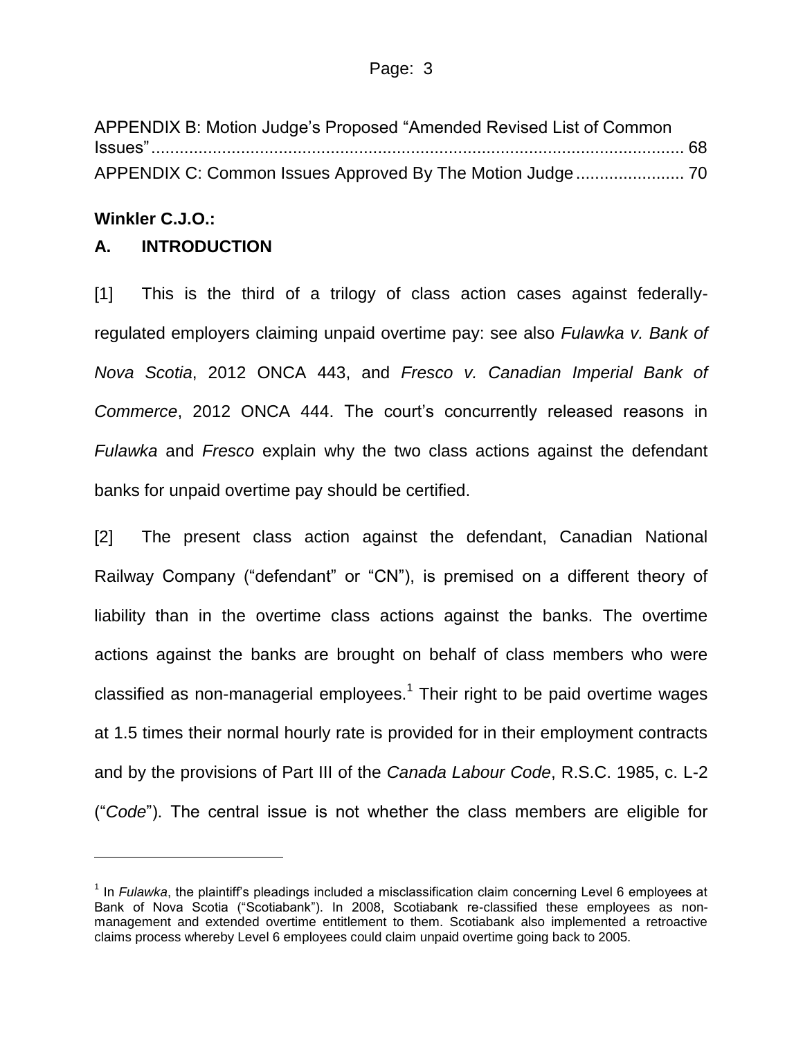APPENDIX B: Motion Judge's Proposed "Amended Revised List of Common Issues" .................................................................................................... 68
APPENDIX C: Common Issues Approved By The Motion Judge ....................... 70

**Winkler C.J.O.:**

## A. INTRODUCTION

[1] This is the third of a trilogy of class action cases against federally-regulated employers claiming unpaid overtime pay: see also *Fulawka v. Bank of Nova Scotia*, 2012 ONCA 443, and *Fresco v. Canadian Imperial Bank of Commerce*, 2012 ONCA 444. The court's concurrently released reasons in *Fulawka* and *Fresco* explain why the two class actions against the defendant banks for unpaid overtime pay should be certified.

[2] The present class action against the defendant, Canadian National Railway Company ("defendant" or "CN"), is premised on a different theory of liability than in the overtime class actions against the banks. The overtime actions against the banks are brought on behalf of class members who were classified as non-managerial employees.[1] Their right to be paid overtime wages at 1.5 times their normal hourly rate is provided for in their employment contracts and by the provisions of Part III of the *Canada Labour Code*, R.S.C. 1985, c. L-2 ("*Code*"). The central issue is not whether the class members are eligible for

[1] In *Fulawka*, the plaintiff's pleadings included a misclassification claim concerning Level 6 employees at Bank of Nova Scotia ("Scotiabank"). In 2008, Scotiabank re-classified these employees as non-management and extended overtime entitlement to them. Scotiabank also implemented a retroactive claims process whereby Level 6 employees could claim unpaid overtime going back to 2005.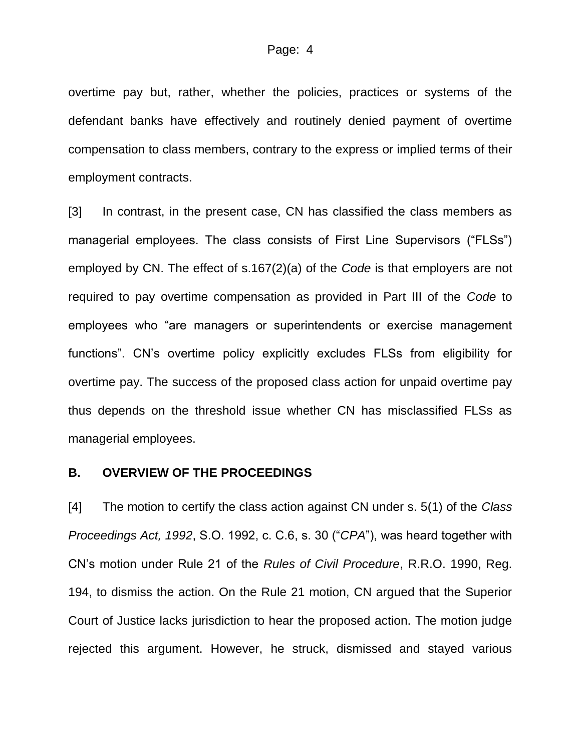overtime pay but, rather, whether the policies, practices or systems of the defendant banks have effectively and routinely denied payment of overtime compensation to class members, contrary to the express or implied terms of their employment contracts.

[3] In contrast, in the present case, CN has classified the class members as managerial employees. The class consists of First Line Supervisors ("FLSs") employed by CN. The effect of s.167(2)(a) of the *Code* is that employers are not required to pay overtime compensation as provided in Part III of the *Code* to employees who "are managers or superintendents or exercise management functions". CN's overtime policy explicitly excludes FLSs from eligibility for overtime pay. The success of the proposed class action for unpaid overtime pay thus depends on the threshold issue whether CN has misclassified FLSs as managerial employees.

## B. OVERVIEW OF THE PROCEEDINGS

[4] The motion to certify the class action against CN under s. 5(1) of the *Class Proceedings Act, 1992*, S.O. 1992, c. C.6, s. 30 ("*CPA*"), was heard together with CN's motion under Rule 21 of the *Rules of Civil Procedure*, R.R.O. 1990, Reg. 194, to dismiss the action. On the Rule 21 motion, CN argued that the Superior Court of Justice lacks jurisdiction to hear the proposed action. The motion judge rejected this argument. However, he struck, dismissed and stayed various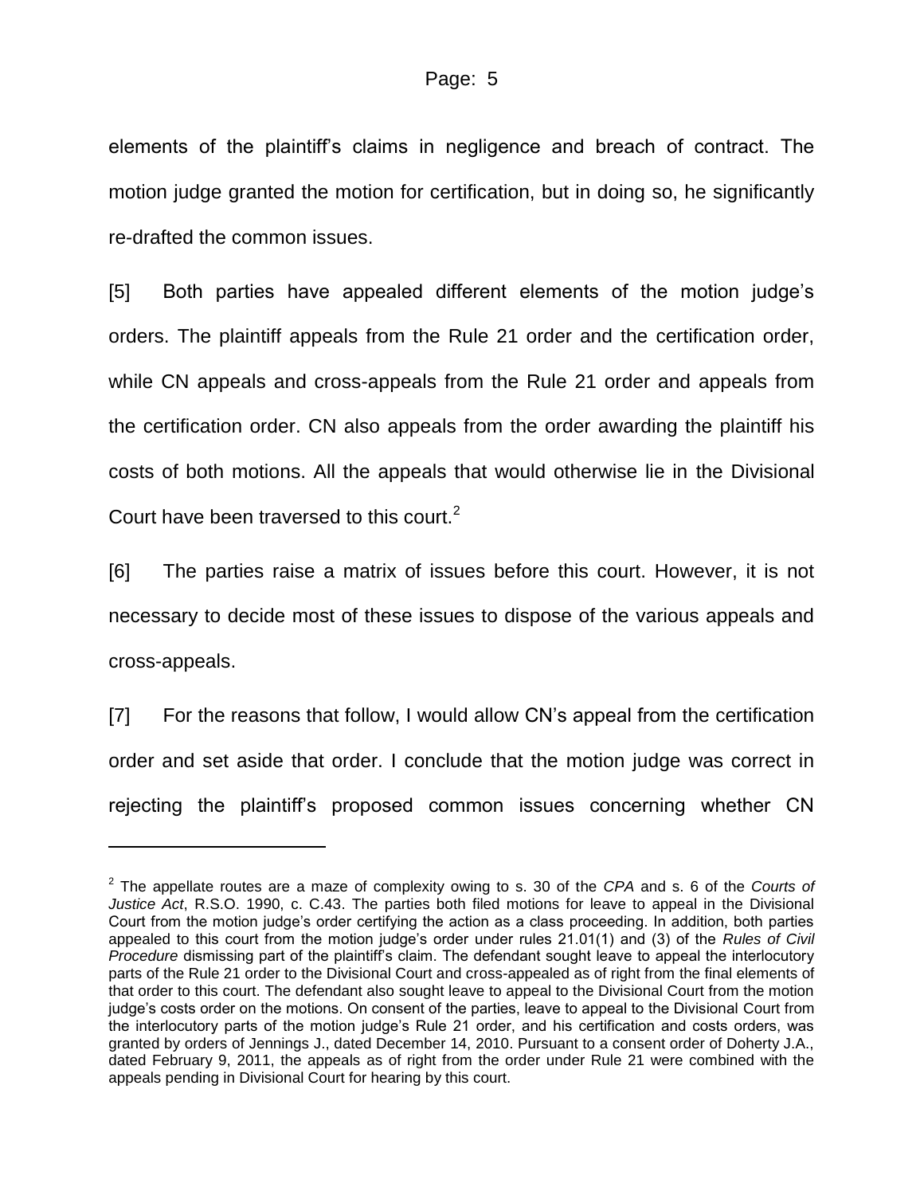elements of the plaintiff's claims in negligence and breach of contract. The motion judge granted the motion for certification, but in doing so, he significantly re-drafted the common issues.

[5] Both parties have appealed different elements of the motion judge's orders. The plaintiff appeals from the Rule 21 order and the certification order, while CN appeals and cross-appeals from the Rule 21 order and appeals from the certification order. CN also appeals from the order awarding the plaintiff his costs of both motions. All the appeals that would otherwise lie in the Divisional Court have been traversed to this court.[2]

[6] The parties raise a matrix of issues before this court. However, it is not necessary to decide most of these issues to dispose of the various appeals and cross-appeals.

[7] For the reasons that follow, I would allow CN's appeal from the certification order and set aside that order. I conclude that the motion judge was correct in rejecting the plaintiff's proposed common issues concerning whether CN

---

[2] The appellate routes are a maze of complexity owing to s. 30 of the *CPA* and s. 6 of the *Courts of Justice Act*, R.S.O. 1990, c. C.43. The parties both filed motions for leave to appeal in the Divisional Court from the motion judge's order certifying the action as a class proceeding. In addition, both parties appealed to this court from the motion judge's order under rules 21.01(1) and (3) of the *Rules of Civil Procedure* dismissing part of the plaintiff's claim. The defendant sought leave to appeal the interlocutory parts of the Rule 21 order to the Divisional Court and cross-appealed as of right from the final elements of that order to this court. The defendant also sought leave to appeal to the Divisional Court from the motion judge's costs order on the motions. On consent of the parties, leave to appeal to the Divisional Court from the interlocutory parts of the motion judge's Rule 21 order, and his certification and costs orders, was granted by orders of Jennings J., dated December 14, 2010. Pursuant to a consent order of Doherty J.A., dated February 9, 2011, the appeals as of right from the order under Rule 21 were combined with the appeals pending in Divisional Court for hearing by this court.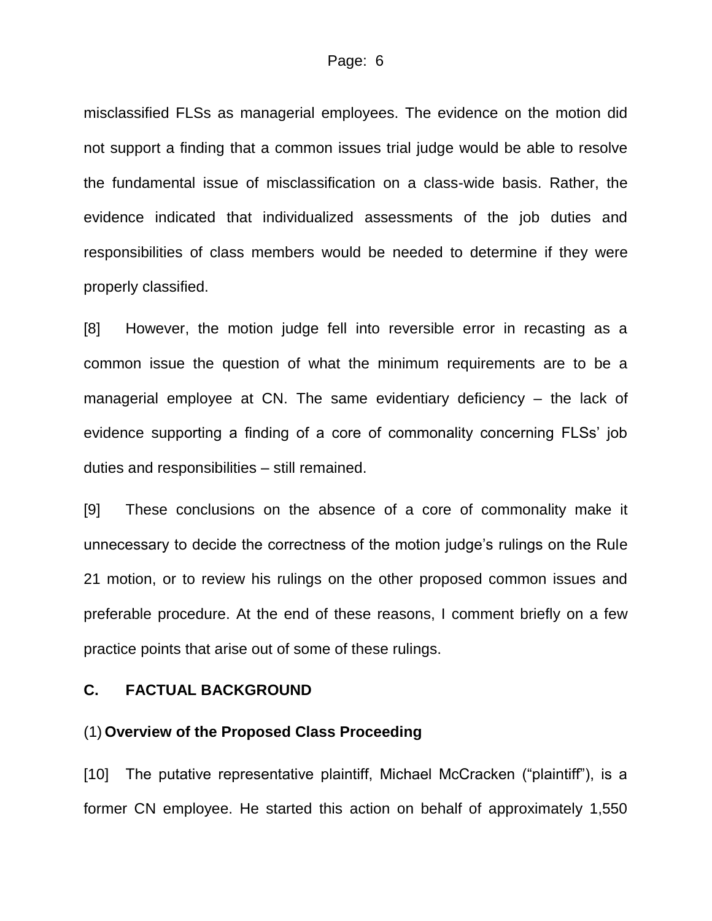misclassified FLSs as managerial employees. The evidence on the motion did not support a finding that a common issues trial judge would be able to resolve the fundamental issue of misclassification on a class-wide basis. Rather, the evidence indicated that individualized assessments of the job duties and responsibilities of class members would be needed to determine if they were properly classified.

[8] However, the motion judge fell into reversible error in recasting as a common issue the question of what the minimum requirements are to be a managerial employee at CN. The same evidentiary deficiency – the lack of evidence supporting a finding of a core of commonality concerning FLSs' job duties and responsibilities – still remained.

[9] These conclusions on the absence of a core of commonality make it unnecessary to decide the correctness of the motion judge's rulings on the Rule 21 motion, or to review his rulings on the other proposed common issues and preferable procedure. At the end of these reasons, I comment briefly on a few practice points that arise out of some of these rulings.

## C. FACTUAL BACKGROUND

### (1) Overview of the Proposed Class Proceeding

[10] The putative representative plaintiff, Michael McCracken ("plaintiff"), is a former CN employee. He started this action on behalf of approximately 1,550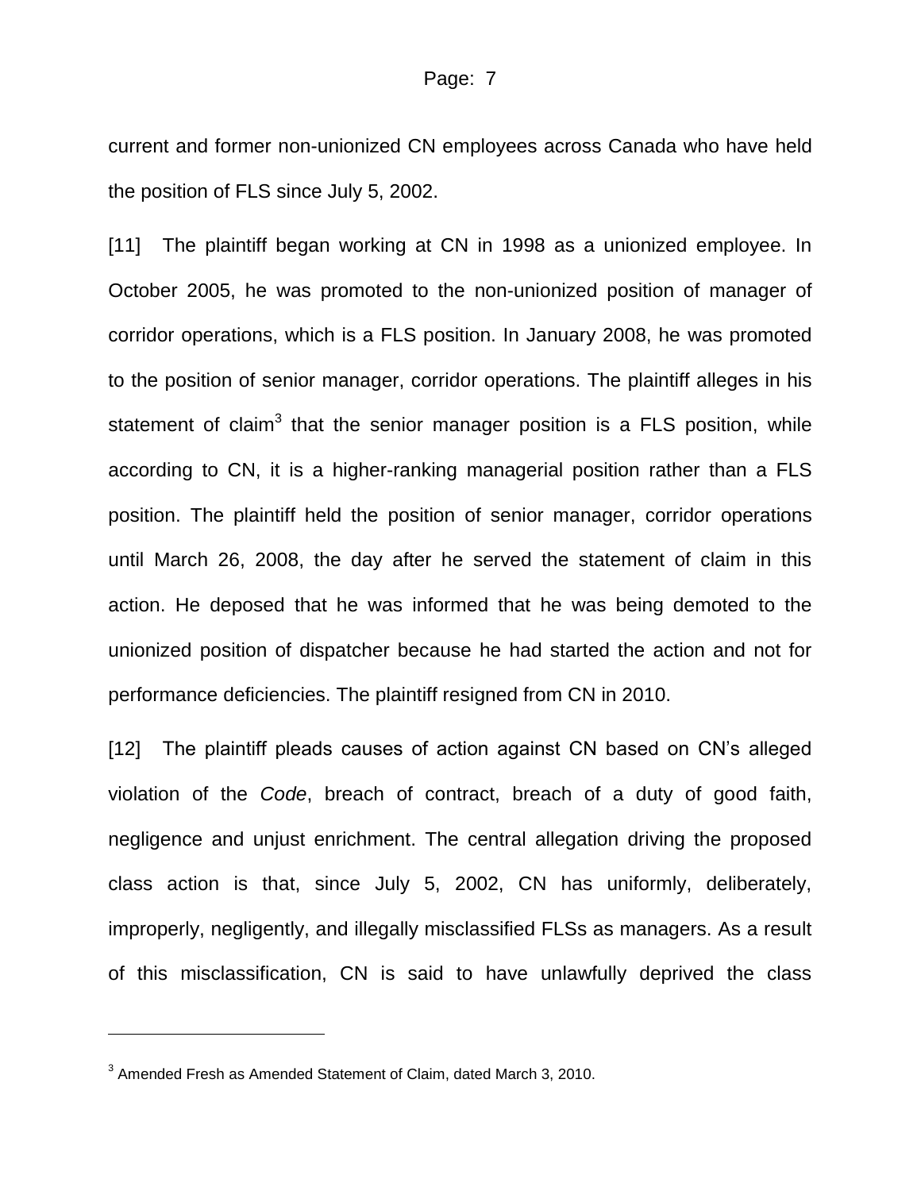current and former non-unionized CN employees across Canada who have held the position of FLS since July 5, 2002.

[11] The plaintiff began working at CN in 1998 as a unionized employee. In October 2005, he was promoted to the non-unionized position of manager of corridor operations, which is a FLS position. In January 2008, he was promoted to the position of senior manager, corridor operations. The plaintiff alleges in his statement of claim[3] that the senior manager position is a FLS position, while according to CN, it is a higher-ranking managerial position rather than a FLS position. The plaintiff held the position of senior manager, corridor operations until March 26, 2008, the day after he served the statement of claim in this action. He deposed that he was informed that he was being demoted to the unionized position of dispatcher because he had started the action and not for performance deficiencies. The plaintiff resigned from CN in 2010.

[12] The plaintiff pleads causes of action against CN based on CN's alleged violation of the *Code*, breach of contract, breach of a duty of good faith, negligence and unjust enrichment. The central allegation driving the proposed class action is that, since July 5, 2002, CN has uniformly, deliberately, improperly, negligently, and illegally misclassified FLSs as managers. As a result of this misclassification, CN is said to have unlawfully deprived the class

---

[3] Amended Fresh as Amended Statement of Claim, dated March 3, 2010.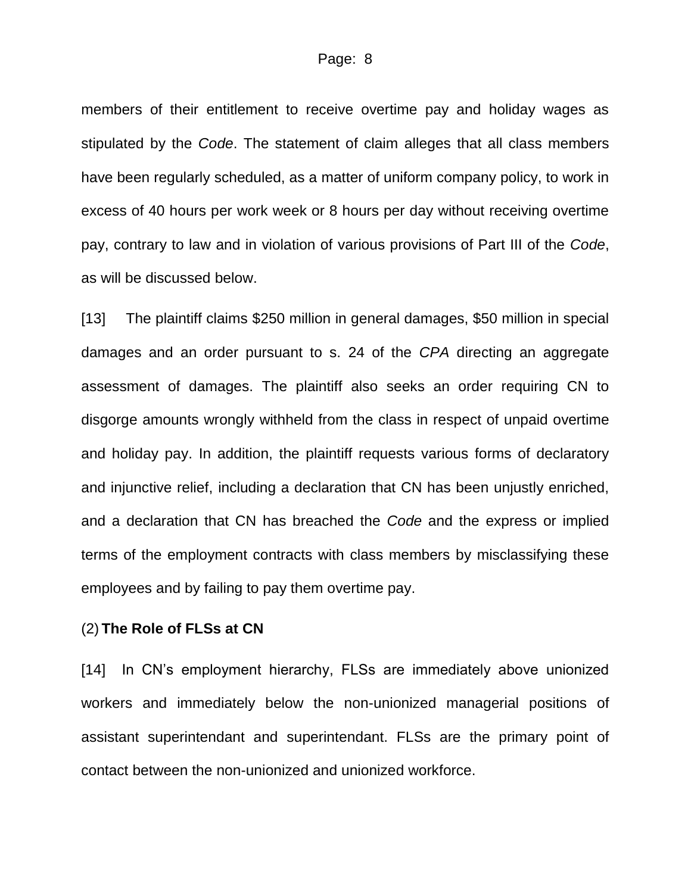members of their entitlement to receive overtime pay and holiday wages as stipulated by the *Code*. The statement of claim alleges that all class members have been regularly scheduled, as a matter of uniform company policy, to work in excess of 40 hours per work week or 8 hours per day without receiving overtime pay, contrary to law and in violation of various provisions of Part III of the *Code*, as will be discussed below.

[13] The plaintiff claims $250 million in general damages, $50 million in special damages and an order pursuant to s. 24 of the *CPA* directing an aggregate assessment of damages. The plaintiff also seeks an order requiring CN to disgorge amounts wrongly withheld from the class in respect of unpaid overtime and holiday pay. In addition, the plaintiff requests various forms of declaratory and injunctive relief, including a declaration that CN has been unjustly enriched, and a declaration that CN has breached the *Code* and the express or implied terms of the employment contracts with class members by misclassifying these employees and by failing to pay them overtime pay.

(2) **The Role of FLSs at CN**

[14] In CN's employment hierarchy, FLSs are immediately above unionized workers and immediately below the non-unionized managerial positions of assistant superintendant and superintendant. FLSs are the primary point of contact between the non-unionized and unionized workforce.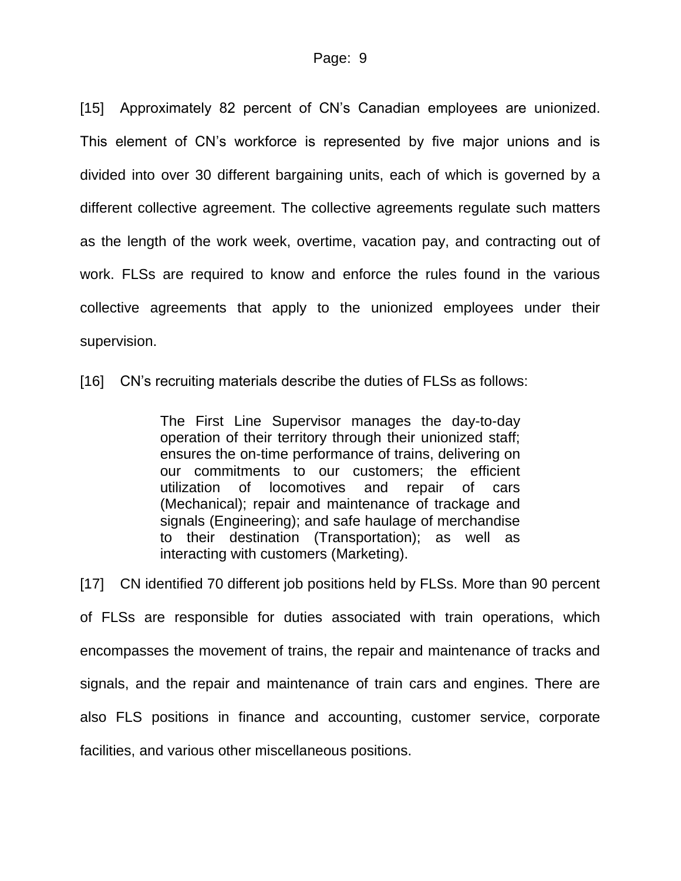[15] Approximately 82 percent of CN's Canadian employees are unionized. This element of CN's workforce is represented by five major unions and is divided into over 30 different bargaining units, each of which is governed by a different collective agreement. The collective agreements regulate such matters as the length of the work week, overtime, vacation pay, and contracting out of work. FLSs are required to know and enforce the rules found in the various collective agreements that apply to the unionized employees under their supervision.

[16] CN's recruiting materials describe the duties of FLSs as follows:

> The First Line Supervisor manages the day-to-day operation of their territory through their unionized staff; ensures the on-time performance of trains, delivering on our commitments to our customers; the efficient utilization of locomotives and repair of cars (Mechanical); repair and maintenance of trackage and signals (Engineering); and safe haulage of merchandise to their destination (Transportation); as well as interacting with customers (Marketing).

[17] CN identified 70 different job positions held by FLSs. More than 90 percent of FLSs are responsible for duties associated with train operations, which encompasses the movement of trains, the repair and maintenance of tracks and signals, and the repair and maintenance of train cars and engines. There are also FLS positions in finance and accounting, customer service, corporate facilities, and various other miscellaneous positions.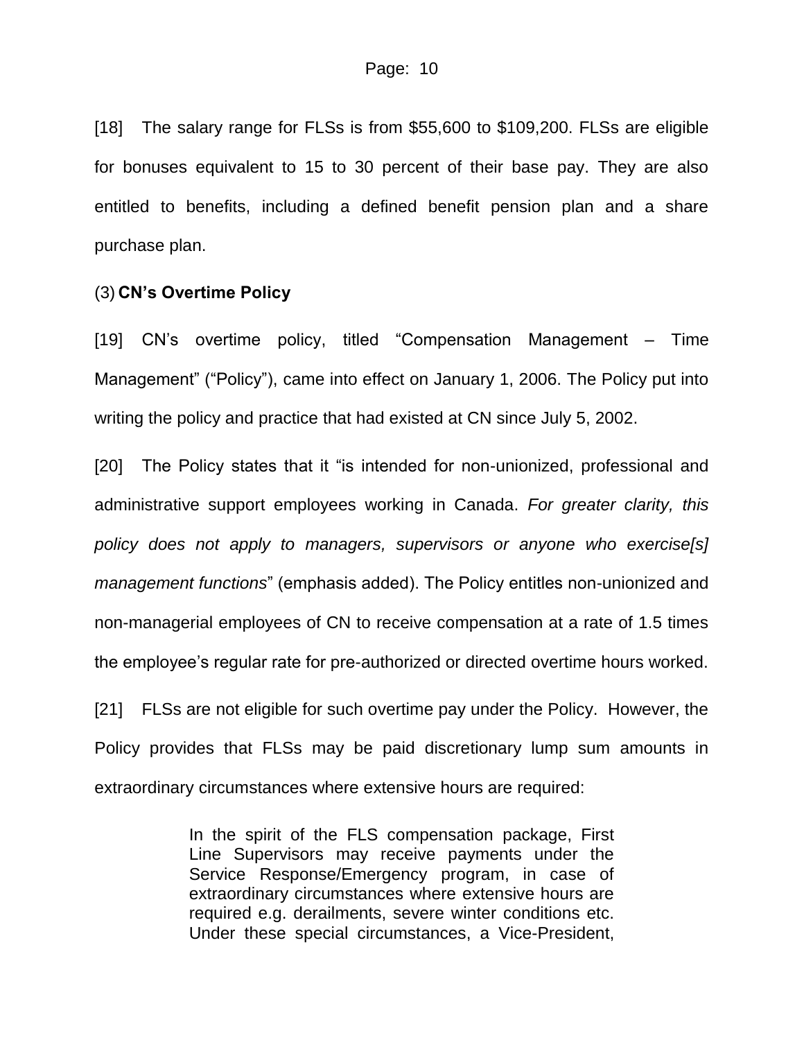[18] The salary range for FLSs is from $55,600 to $109,200. FLSs are eligible for bonuses equivalent to 15 to 30 percent of their base pay. They are also entitled to benefits, including a defined benefit pension plan and a share purchase plan.

(3) **CN's Overtime Policy**

[19] CN's overtime policy, titled "Compensation Management – Time Management" ("Policy"), came into effect on January 1, 2006. The Policy put into writing the policy and practice that had existed at CN since July 5, 2002.

[20] The Policy states that it "is intended for non-unionized, professional and administrative support employees working in Canada. *For greater clarity, this policy does not apply to managers, supervisors or anyone who exercise[s] management functions*" (emphasis added). The Policy entitles non-unionized and non-managerial employees of CN to receive compensation at a rate of 1.5 times the employee's regular rate for pre-authorized or directed overtime hours worked.

[21] FLSs are not eligible for such overtime pay under the Policy. However, the Policy provides that FLSs may be paid discretionary lump sum amounts in extraordinary circumstances where extensive hours are required:

> In the spirit of the FLS compensation package, First Line Supervisors may receive payments under the Service Response/Emergency program, in case of extraordinary circumstances where extensive hours are required e.g. derailments, severe winter conditions etc. Under these special circumstances, a Vice-President,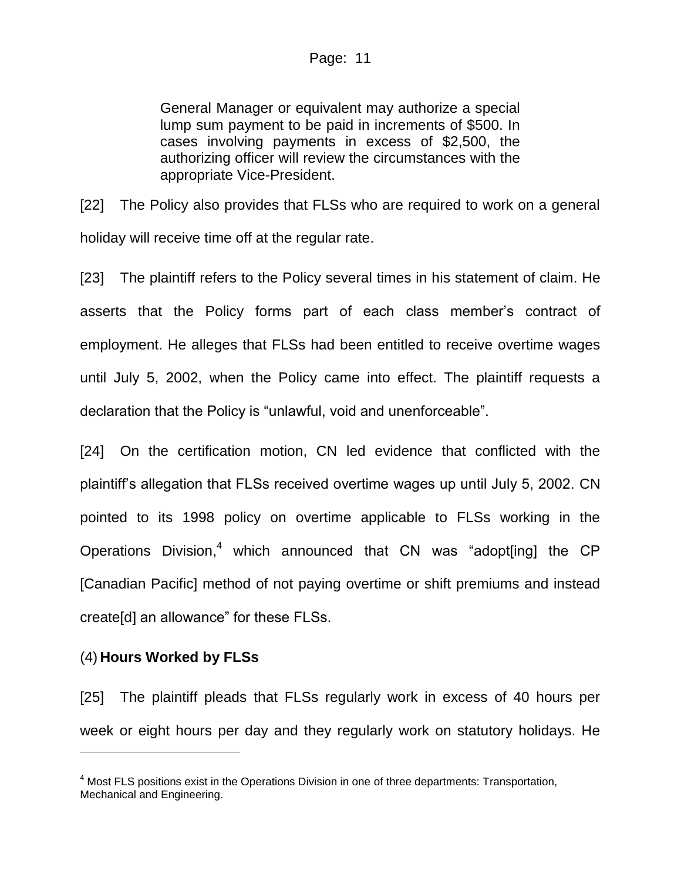> General Manager or equivalent may authorize a special lump sum payment to be paid in increments of $500. In cases involving payments in excess of $2,500, the authorizing officer will review the circumstances with the appropriate Vice-President.

[22] The Policy also provides that FLSs who are required to work on a general holiday will receive time off at the regular rate.

[23] The plaintiff refers to the Policy several times in his statement of claim. He asserts that the Policy forms part of each class member's contract of employment. He alleges that FLSs had been entitled to receive overtime wages until July 5, 2002, when the Policy came into effect. The plaintiff requests a declaration that the Policy is "unlawful, void and unenforceable".

[24] On the certification motion, CN led evidence that conflicted with the plaintiff's allegation that FLSs received overtime wages up until July 5, 2002. CN pointed to its 1998 policy on overtime applicable to FLSs working in the Operations Division,[4] which announced that CN was "adopt[ing] the CP [Canadian Pacific] method of not paying overtime or shift premiums and instead create[d] an allowance" for these FLSs.

(4) **Hours Worked by FLSs**

[25] The plaintiff pleads that FLSs regularly work in excess of 40 hours per week or eight hours per day and they regularly work on statutory holidays. He

---

[4] Most FLS positions exist in the Operations Division in one of three departments: Transportation, Mechanical and Engineering.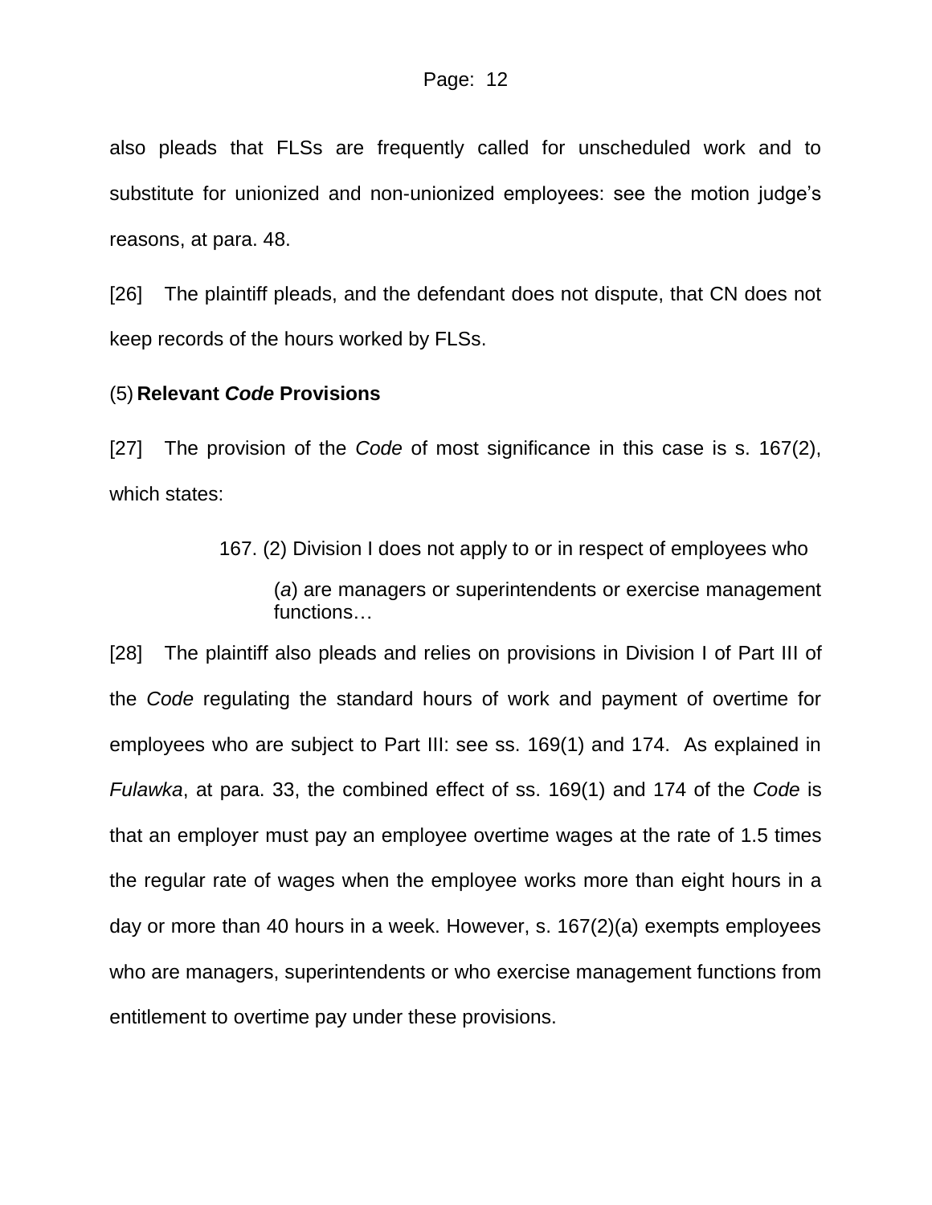also pleads that FLSs are frequently called for unscheduled work and to substitute for unionized and non-unionized employees: see the motion judge's reasons, at para. 48.

[26] The plaintiff pleads, and the defendant does not dispute, that CN does not keep records of the hours worked by FLSs.

### (5) Relevant *Code* Provisions

[27] The provision of the *Code* of most significance in this case is s. 167(2), which states:

> 167. (2) Division I does not apply to or in respect of employees who
>
> > (*a*) are managers or superintendents or exercise management functions…

[28] The plaintiff also pleads and relies on provisions in Division I of Part III of the *Code* regulating the standard hours of work and payment of overtime for employees who are subject to Part III: see ss. 169(1) and 174. As explained in *Fulawka*, at para. 33, the combined effect of ss. 169(1) and 174 of the *Code* is that an employer must pay an employee overtime wages at the rate of 1.5 times the regular rate of wages when the employee works more than eight hours in a day or more than 40 hours in a week. However, s. 167(2)(a) exempts employees who are managers, superintendents or who exercise management functions from entitlement to overtime pay under these provisions.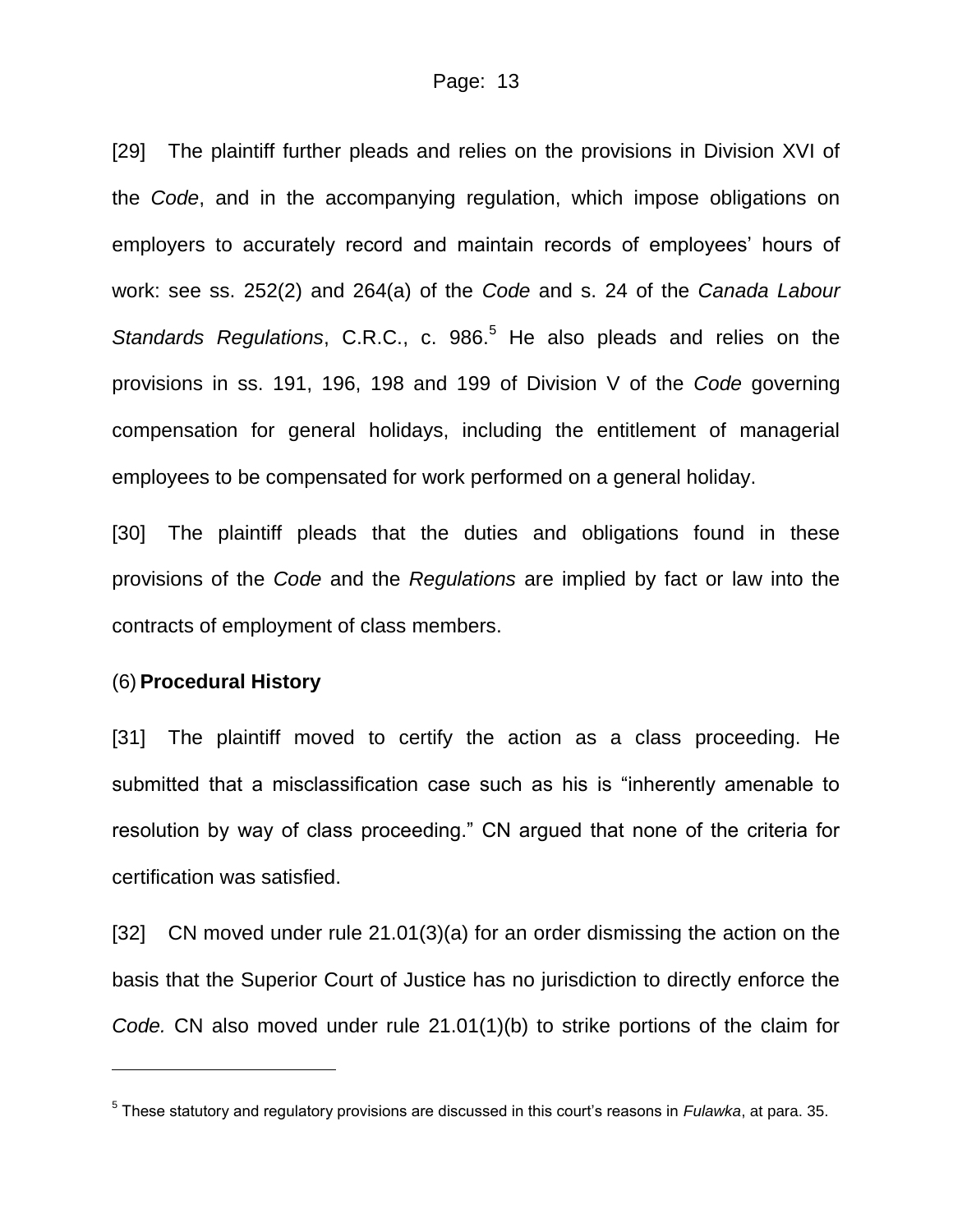[29] The plaintiff further pleads and relies on the provisions in Division XVI of the *Code*, and in the accompanying regulation, which impose obligations on employers to accurately record and maintain records of employees' hours of work: see ss. 252(2) and 264(a) of the *Code* and s. 24 of the *Canada Labour Standards Regulations*, C.R.C., c. 986.[5] He also pleads and relies on the provisions in ss. 191, 196, 198 and 199 of Division V of the *Code* governing compensation for general holidays, including the entitlement of managerial employees to be compensated for work performed on a general holiday.

[30] The plaintiff pleads that the duties and obligations found in these provisions of the *Code* and the *Regulations* are implied by fact or law into the contracts of employment of class members.

(6) **Procedural History**

[31] The plaintiff moved to certify the action as a class proceeding. He submitted that a misclassification case such as his is "inherently amenable to resolution by way of class proceeding." CN argued that none of the criteria for certification was satisfied.

[32] CN moved under rule 21.01(3)(a) for an order dismissing the action on the basis that the Superior Court of Justice has no jurisdiction to directly enforce the *Code.* CN also moved under rule 21.01(1)(b) to strike portions of the claim for

---

[5] These statutory and regulatory provisions are discussed in this court's reasons in *Fulawka*, at para. 35.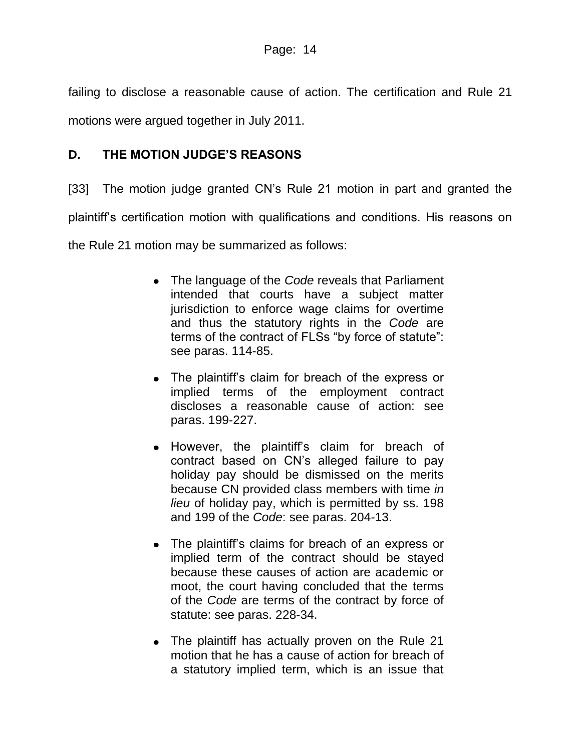failing to disclose a reasonable cause of action. The certification and Rule 21 motions were argued together in July 2011.

## D. THE MOTION JUDGE'S REASONS

[33] The motion judge granted CN's Rule 21 motion in part and granted the plaintiff's certification motion with qualifications and conditions. His reasons on the Rule 21 motion may be summarized as follows:

- The language of the *Code* reveals that Parliament intended that courts have a subject matter jurisdiction to enforce wage claims for overtime and thus the statutory rights in the *Code* are terms of the contract of FLSs "by force of statute": see paras. 114-85.
- The plaintiff's claim for breach of the express or implied terms of the employment contract discloses a reasonable cause of action: see paras. 199-227.
- However, the plaintiff's claim for breach of contract based on CN's alleged failure to pay holiday pay should be dismissed on the merits because CN provided class members with time *in lieu* of holiday pay, which is permitted by ss. 198 and 199 of the *Code*: see paras. 204-13.
- The plaintiff's claims for breach of an express or implied term of the contract should be stayed because these causes of action are academic or moot, the court having concluded that the terms of the *Code* are terms of the contract by force of statute: see paras. 228-34.
- The plaintiff has actually proven on the Rule 21 motion that he has a cause of action for breach of a statutory implied term, which is an issue that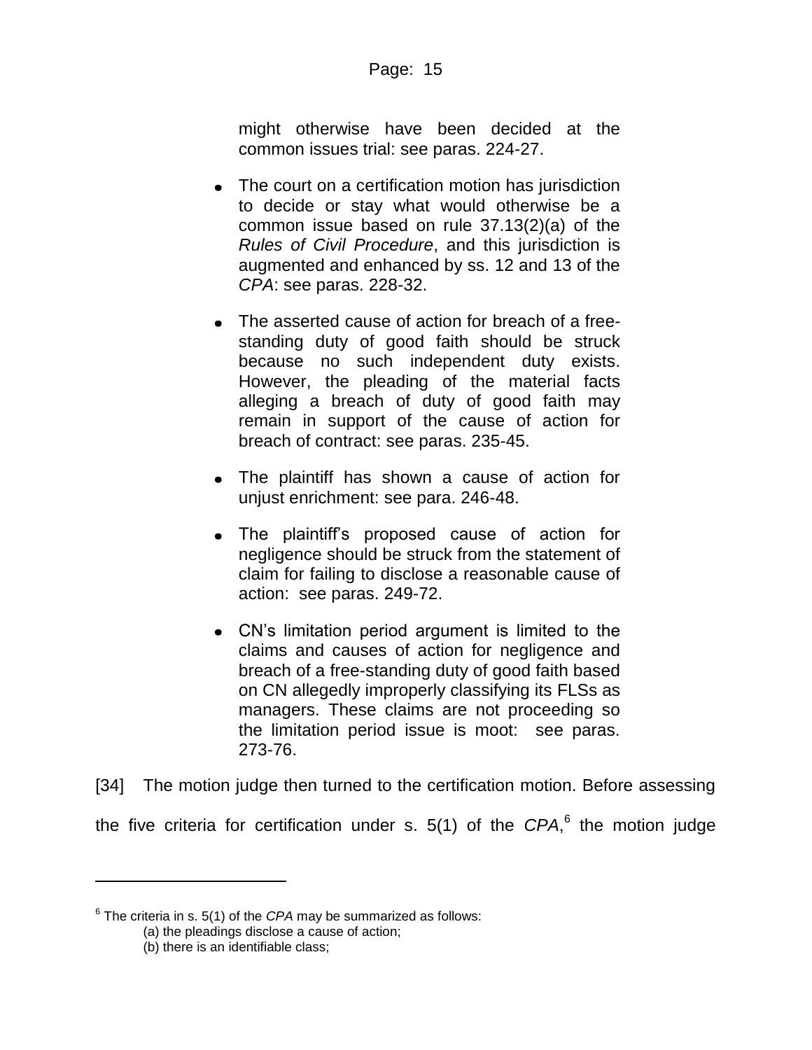might otherwise have been decided at the common issues trial: see paras. 224-27.

- The court on a certification motion has jurisdiction to decide or stay what would otherwise be a common issue based on rule 37.13(2)(a) of the *Rules of Civil Procedure*, and this jurisdiction is augmented and enhanced by ss. 12 and 13 of the *CPA*: see paras. 228-32.

- The asserted cause of action for breach of a free-standing duty of good faith should be struck because no such independent duty exists. However, the pleading of the material facts alleging a breach of duty of good faith may remain in support of the cause of action for breach of contract: see paras. 235-45.

- The plaintiff has shown a cause of action for unjust enrichment: see para. 246-48.

- The plaintiff's proposed cause of action for negligence should be struck from the statement of claim for failing to disclose a reasonable cause of action: see paras. 249-72.

- CN's limitation period argument is limited to the claims and causes of action for negligence and breach of a free-standing duty of good faith based on CN allegedly improperly classifying its FLSs as managers. These claims are not proceeding so the limitation period issue is moot: see paras. 273-76.

[34] The motion judge then turned to the certification motion. Before assessing the five criteria for certification under s. 5(1) of the *CPA*,[6] the motion judge

---

[6] The criteria in s. 5(1) of the *CPA* may be summarized as follows:

(a) the pleadings disclose a cause of action;

(b) there is an identifiable class;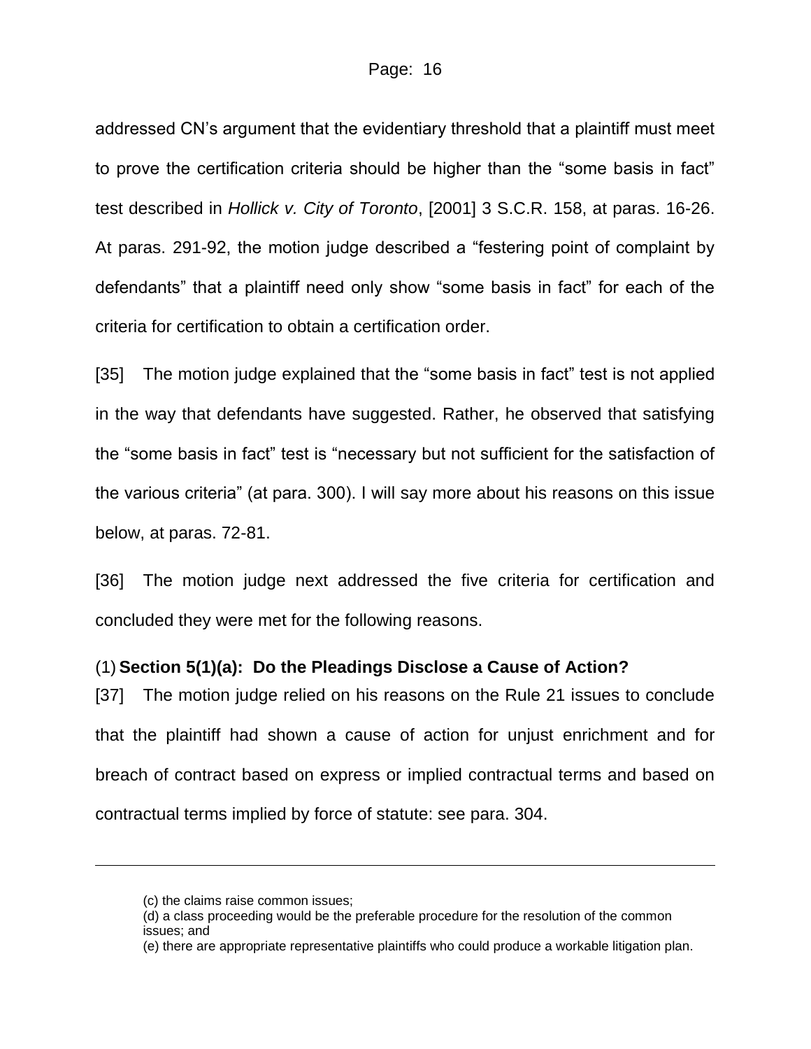addressed CN's argument that the evidentiary threshold that a plaintiff must meet to prove the certification criteria should be higher than the "some basis in fact" test described in *Hollick v. City of Toronto*, [2001] 3 S.C.R. 158, at paras. 16-26. At paras. 291-92, the motion judge described a "festering point of complaint by defendants" that a plaintiff need only show "some basis in fact" for each of the criteria for certification to obtain a certification order.

[35] The motion judge explained that the "some basis in fact" test is not applied in the way that defendants have suggested. Rather, he observed that satisfying the "some basis in fact" test is "necessary but not sufficient for the satisfaction of the various criteria" (at para. 300). I will say more about his reasons on this issue below, at paras. 72-81.

[36] The motion judge next addressed the five criteria for certification and concluded they were met for the following reasons.

### (1) Section 5(1)(a): Do the Pleadings Disclose a Cause of Action?

[37] The motion judge relied on his reasons on the Rule 21 issues to conclude that the plaintiff had shown a cause of action for unjust enrichment and for breach of contract based on express or implied contractual terms and based on contractual terms implied by force of statute: see para. 304.

---

(c) the claims raise common issues;
(d) a class proceeding would be the preferable procedure for the resolution of the common issues; and
(e) there are appropriate representative plaintiffs who could produce a workable litigation plan.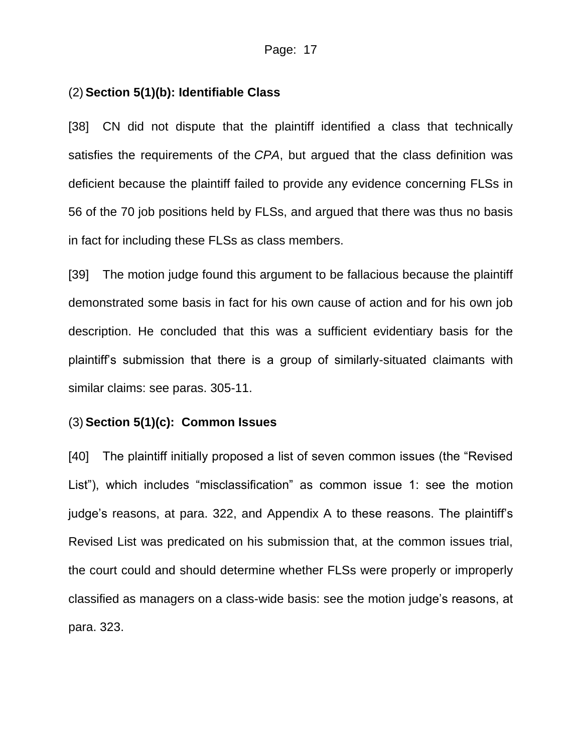### (2) Section 5(1)(b): Identifiable Class

[38] CN did not dispute that the plaintiff identified a class that technically satisfies the requirements of the *CPA*, but argued that the class definition was deficient because the plaintiff failed to provide any evidence concerning FLSs in 56 of the 70 job positions held by FLSs, and argued that there was thus no basis in fact for including these FLSs as class members.

[39] The motion judge found this argument to be fallacious because the plaintiff demonstrated some basis in fact for his own cause of action and for his own job description. He concluded that this was a sufficient evidentiary basis for the plaintiff's submission that there is a group of similarly-situated claimants with similar claims: see paras. 305-11.

### (3) Section 5(1)(c): Common Issues

[40] The plaintiff initially proposed a list of seven common issues (the "Revised List"), which includes "misclassification" as common issue 1: see the motion judge's reasons, at para. 322, and Appendix A to these reasons. The plaintiff's Revised List was predicated on his submission that, at the common issues trial, the court could and should determine whether FLSs were properly or improperly classified as managers on a class-wide basis: see the motion judge's reasons, at para. 323.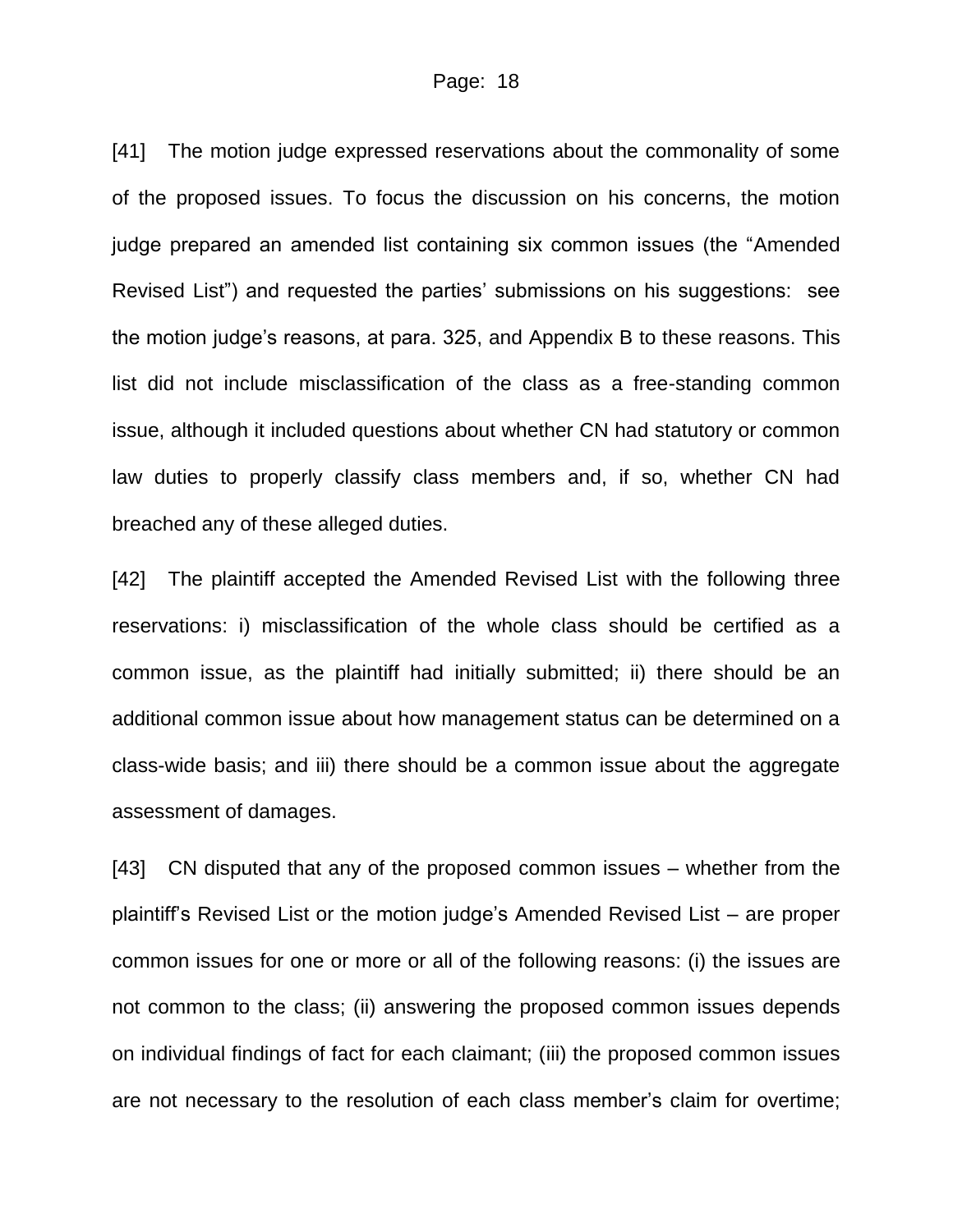[41] The motion judge expressed reservations about the commonality of some of the proposed issues. To focus the discussion on his concerns, the motion judge prepared an amended list containing six common issues (the "Amended Revised List") and requested the parties' submissions on his suggestions: see the motion judge's reasons, at para. 325, and Appendix B to these reasons. This list did not include misclassification of the class as a free-standing common issue, although it included questions about whether CN had statutory or common law duties to properly classify class members and, if so, whether CN had breached any of these alleged duties.

[42] The plaintiff accepted the Amended Revised List with the following three reservations: i) misclassification of the whole class should be certified as a common issue, as the plaintiff had initially submitted; ii) there should be an additional common issue about how management status can be determined on a class-wide basis; and iii) there should be a common issue about the aggregate assessment of damages.

[43] CN disputed that any of the proposed common issues – whether from the plaintiff's Revised List or the motion judge's Amended Revised List – are proper common issues for one or more or all of the following reasons: (i) the issues are not common to the class; (ii) answering the proposed common issues depends on individual findings of fact for each claimant; (iii) the proposed common issues are not necessary to the resolution of each class member's claim for overtime;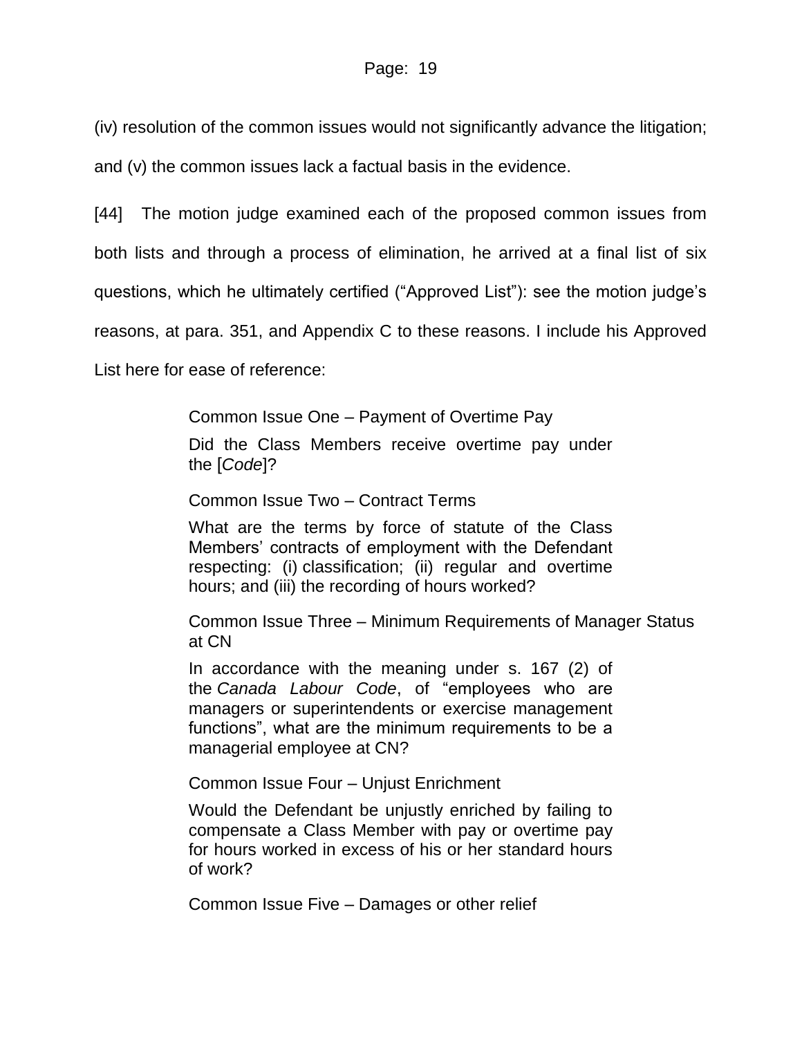(iv) resolution of the common issues would not significantly advance the litigation; and (v) the common issues lack a factual basis in the evidence.

[44] The motion judge examined each of the proposed common issues from both lists and through a process of elimination, he arrived at a final list of six questions, which he ultimately certified ("Approved List"): see the motion judge's reasons, at para. 351, and Appendix C to these reasons. I include his Approved List here for ease of reference:

> Common Issue One – Payment of Overtime Pay
>
> Did the Class Members receive overtime pay under the [*Code*]?
>
> Common Issue Two – Contract Terms
>
> What are the terms by force of statute of the Class Members' contracts of employment with the Defendant respecting: (i) classification; (ii) regular and overtime hours; and (iii) the recording of hours worked?
>
> Common Issue Three – Minimum Requirements of Manager Status at CN
>
> In accordance with the meaning under s. 167 (2) of the *Canada Labour Code*, of "employees who are managers or superintendents or exercise management functions", what are the minimum requirements to be a managerial employee at CN?
>
> Common Issue Four – Unjust Enrichment
>
> Would the Defendant be unjustly enriched by failing to compensate a Class Member with pay or overtime pay for hours worked in excess of his or her standard hours of work?
>
> Common Issue Five – Damages or other relief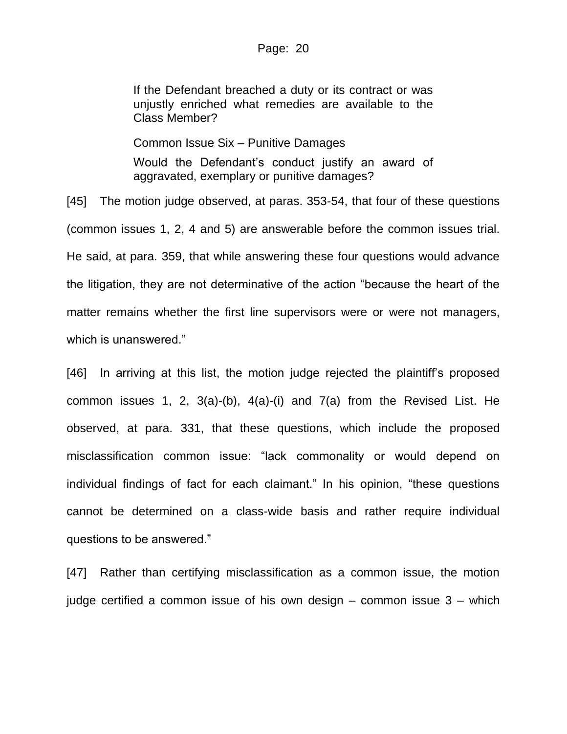> If the Defendant breached a duty or its contract or was unjustly enriched what remedies are available to the Class Member?
>
> Common Issue Six – Punitive Damages
>
> Would the Defendant's conduct justify an award of aggravated, exemplary or punitive damages?

[45] The motion judge observed, at paras. 353-54, that four of these questions (common issues 1, 2, 4 and 5) are answerable before the common issues trial. He said, at para. 359, that while answering these four questions would advance the litigation, they are not determinative of the action "because the heart of the matter remains whether the first line supervisors were or were not managers, which is unanswered."

[46] In arriving at this list, the motion judge rejected the plaintiff's proposed common issues 1, 2, 3(a)-(b), 4(a)-(i) and 7(a) from the Revised List. He observed, at para. 331, that these questions, which include the proposed misclassification common issue: "lack commonality or would depend on individual findings of fact for each claimant." In his opinion, "these questions cannot be determined on a class-wide basis and rather require individual questions to be answered."

[47] Rather than certifying misclassification as a common issue, the motion judge certified a common issue of his own design – common issue 3 – which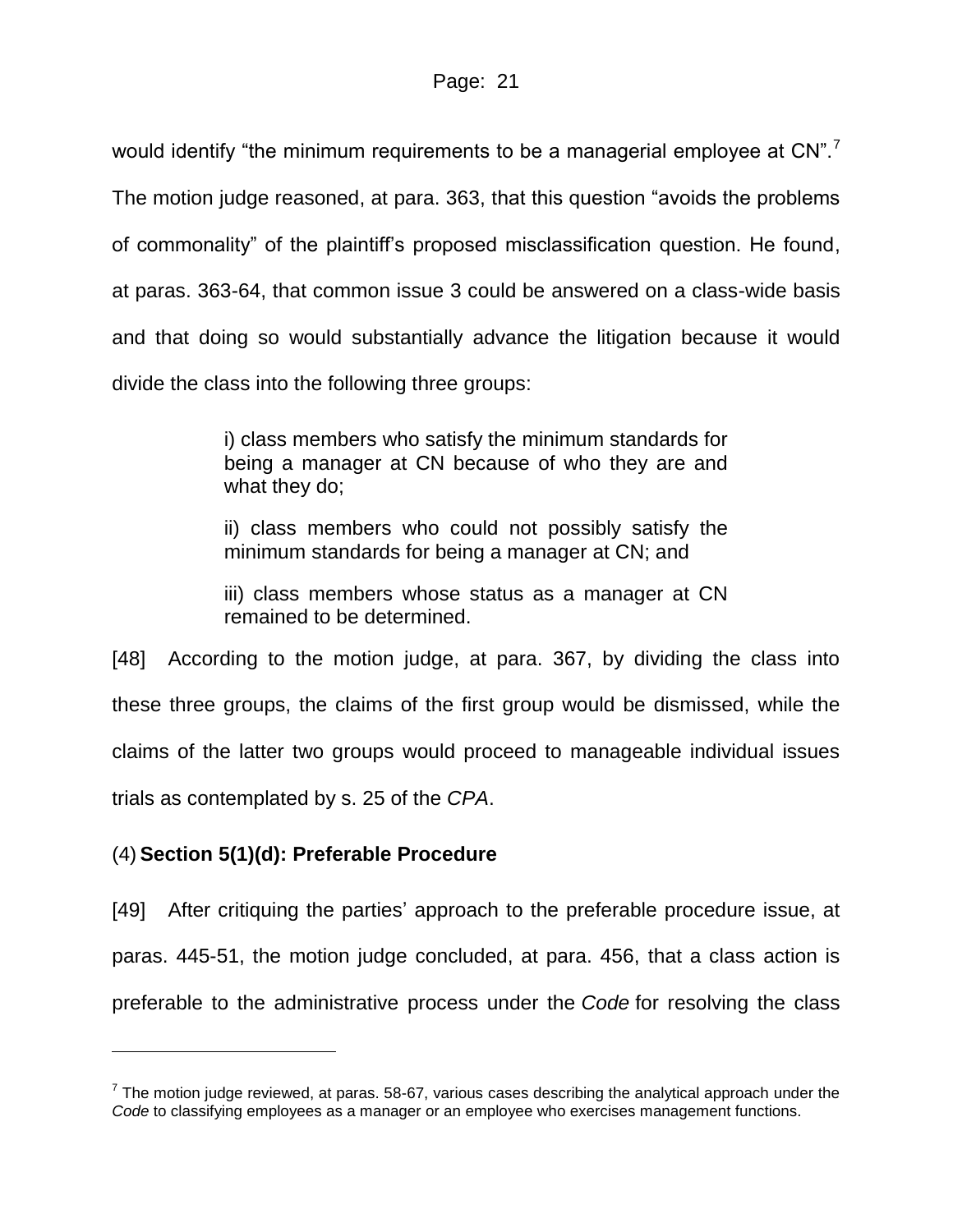would identify "the minimum requirements to be a managerial employee at CN".[7] The motion judge reasoned, at para. 363, that this question "avoids the problems of commonality" of the plaintiff's proposed misclassification question. He found, at paras. 363-64, that common issue 3 could be answered on a class-wide basis and that doing so would substantially advance the litigation because it would divide the class into the following three groups:

> i) class members who satisfy the minimum standards for being a manager at CN because of who they are and what they do;
>
> ii) class members who could not possibly satisfy the minimum standards for being a manager at CN; and
>
> iii) class members whose status as a manager at CN remained to be determined.

[48] According to the motion judge, at para. 367, by dividing the class into these three groups, the claims of the first group would be dismissed, while the claims of the latter two groups would proceed to manageable individual issues trials as contemplated by s. 25 of the *CPA*.

(4) **Section 5(1)(d): Preferable Procedure**

[49] After critiquing the parties' approach to the preferable procedure issue, at paras. 445-51, the motion judge concluded, at para. 456, that a class action is preferable to the administrative process under the *Code* for resolving the class

---

[7] The motion judge reviewed, at paras. 58-67, various cases describing the analytical approach under the *Code* to classifying employees as a manager or an employee who exercises management functions.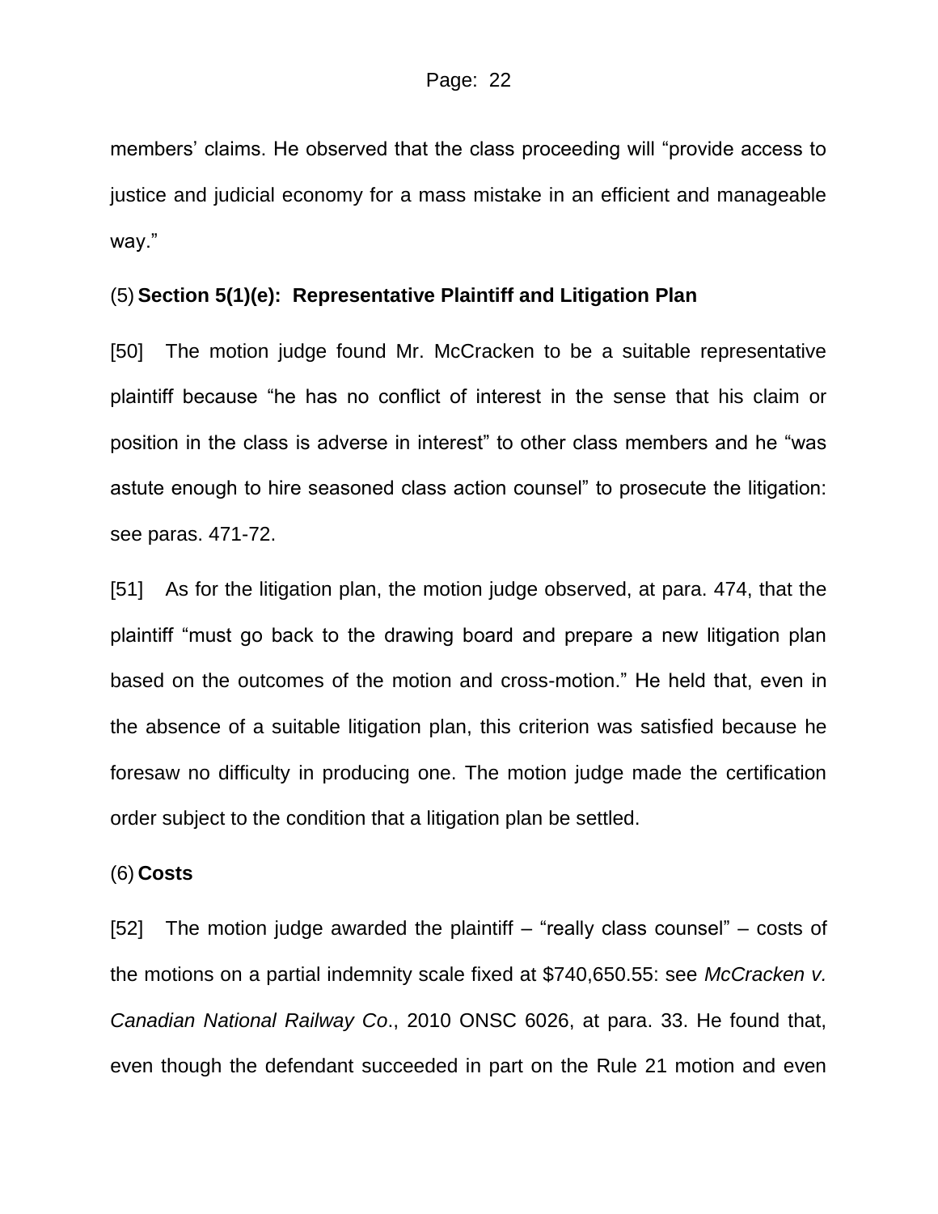members' claims. He observed that the class proceeding will "provide access to justice and judicial economy for a mass mistake in an efficient and manageable way."

(5) **Section 5(1)(e): Representative Plaintiff and Litigation Plan**

[50] The motion judge found Mr. McCracken to be a suitable representative plaintiff because "he has no conflict of interest in the sense that his claim or position in the class is adverse in interest" to other class members and he "was astute enough to hire seasoned class action counsel" to prosecute the litigation: see paras. 471-72.

[51] As for the litigation plan, the motion judge observed, at para. 474, that the plaintiff "must go back to the drawing board and prepare a new litigation plan based on the outcomes of the motion and cross-motion." He held that, even in the absence of a suitable litigation plan, this criterion was satisfied because he foresaw no difficulty in producing one. The motion judge made the certification order subject to the condition that a litigation plan be settled.

(6) **Costs**

[52] The motion judge awarded the plaintiff – "really class counsel" – costs of the motions on a partial indemnity scale fixed at $740,650.55: see *McCracken v. Canadian National Railway Co*., 2010 ONSC 6026, at para. 33. He found that, even though the defendant succeeded in part on the Rule 21 motion and even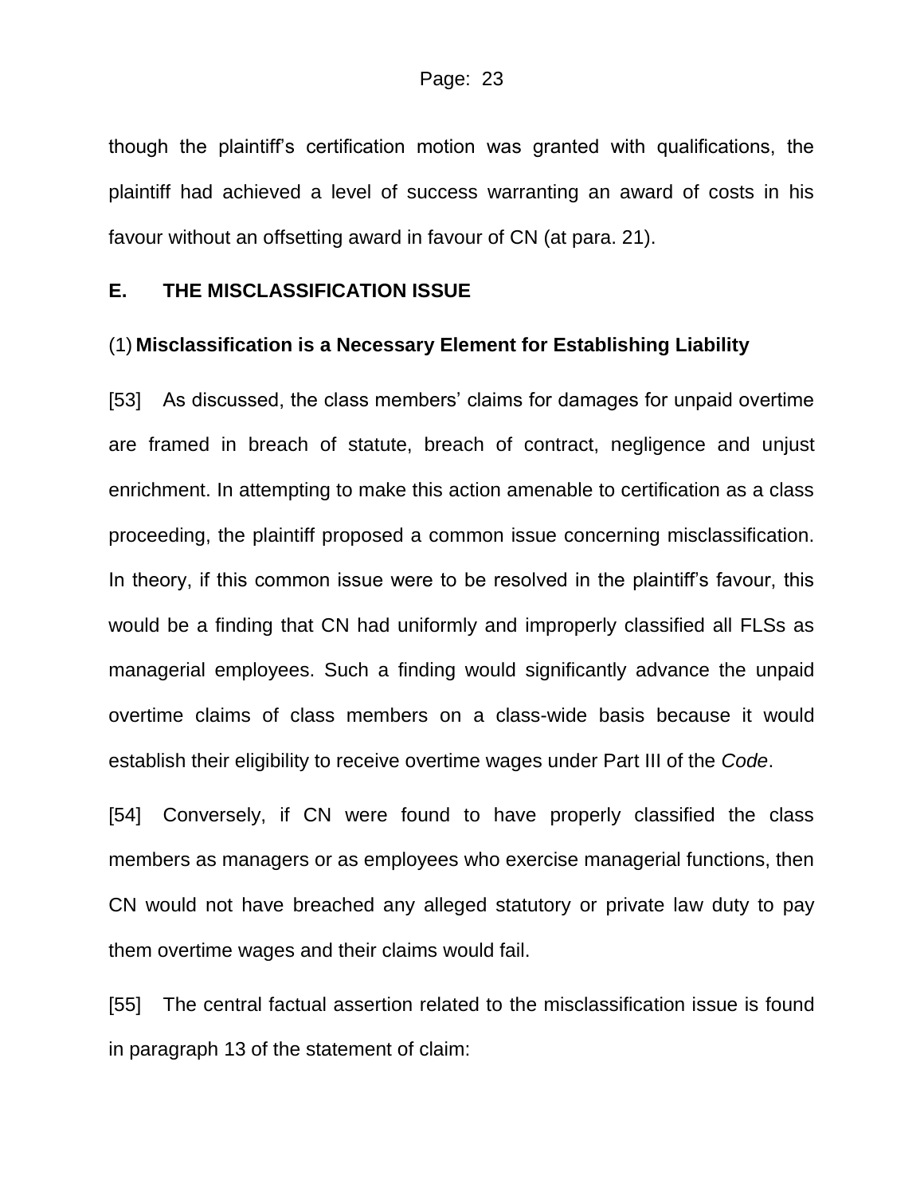though the plaintiff's certification motion was granted with qualifications, the plaintiff had achieved a level of success warranting an award of costs in his favour without an offsetting award in favour of CN (at para. 21).

## E. THE MISCLASSIFICATION ISSUE

### (1) Misclassification is a Necessary Element for Establishing Liability

[53] As discussed, the class members' claims for damages for unpaid overtime are framed in breach of statute, breach of contract, negligence and unjust enrichment. In attempting to make this action amenable to certification as a class proceeding, the plaintiff proposed a common issue concerning misclassification. In theory, if this common issue were to be resolved in the plaintiff's favour, this would be a finding that CN had uniformly and improperly classified all FLSs as managerial employees. Such a finding would significantly advance the unpaid overtime claims of class members on a class-wide basis because it would establish their eligibility to receive overtime wages under Part III of the *Code*.

[54] Conversely, if CN were found to have properly classified the class members as managers or as employees who exercise managerial functions, then CN would not have breached any alleged statutory or private law duty to pay them overtime wages and their claims would fail.

[55] The central factual assertion related to the misclassification issue is found in paragraph 13 of the statement of claim: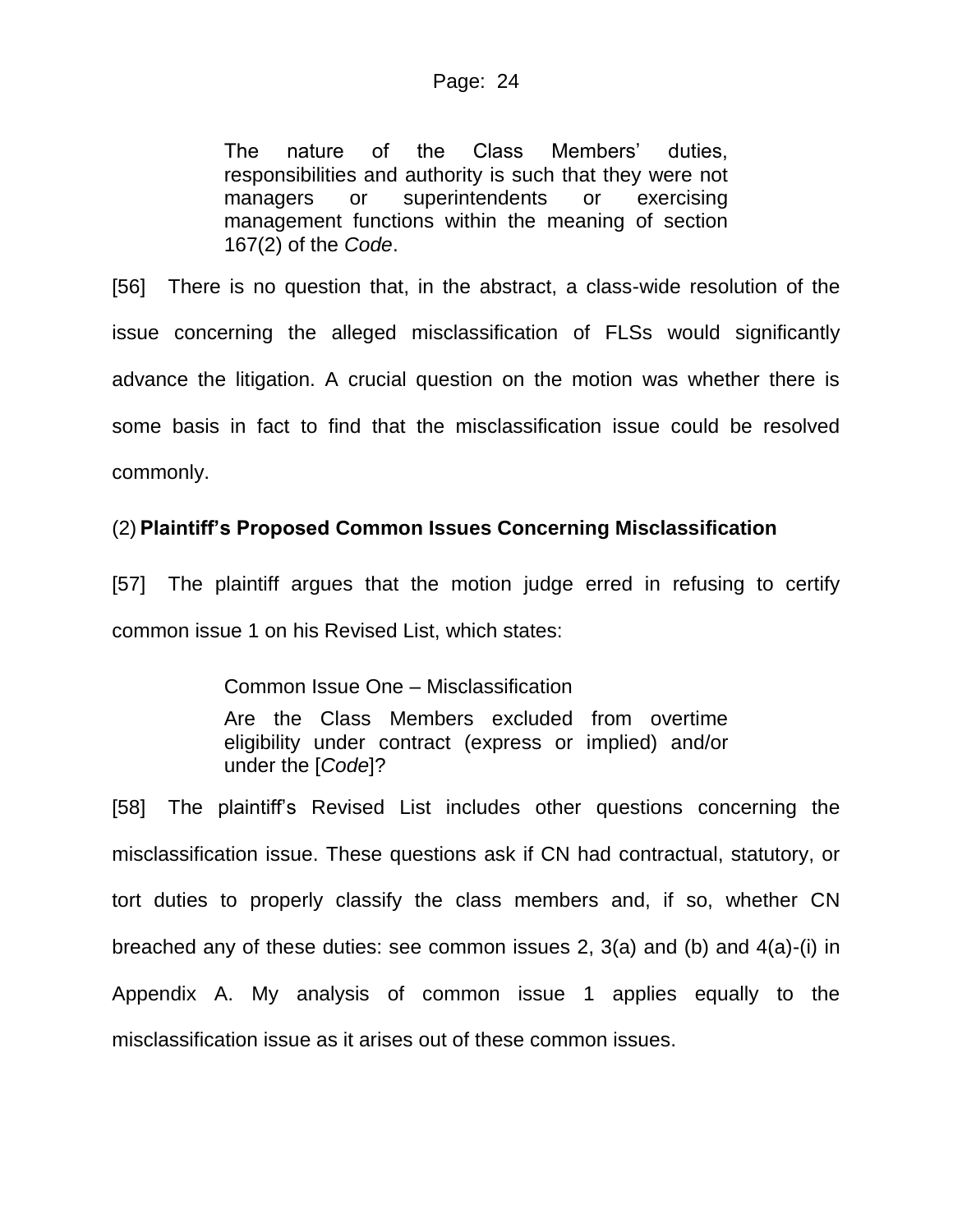> The nature of the Class Members' duties, responsibilities and authority is such that they were not managers or superintendents or exercising management functions within the meaning of section 167(2) of the *Code*.

[56] There is no question that, in the abstract, a class-wide resolution of the issue concerning the alleged misclassification of FLSs would significantly advance the litigation. A crucial question on the motion was whether there is some basis in fact to find that the misclassification issue could be resolved commonly.

(2) **Plaintiff's Proposed Common Issues Concerning Misclassification**

[57] The plaintiff argues that the motion judge erred in refusing to certify common issue 1 on his Revised List, which states:

> Common Issue One – Misclassification
>
> Are the Class Members excluded from overtime eligibility under contract (express or implied) and/or under the [*Code*]?

[58] The plaintiff's Revised List includes other questions concerning the misclassification issue. These questions ask if CN had contractual, statutory, or tort duties to properly classify the class members and, if so, whether CN breached any of these duties: see common issues 2, 3(a) and (b) and 4(a)-(i) in Appendix A. My analysis of common issue 1 applies equally to the misclassification issue as it arises out of these common issues.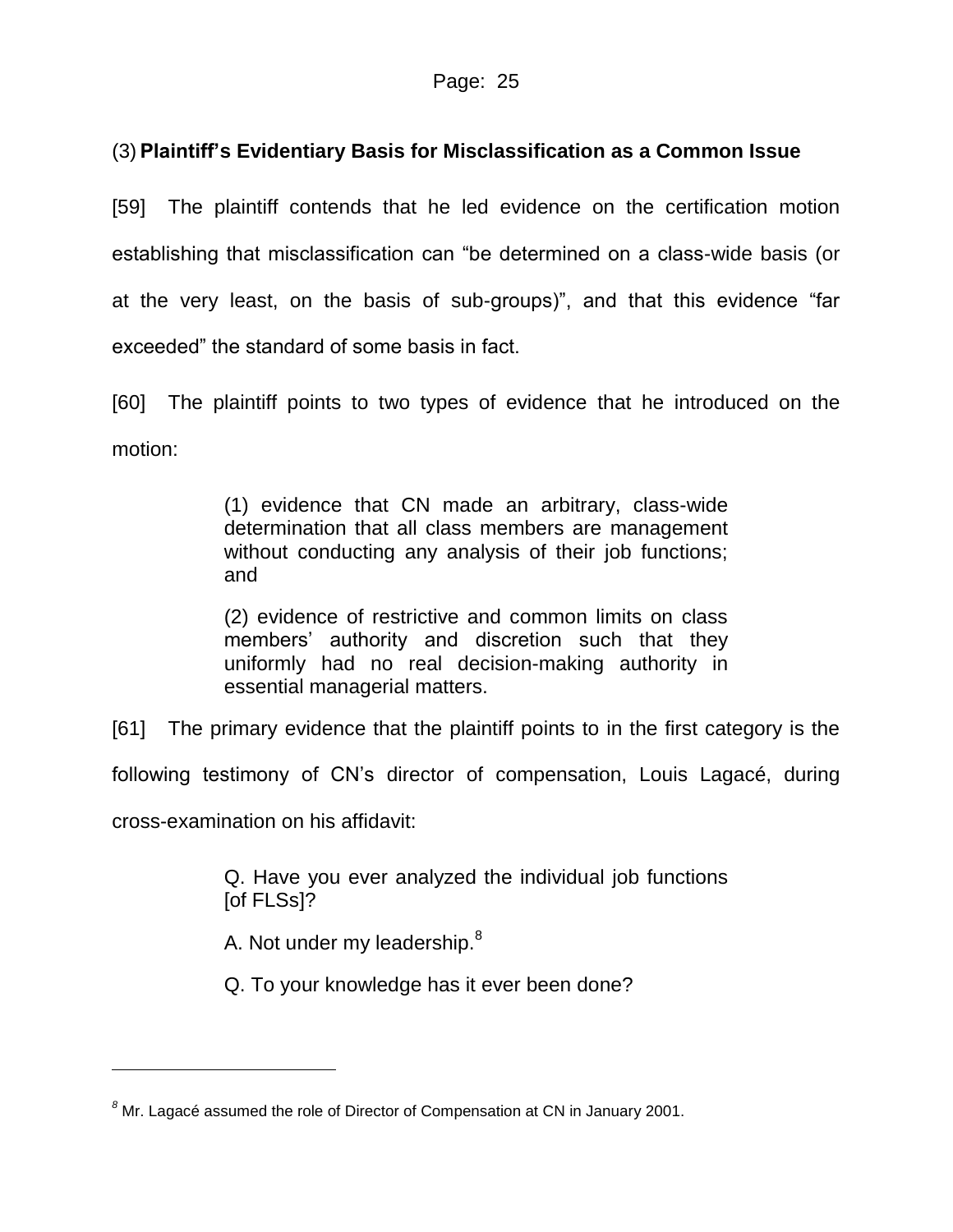### (3) Plaintiff's Evidentiary Basis for Misclassification as a Common Issue

[59] The plaintiff contends that he led evidence on the certification motion establishing that misclassification can "be determined on a class-wide basis (or at the very least, on the basis of sub-groups)", and that this evidence "far exceeded" the standard of some basis in fact.

[60] The plaintiff points to two types of evidence that he introduced on the motion:

> (1) evidence that CN made an arbitrary, class-wide determination that all class members are management without conducting any analysis of their job functions; and
>
> (2) evidence of restrictive and common limits on class members' authority and discretion such that they uniformly had no real decision-making authority in essential managerial matters.

[61] The primary evidence that the plaintiff points to in the first category is the following testimony of CN's director of compensation, Louis Lagacé, during cross-examination on his affidavit:

> Q. Have you ever analyzed the individual job functions [of FLSs]?
>
> A. Not under my leadership.[8]
>
> Q. To your knowledge has it ever been done?

---

[8] Mr. Lagacé assumed the role of Director of Compensation at CN in January 2001.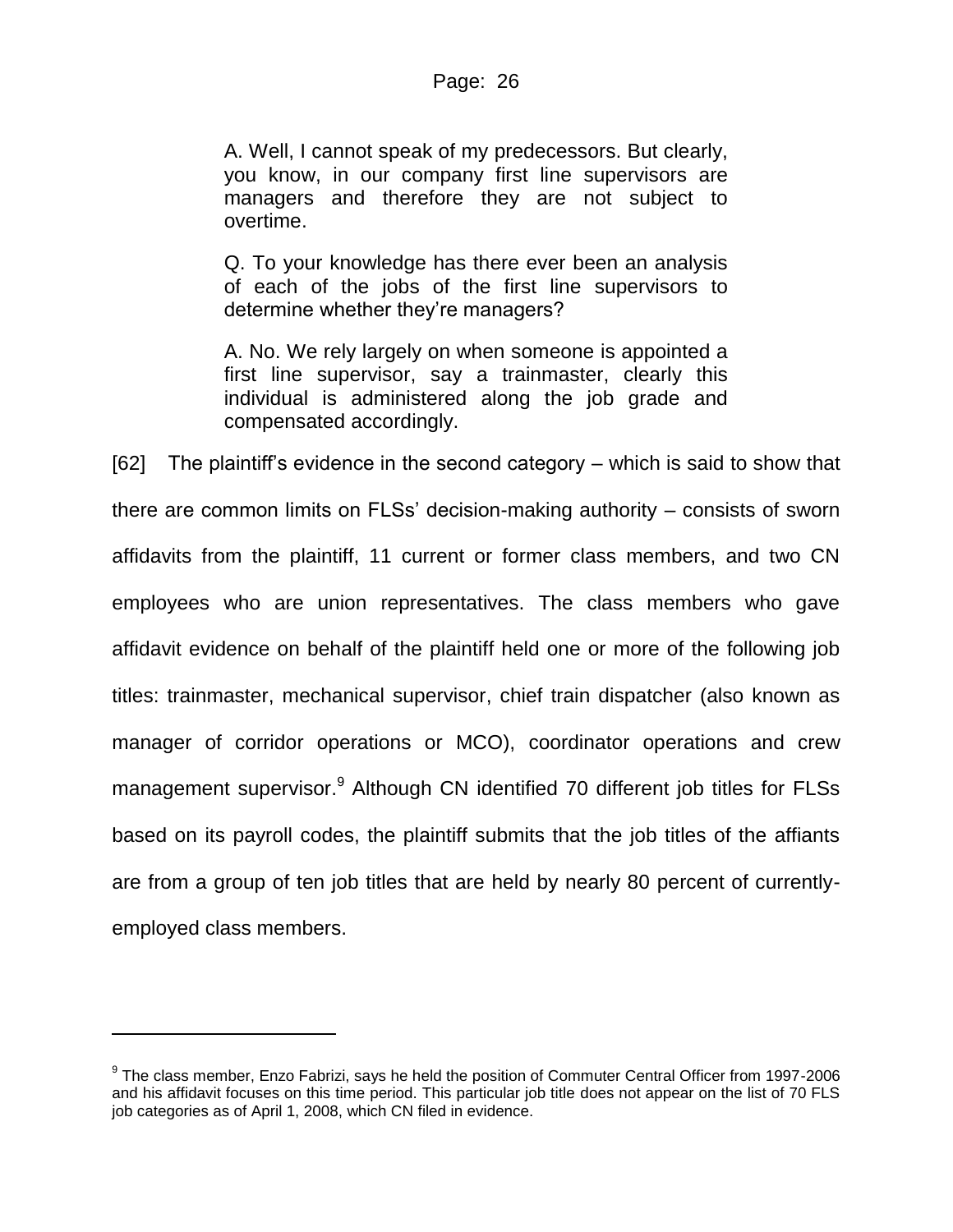> A. Well, I cannot speak of my predecessors. But clearly, you know, in our company first line supervisors are managers and therefore they are not subject to overtime.
>
> Q. To your knowledge has there ever been an analysis of each of the jobs of the first line supervisors to determine whether they're managers?
>
> A. No. We rely largely on when someone is appointed a first line supervisor, say a trainmaster, clearly this individual is administered along the job grade and compensated accordingly.

[62] The plaintiff's evidence in the second category – which is said to show that there are common limits on FLSs' decision-making authority – consists of sworn affidavits from the plaintiff, 11 current or former class members, and two CN employees who are union representatives. The class members who gave affidavit evidence on behalf of the plaintiff held one or more of the following job titles: trainmaster, mechanical supervisor, chief train dispatcher (also known as manager of corridor operations or MCO), coordinator operations and crew management supervisor.[9] Although CN identified 70 different job titles for FLSs based on its payroll codes, the plaintiff submits that the job titles of the affiants are from a group of ten job titles that are held by nearly 80 percent of currently-employed class members.

---

[9] The class member, Enzo Fabrizi, says he held the position of Commuter Central Officer from 1997-2006 and his affidavit focuses on this time period. This particular job title does not appear on the list of 70 FLS job categories as of April 1, 2008, which CN filed in evidence.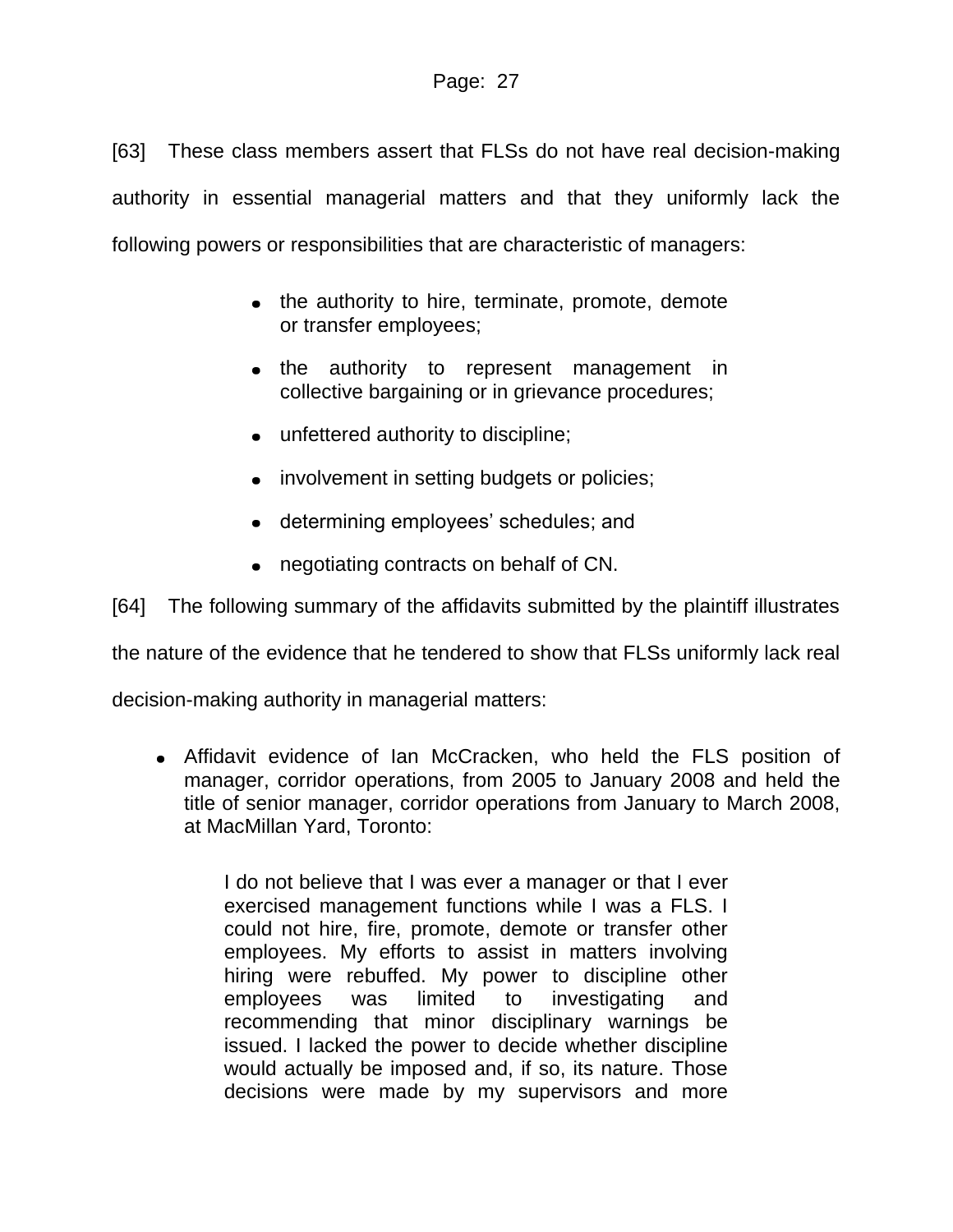[63] These class members assert that FLSs do not have real decision-making authority in essential managerial matters and that they uniformly lack the following powers or responsibilities that are characteristic of managers:

- the authority to hire, terminate, promote, demote or transfer employees;
- the authority to represent management in collective bargaining or in grievance procedures;
- unfettered authority to discipline;
- involvement in setting budgets or policies;
- determining employees' schedules; and
- negotiating contracts on behalf of CN.

[64] The following summary of the affidavits submitted by the plaintiff illustrates the nature of the evidence that he tendered to show that FLSs uniformly lack real decision-making authority in managerial matters:

- Affidavit evidence of Ian McCracken, who held the FLS position of manager, corridor operations, from 2005 to January 2008 and held the title of senior manager, corridor operations from January to March 2008, at MacMillan Yard, Toronto:

  > I do not believe that I was ever a manager or that I ever exercised management functions while I was a FLS. I could not hire, fire, promote, demote or transfer other employees. My efforts to assist in matters involving hiring were rebuffed. My power to discipline other employees was limited to investigating and recommending that minor disciplinary warnings be issued. I lacked the power to decide whether discipline would actually be imposed and, if so, its nature. Those decisions were made by my supervisors and more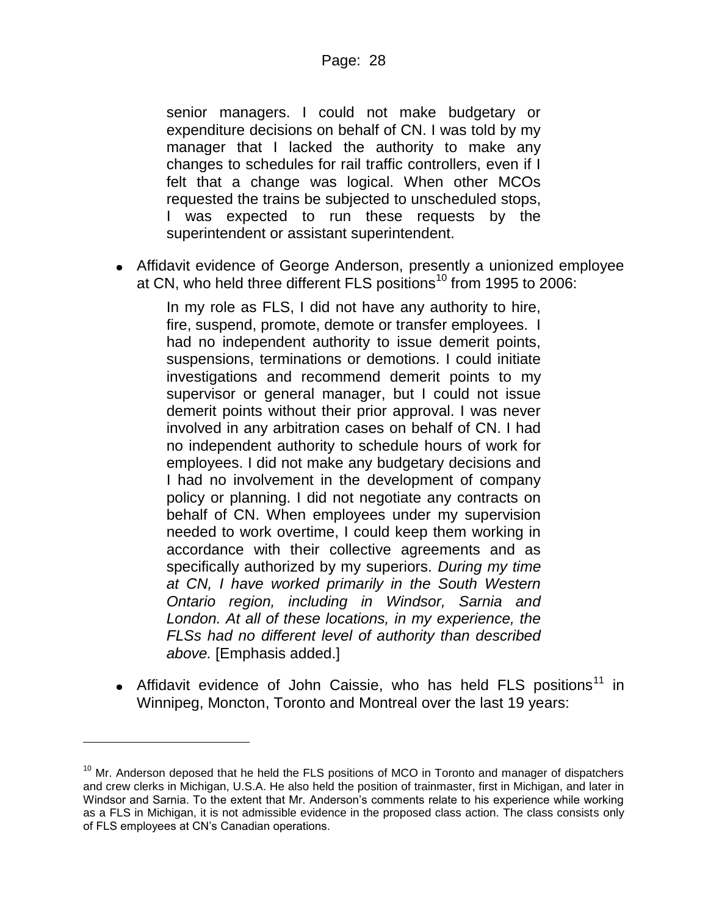> senior managers. I could not make budgetary or expenditure decisions on behalf of CN. I was told by my manager that I lacked the authority to make any changes to schedules for rail traffic controllers, even if I felt that a change was logical. When other MCOs requested the trains be subjected to unscheduled stops, I was expected to run these requests by the superintendent or assistant superintendent.

- Affidavit evidence of George Anderson, presently a unionized employee at CN, who held three different FLS positions[10] from 1995 to 2006:

> In my role as FLS, I did not have any authority to hire, fire, suspend, promote, demote or transfer employees. I had no independent authority to issue demerit points, suspensions, terminations or demotions. I could initiate investigations and recommend demerit points to my supervisor or general manager, but I could not issue demerit points without their prior approval. I was never involved in any arbitration cases on behalf of CN. I had no independent authority to schedule hours of work for employees. I did not make any budgetary decisions and I had no involvement in the development of company policy or planning. I did not negotiate any contracts on behalf of CN. When employees under my supervision needed to work overtime, I could keep them working in accordance with their collective agreements and as specifically authorized by my superiors. *During my time at CN, I have worked primarily in the South Western Ontario region, including in Windsor, Sarnia and London. At all of these locations, in my experience, the FLSs had no different level of authority than described above.* [Emphasis added.]

- Affidavit evidence of John Caissie, who has held FLS positions[11] in Winnipeg, Moncton, Toronto and Montreal over the last 19 years:

---

[10] Mr. Anderson deposed that he held the FLS positions of MCO in Toronto and manager of dispatchers and crew clerks in Michigan, U.S.A. He also held the position of trainmaster, first in Michigan, and later in Windsor and Sarnia. To the extent that Mr. Anderson's comments relate to his experience while working as a FLS in Michigan, it is not admissible evidence in the proposed class action. The class consists only of FLS employees at CN's Canadian operations.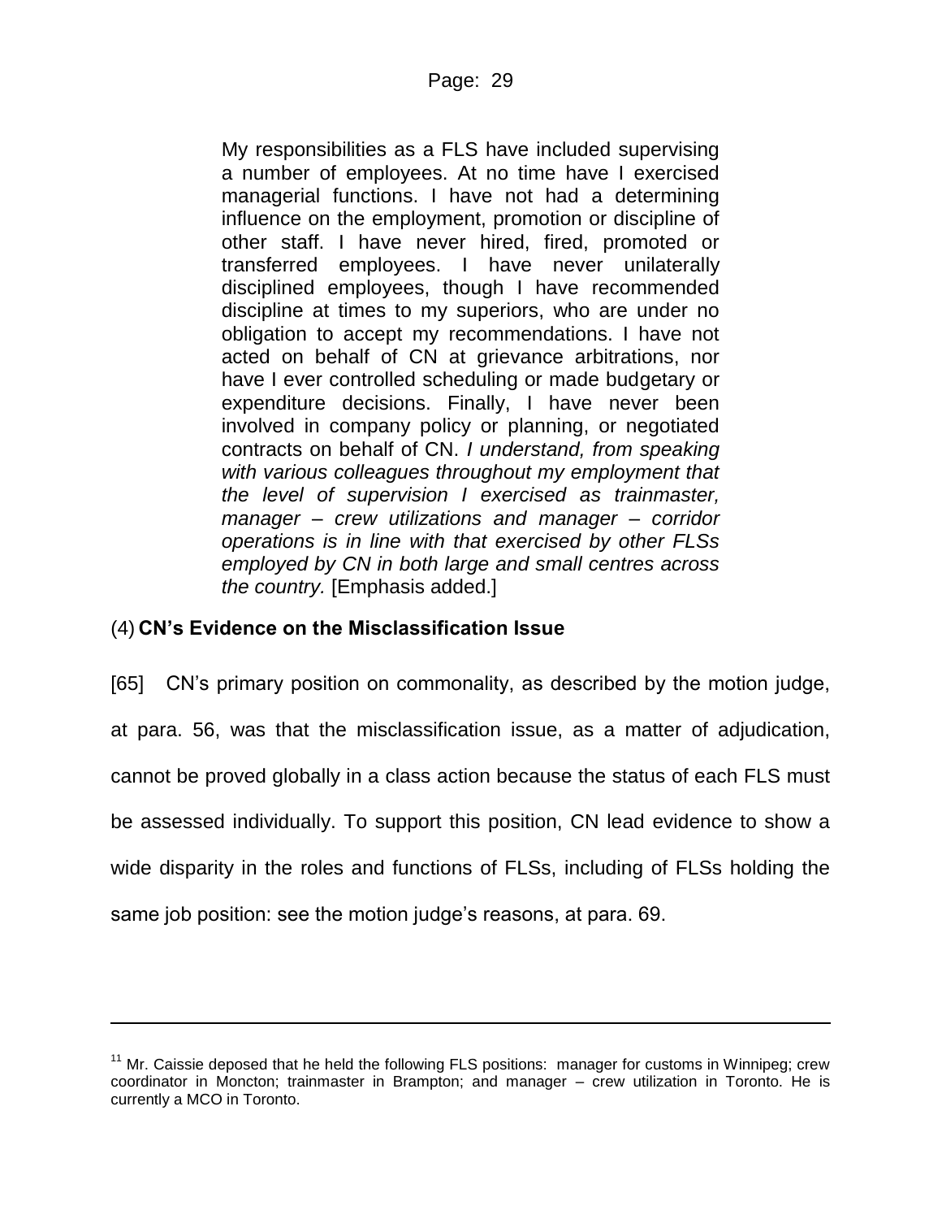> My responsibilities as a FLS have included supervising a number of employees. At no time have I exercised managerial functions. I have not had a determining influence on the employment, promotion or discipline of other staff. I have never hired, fired, promoted or transferred employees. I have never unilaterally disciplined employees, though I have recommended discipline at times to my superiors, who are under no obligation to accept my recommendations. I have not acted on behalf of CN at grievance arbitrations, nor have I ever controlled scheduling or made budgetary or expenditure decisions. Finally, I have never been involved in company policy or planning, or negotiated contracts on behalf of CN. *I understand, from speaking with various colleagues throughout my employment that the level of supervision I exercised as trainmaster, manager – crew utilizations and manager – corridor operations is in line with that exercised by other FLSs employed by CN in both large and small centres across the country.* [Emphasis added.]

### (4) CN's Evidence on the Misclassification Issue

[65] CN's primary position on commonality, as described by the motion judge, at para. 56, was that the misclassification issue, as a matter of adjudication, cannot be proved globally in a class action because the status of each FLS must be assessed individually. To support this position, CN lead evidence to show a wide disparity in the roles and functions of FLSs, including of FLSs holding the same job position: see the motion judge's reasons, at para. 69.

---

[11] Mr. Caissie deposed that he held the following FLS positions: manager for customs in Winnipeg; crew coordinator in Moncton; trainmaster in Brampton; and manager – crew utilization in Toronto. He is currently a MCO in Toronto.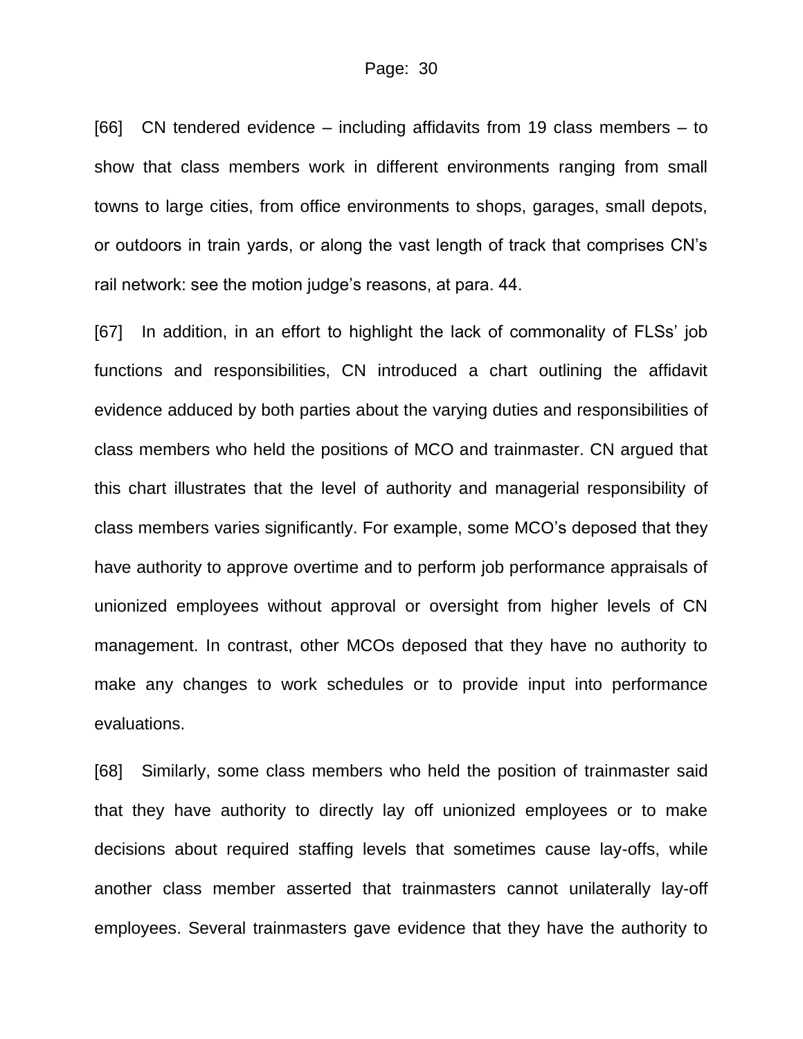[66] CN tendered evidence – including affidavits from 19 class members – to show that class members work in different environments ranging from small towns to large cities, from office environments to shops, garages, small depots, or outdoors in train yards, or along the vast length of track that comprises CN's rail network: see the motion judge's reasons, at para. 44.

[67] In addition, in an effort to highlight the lack of commonality of FLSs' job functions and responsibilities, CN introduced a chart outlining the affidavit evidence adduced by both parties about the varying duties and responsibilities of class members who held the positions of MCO and trainmaster. CN argued that this chart illustrates that the level of authority and managerial responsibility of class members varies significantly. For example, some MCO's deposed that they have authority to approve overtime and to perform job performance appraisals of unionized employees without approval or oversight from higher levels of CN management. In contrast, other MCOs deposed that they have no authority to make any changes to work schedules or to provide input into performance evaluations.

[68] Similarly, some class members who held the position of trainmaster said that they have authority to directly lay off unionized employees or to make decisions about required staffing levels that sometimes cause lay-offs, while another class member asserted that trainmasters cannot unilaterally lay-off employees. Several trainmasters gave evidence that they have the authority to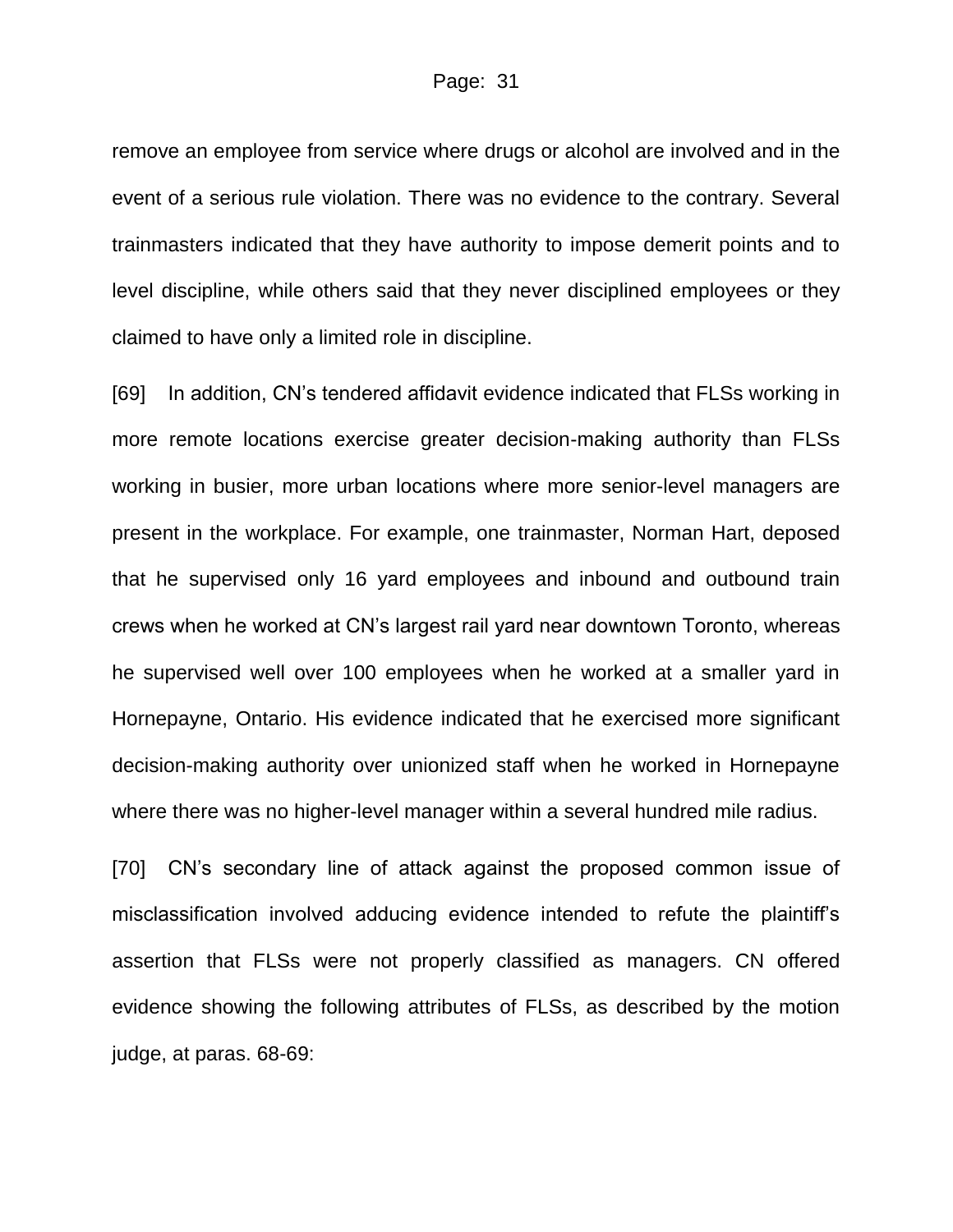remove an employee from service where drugs or alcohol are involved and in the event of a serious rule violation. There was no evidence to the contrary. Several trainmasters indicated that they have authority to impose demerit points and to level discipline, while others said that they never disciplined employees or they claimed to have only a limited role in discipline.

[69] In addition, CN's tendered affidavit evidence indicated that FLSs working in more remote locations exercise greater decision-making authority than FLSs working in busier, more urban locations where more senior-level managers are present in the workplace. For example, one trainmaster, Norman Hart, deposed that he supervised only 16 yard employees and inbound and outbound train crews when he worked at CN's largest rail yard near downtown Toronto, whereas he supervised well over 100 employees when he worked at a smaller yard in Hornepayne, Ontario. His evidence indicated that he exercised more significant decision-making authority over unionized staff when he worked in Hornepayne where there was no higher-level manager within a several hundred mile radius.

[70] CN's secondary line of attack against the proposed common issue of misclassification involved adducing evidence intended to refute the plaintiff's assertion that FLSs were not properly classified as managers. CN offered evidence showing the following attributes of FLSs, as described by the motion judge, at paras. 68-69: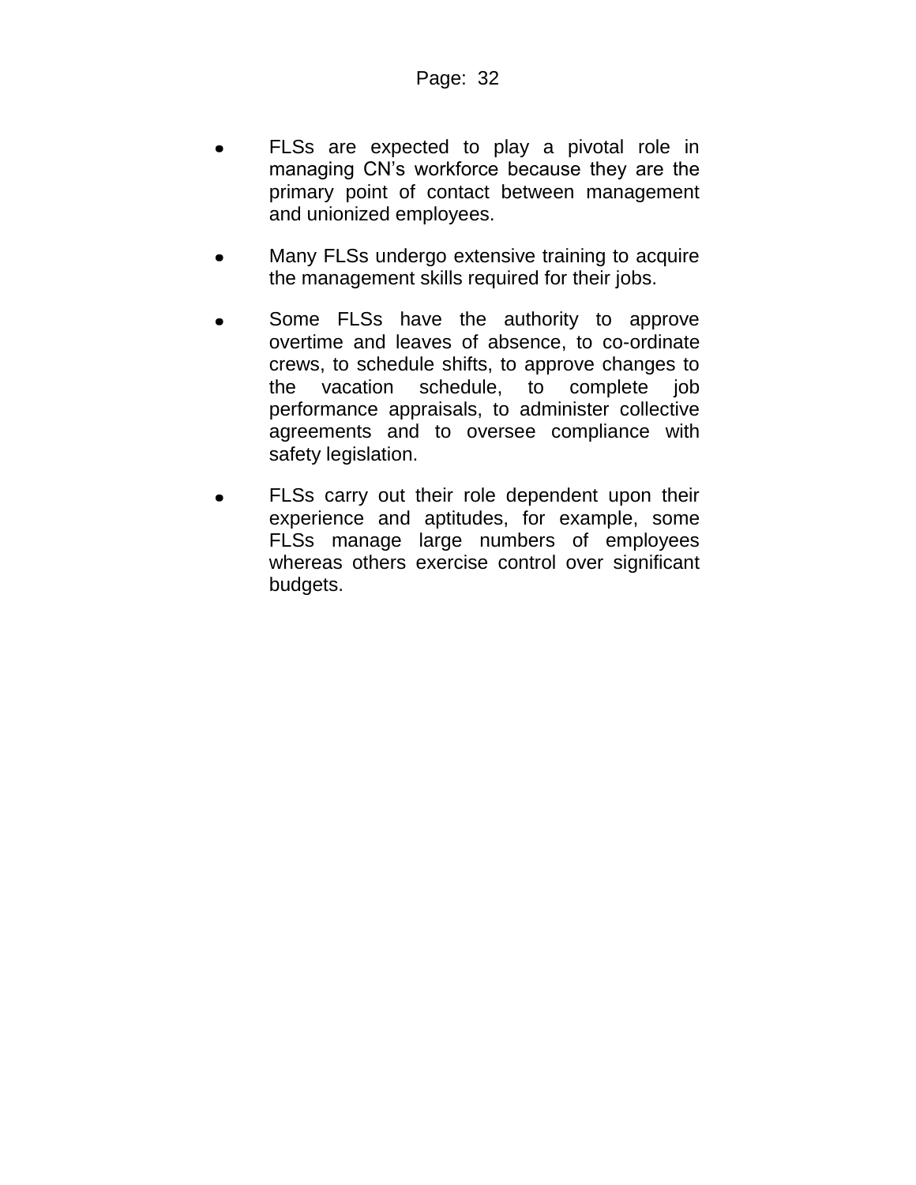- FLSs are expected to play a pivotal role in managing CN's workforce because they are the primary point of contact between management and unionized employees.

- Many FLSs undergo extensive training to acquire the management skills required for their jobs.

- Some FLSs have the authority to approve overtime and leaves of absence, to co-ordinate crews, to schedule shifts, to approve changes to the vacation schedule, to complete job performance appraisals, to administer collective agreements and to oversee compliance with safety legislation.

- FLSs carry out their role dependent upon their experience and aptitudes, for example, some FLSs manage large numbers of employees whereas others exercise control over significant budgets.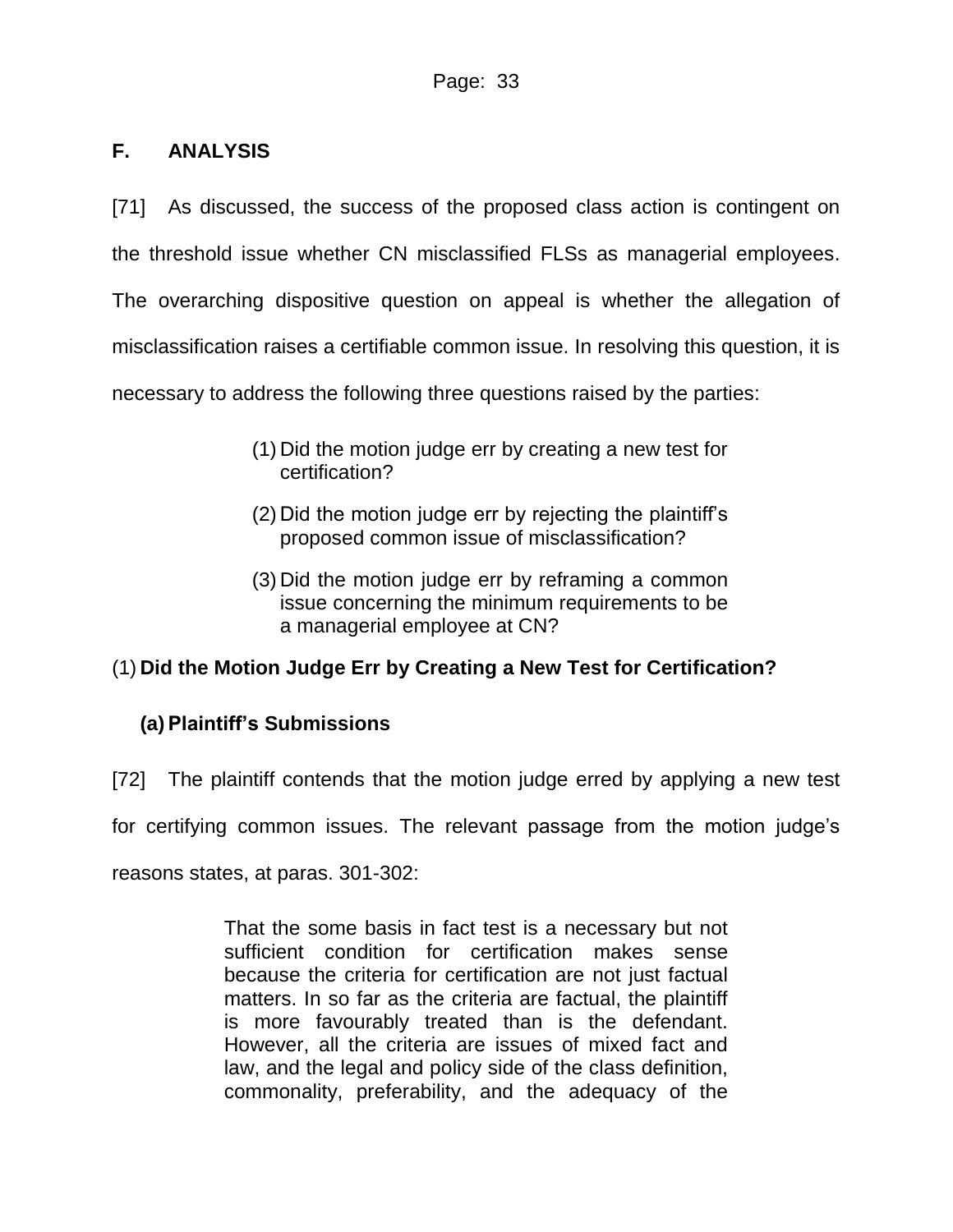## F. ANALYSIS

[71] As discussed, the success of the proposed class action is contingent on the threshold issue whether CN misclassified FLSs as managerial employees. The overarching dispositive question on appeal is whether the allegation of misclassification raises a certifiable common issue. In resolving this question, it is necessary to address the following three questions raised by the parties:

> (1) Did the motion judge err by creating a new test for certification?
>
> (2) Did the motion judge err by rejecting the plaintiff's proposed common issue of misclassification?
>
> (3) Did the motion judge err by reframing a common issue concerning the minimum requirements to be a managerial employee at CN?

### (1) Did the Motion Judge Err by Creating a New Test for Certification?

#### (a) Plaintiff's Submissions

[72] The plaintiff contends that the motion judge erred by applying a new test for certifying common issues. The relevant passage from the motion judge's reasons states, at paras. 301-302:

> That the some basis in fact test is a necessary but not sufficient condition for certification makes sense because the criteria for certification are not just factual matters. In so far as the criteria are factual, the plaintiff is more favourably treated than is the defendant. However, all the criteria are issues of mixed fact and law, and the legal and policy side of the class definition, commonality, preferability, and the adequacy of the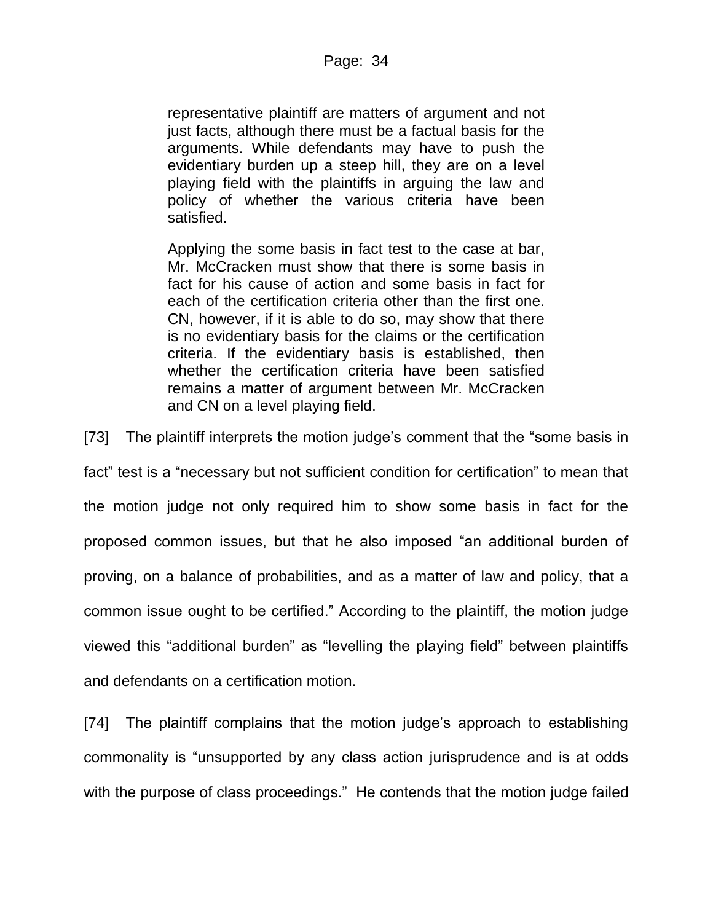> representative plaintiff are matters of argument and not just facts, although there must be a factual basis for the arguments. While defendants may have to push the evidentiary burden up a steep hill, they are on a level playing field with the plaintiffs in arguing the law and policy of whether the various criteria have been satisfied.
>
> Applying the some basis in fact test to the case at bar, Mr. McCracken must show that there is some basis in fact for his cause of action and some basis in fact for each of the certification criteria other than the first one. CN, however, if it is able to do so, may show that there is no evidentiary basis for the claims or the certification criteria. If the evidentiary basis is established, then whether the certification criteria have been satisfied remains a matter of argument between Mr. McCracken and CN on a level playing field.

[73] The plaintiff interprets the motion judge's comment that the "some basis in fact" test is a "necessary but not sufficient condition for certification" to mean that the motion judge not only required him to show some basis in fact for the proposed common issues, but that he also imposed "an additional burden of proving, on a balance of probabilities, and as a matter of law and policy, that a common issue ought to be certified." According to the plaintiff, the motion judge viewed this "additional burden" as "levelling the playing field" between plaintiffs and defendants on a certification motion.

[74] The plaintiff complains that the motion judge's approach to establishing commonality is "unsupported by any class action jurisprudence and is at odds with the purpose of class proceedings." He contends that the motion judge failed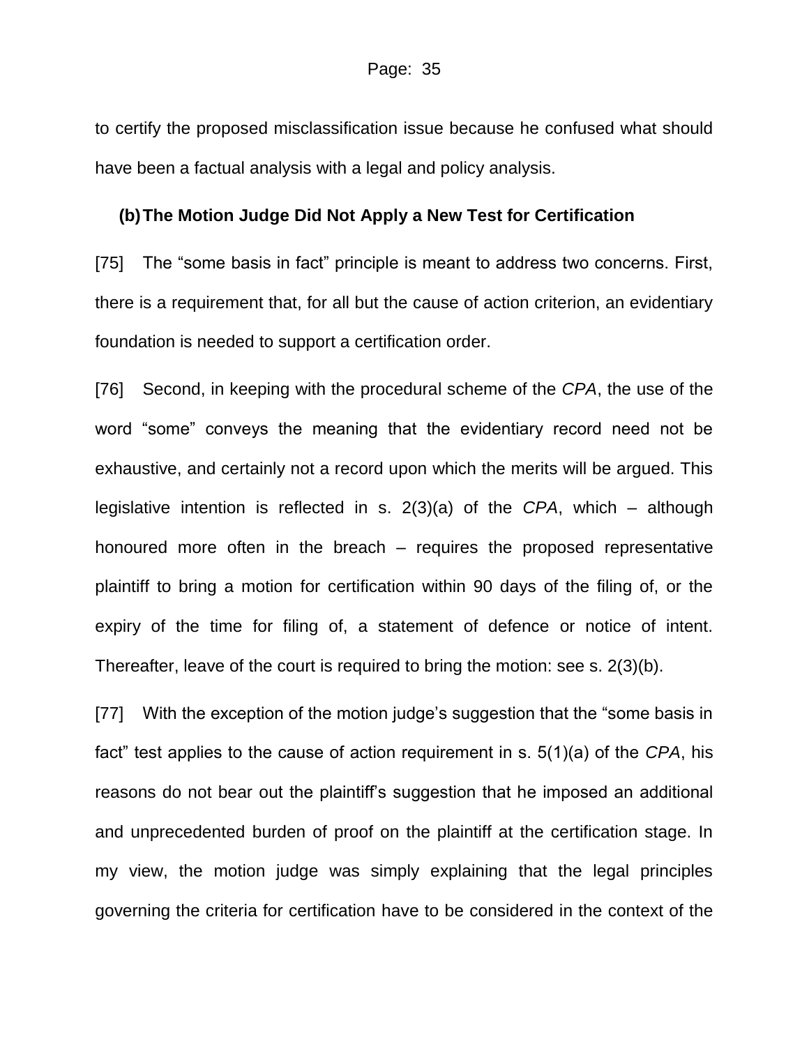to certify the proposed misclassification issue because he confused what should have been a factual analysis with a legal and policy analysis.

### (b) The Motion Judge Did Not Apply a New Test for Certification

[75] The “some basis in fact” principle is meant to address two concerns. First, there is a requirement that, for all but the cause of action criterion, an evidentiary foundation is needed to support a certification order.

[76] Second, in keeping with the procedural scheme of the *CPA*, the use of the word “some” conveys the meaning that the evidentiary record need not be exhaustive, and certainly not a record upon which the merits will be argued. This legislative intention is reflected in s. 2(3)(a) of the *CPA*, which – although honoured more often in the breach – requires the proposed representative plaintiff to bring a motion for certification within 90 days of the filing of, or the expiry of the time for filing of, a statement of defence or notice of intent. Thereafter, leave of the court is required to bring the motion: see s. 2(3)(b).

[77] With the exception of the motion judge’s suggestion that the “some basis in fact” test applies to the cause of action requirement in s. 5(1)(a) of the *CPA*, his reasons do not bear out the plaintiff’s suggestion that he imposed an additional and unprecedented burden of proof on the plaintiff at the certification stage. In my view, the motion judge was simply explaining that the legal principles governing the criteria for certification have to be considered in the context of the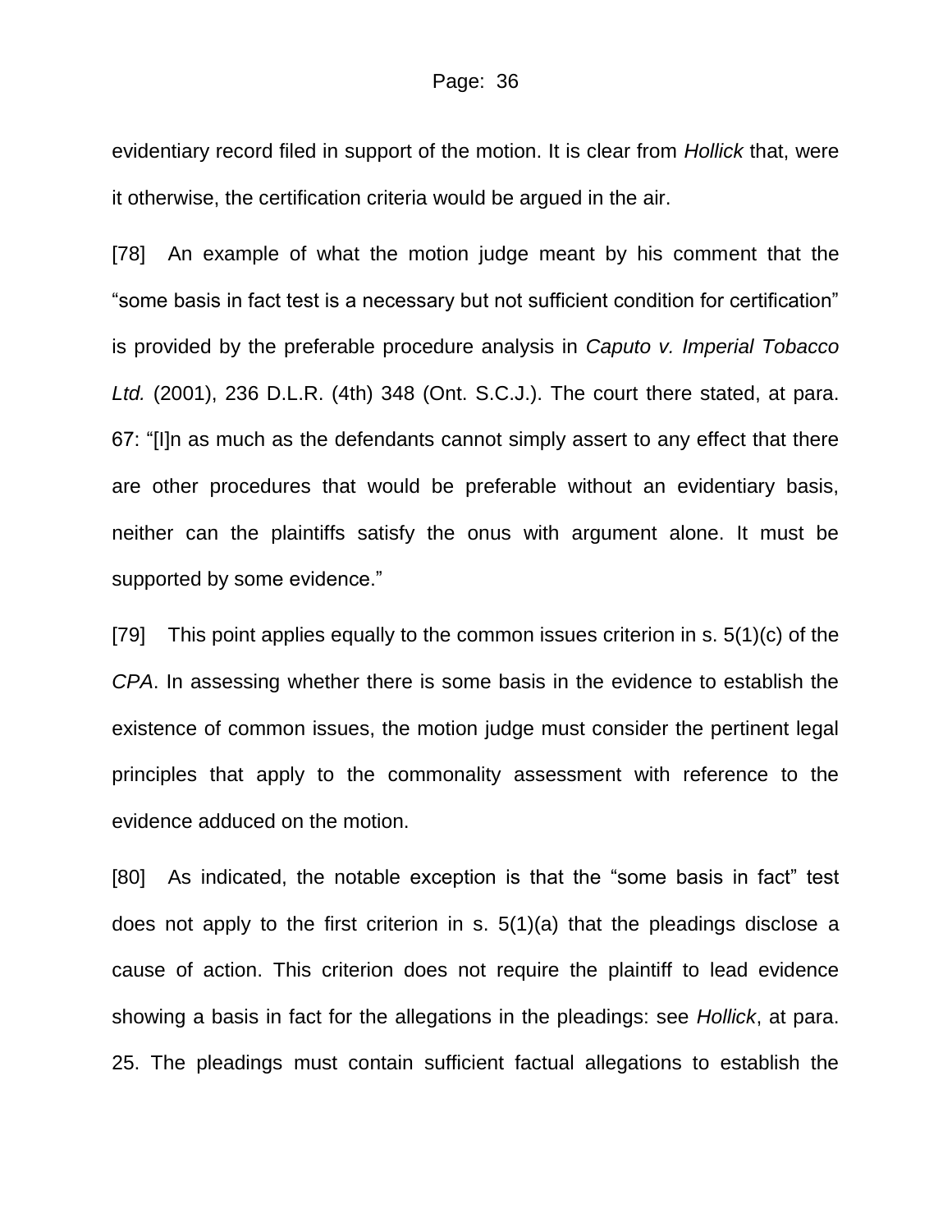evidentiary record filed in support of the motion. It is clear from *Hollick* that, were it otherwise, the certification criteria would be argued in the air.

[78] An example of what the motion judge meant by his comment that the "some basis in fact test is a necessary but not sufficient condition for certification" is provided by the preferable procedure analysis in *Caputo v. Imperial Tobacco Ltd.* (2001), 236 D.L.R. (4th) 348 (Ont. S.C.J.). The court there stated, at para. 67: "[I]n as much as the defendants cannot simply assert to any effect that there are other procedures that would be preferable without an evidentiary basis, neither can the plaintiffs satisfy the onus with argument alone. It must be supported by some evidence."

[79] This point applies equally to the common issues criterion in s. 5(1)(c) of the *CPA*. In assessing whether there is some basis in the evidence to establish the existence of common issues, the motion judge must consider the pertinent legal principles that apply to the commonality assessment with reference to the evidence adduced on the motion.

[80] As indicated, the notable exception is that the "some basis in fact" test does not apply to the first criterion in s. 5(1)(a) that the pleadings disclose a cause of action. This criterion does not require the plaintiff to lead evidence showing a basis in fact for the allegations in the pleadings: see *Hollick*, at para. 25. The pleadings must contain sufficient factual allegations to establish the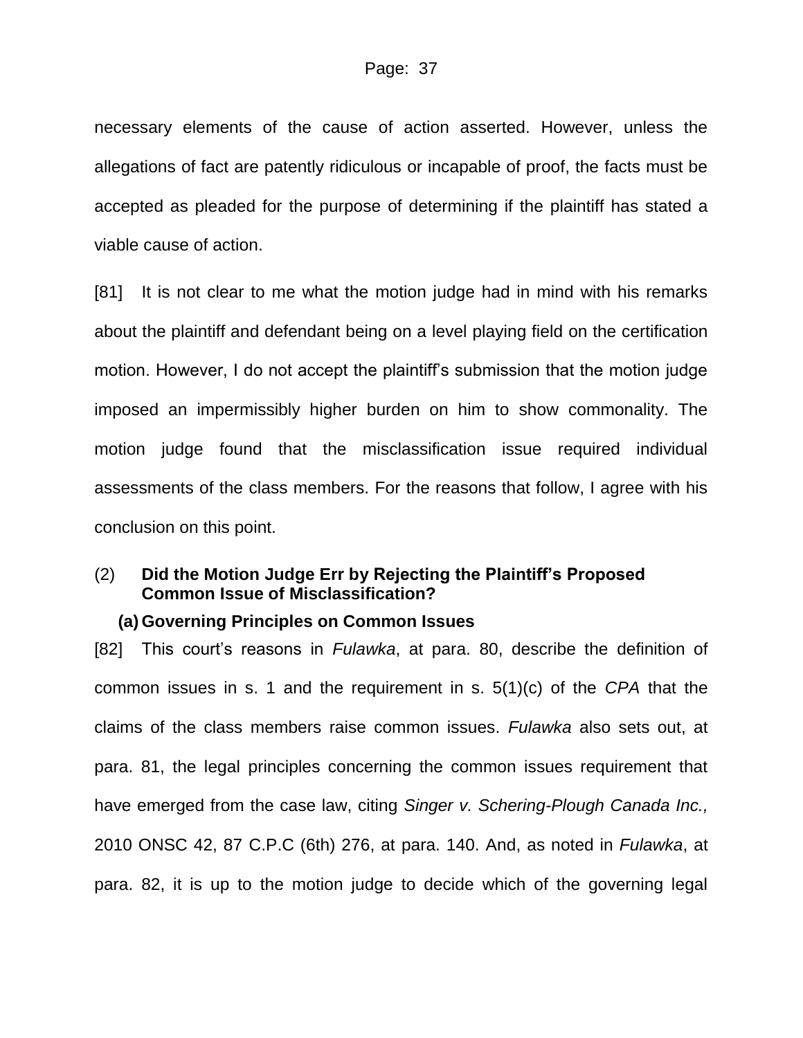necessary elements of the cause of action asserted. However, unless the allegations of fact are patently ridiculous or incapable of proof, the facts must be accepted as pleaded for the purpose of determining if the plaintiff has stated a viable cause of action.

[81] It is not clear to me what the motion judge had in mind with his remarks about the plaintiff and defendant being on a level playing field on the certification motion. However, I do not accept the plaintiff's submission that the motion judge imposed an impermissibly higher burden on him to show commonality. The motion judge found that the misclassification issue required individual assessments of the class members. For the reasons that follow, I agree with his conclusion on this point.

### (2) Did the Motion Judge Err by Rejecting the Plaintiff's Proposed Common Issue of Misclassification?

#### (a) Governing Principles on Common Issues

[82] This court's reasons in *Fulawka*, at para. 80, describe the definition of common issues in s. 1 and the requirement in s. 5(1)(c) of the *CPA* that the claims of the class members raise common issues. *Fulawka* also sets out, at para. 81, the legal principles concerning the common issues requirement that have emerged from the case law, citing *Singer v. Schering-Plough Canada Inc.,* 2010 ONSC 42, 87 C.P.C (6th) 276, at para. 140. And, as noted in *Fulawka*, at para. 82, it is up to the motion judge to decide which of the governing legal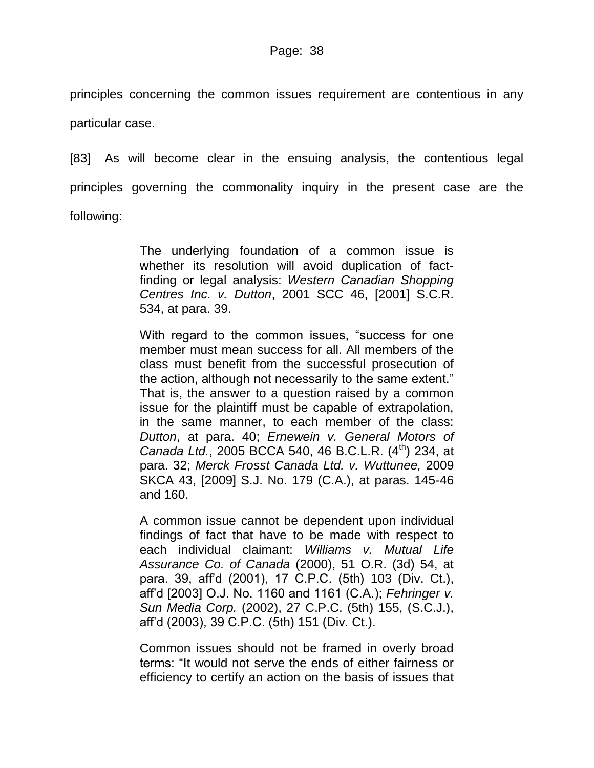principles concerning the common issues requirement are contentious in any particular case.

[83] As will become clear in the ensuing analysis, the contentious legal principles governing the commonality inquiry in the present case are the following:

> The underlying foundation of a common issue is whether its resolution will avoid duplication of fact-finding or legal analysis: *Western Canadian Shopping Centres Inc. v. Dutton*, 2001 SCC 46, [2001] S.C.R. 534, at para. 39.
>
> With regard to the common issues, “success for one member must mean success for all. All members of the class must benefit from the successful prosecution of the action, although not necessarily to the same extent.” That is, the answer to a question raised by a common issue for the plaintiff must be capable of extrapolation, in the same manner, to each member of the class: *Dutton*, at para. 40; *Ernewein v. General Motors of Canada Ltd.*, 2005 BCCA 540, 46 B.C.L.R. (4th) 234, at para. 32; *Merck Frosst Canada Ltd. v. Wuttunee,* 2009 SKCA 43, [2009] S.J. No. 179 (C.A.), at paras. 145-46 and 160.
>
> A common issue cannot be dependent upon individual findings of fact that have to be made with respect to each individual claimant: *Williams v. Mutual Life Assurance Co. of Canada* (2000), 51 O.R. (3d) 54, at para. 39, aff’d (2001), 17 C.P.C. (5th) 103 (Div. Ct.), aff’d [2003] O.J. No. 1160 and 1161 (C.A.); *Fehringer v. Sun Media Corp.* (2002), 27 C.P.C. (5th) 155, (S.C.J.), aff’d (2003), 39 C.P.C. (5th) 151 (Div. Ct.).
>
> Common issues should not be framed in overly broad terms: “It would not serve the ends of either fairness or efficiency to certify an action on the basis of issues that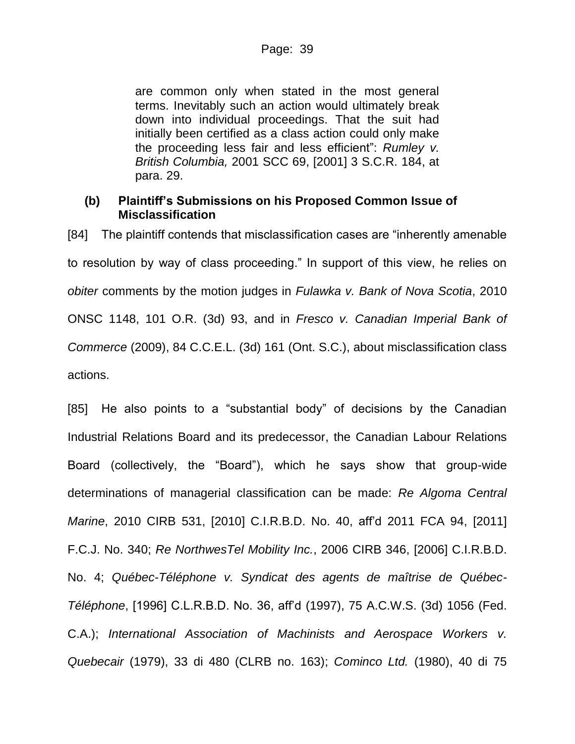> are common only when stated in the most general terms. Inevitably such an action would ultimately break down into individual proceedings. That the suit had initially been certified as a class action could only make the proceeding less fair and less efficient": *Rumley v. British Columbia,* 2001 SCC 69, [2001] 3 S.C.R. 184, at para. 29.

**(b) Plaintiff's Submissions on his Proposed Common Issue of Misclassification**

[84] The plaintiff contends that misclassification cases are "inherently amenable to resolution by way of class proceeding." In support of this view, he relies on *obiter* comments by the motion judges in *Fulawka v. Bank of Nova Scotia*, 2010 ONSC 1148, 101 O.R. (3d) 93, and in *Fresco v. Canadian Imperial Bank of Commerce* (2009), 84 C.C.E.L. (3d) 161 (Ont. S.C.), about misclassification class actions.

[85] He also points to a "substantial body" of decisions by the Canadian Industrial Relations Board and its predecessor, the Canadian Labour Relations Board (collectively, the "Board"), which he says show that group-wide determinations of managerial classification can be made: *Re Algoma Central Marine*, 2010 CIRB 531, [2010] C.I.R.B.D. No. 40, aff'd 2011 FCA 94, [2011] F.C.J. No. 340; *Re NorthwesTel Mobility Inc.*, 2006 CIRB 346, [2006] C.I.R.B.D. No. 4; *Québec-Téléphone v. Syndicat des agents de maîtrise de Québec-Téléphone*, [1996] C.L.R.B.D. No. 36, aff'd (1997), 75 A.C.W.S. (3d) 1056 (Fed. C.A.); *International Association of Machinists and Aerospace Workers v. Quebecair* (1979), 33 di 480 (CLRB no. 163); *Cominco Ltd.* (1980), 40 di 75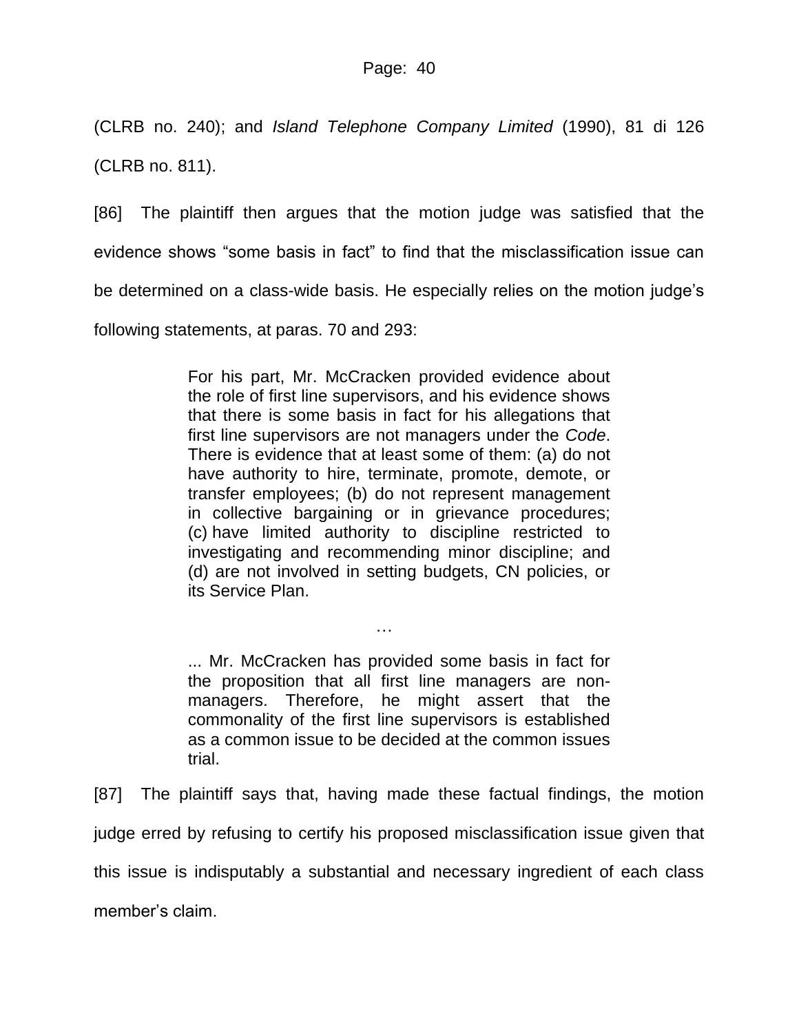(CLRB no. 240); and *Island Telephone Company Limited* (1990), 81 di 126 (CLRB no. 811).

[86] The plaintiff then argues that the motion judge was satisfied that the evidence shows "some basis in fact" to find that the misclassification issue can be determined on a class-wide basis. He especially relies on the motion judge's following statements, at paras. 70 and 293:

> For his part, Mr. McCracken provided evidence about the role of first line supervisors, and his evidence shows that there is some basis in fact for his allegations that first line supervisors are not managers under the *Code*. There is evidence that at least some of them: (a) do not have authority to hire, terminate, promote, demote, or transfer employees; (b) do not represent management in collective bargaining or in grievance procedures; (c) have limited authority to discipline restricted to investigating and recommending minor discipline; and (d) are not involved in setting budgets, CN policies, or its Service Plan.
>
> …
>
> ... Mr. McCracken has provided some basis in fact for the proposition that all first line managers are non-managers. Therefore, he might assert that the commonality of the first line supervisors is established as a common issue to be decided at the common issues trial.

[87] The plaintiff says that, having made these factual findings, the motion judge erred by refusing to certify his proposed misclassification issue given that this issue is indisputably a substantial and necessary ingredient of each class member's claim.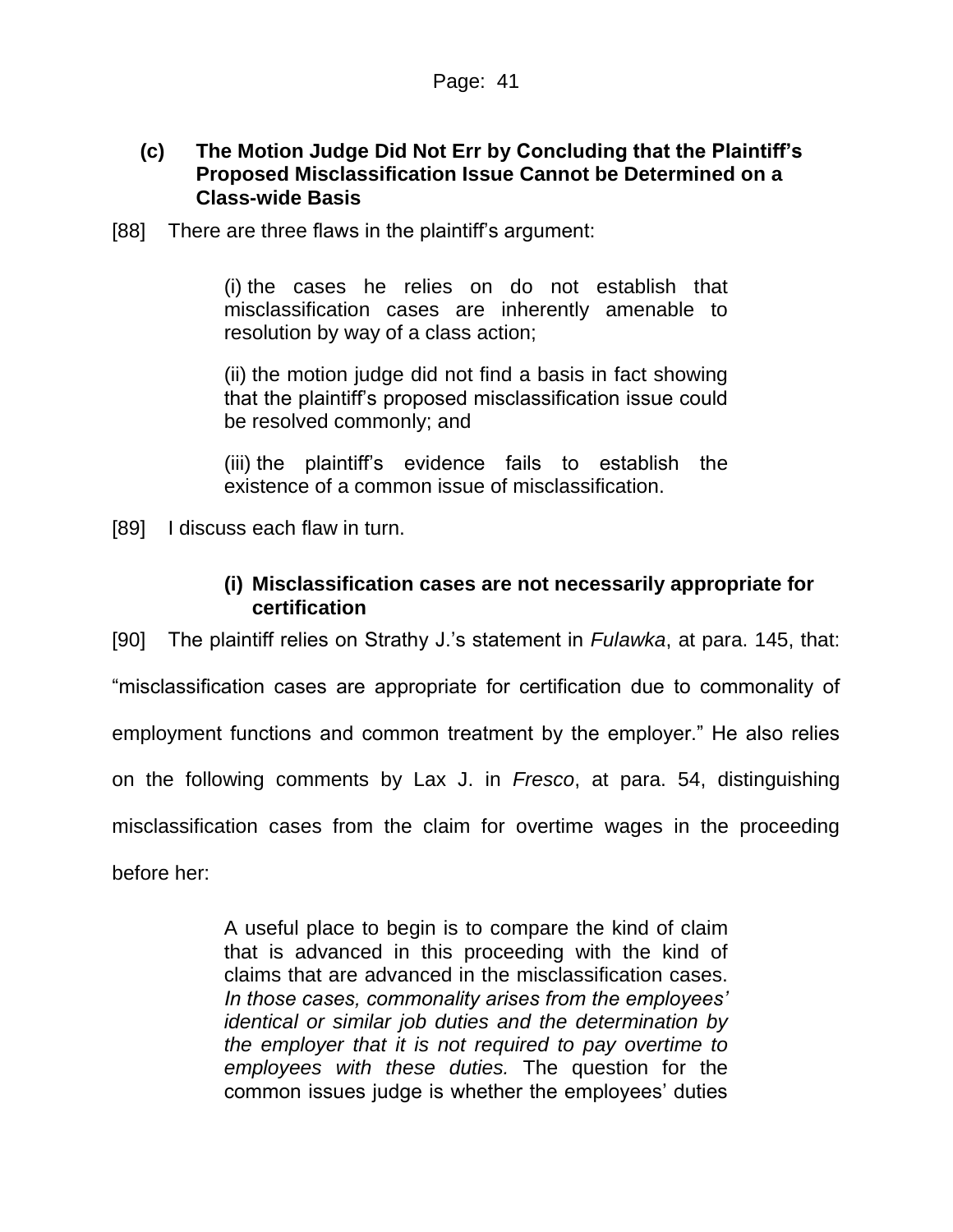### (c) The Motion Judge Did Not Err by Concluding that the Plaintiff's Proposed Misclassification Issue Cannot be Determined on a Class-wide Basis

[88] There are three flaws in the plaintiff's argument:

> (i) the cases he relies on do not establish that misclassification cases are inherently amenable to resolution by way of a class action;
>
> (ii) the motion judge did not find a basis in fact showing that the plaintiff's proposed misclassification issue could be resolved commonly; and
>
> (iii) the plaintiff's evidence fails to establish the existence of a common issue of misclassification.

[89] I discuss each flaw in turn.

#### (i) Misclassification cases are not necessarily appropriate for certification

[90] The plaintiff relies on Strathy J.'s statement in *Fulawka*, at para. 145, that: "misclassification cases are appropriate for certification due to commonality of employment functions and common treatment by the employer." He also relies on the following comments by Lax J. in *Fresco*, at para. 54, distinguishing misclassification cases from the claim for overtime wages in the proceeding before her:

> A useful place to begin is to compare the kind of claim that is advanced in this proceeding with the kind of claims that are advanced in the misclassification cases. *In those cases, commonality arises from the employees' identical or similar job duties and the determination by the employer that it is not required to pay overtime to employees with these duties.* The question for the common issues judge is whether the employees' duties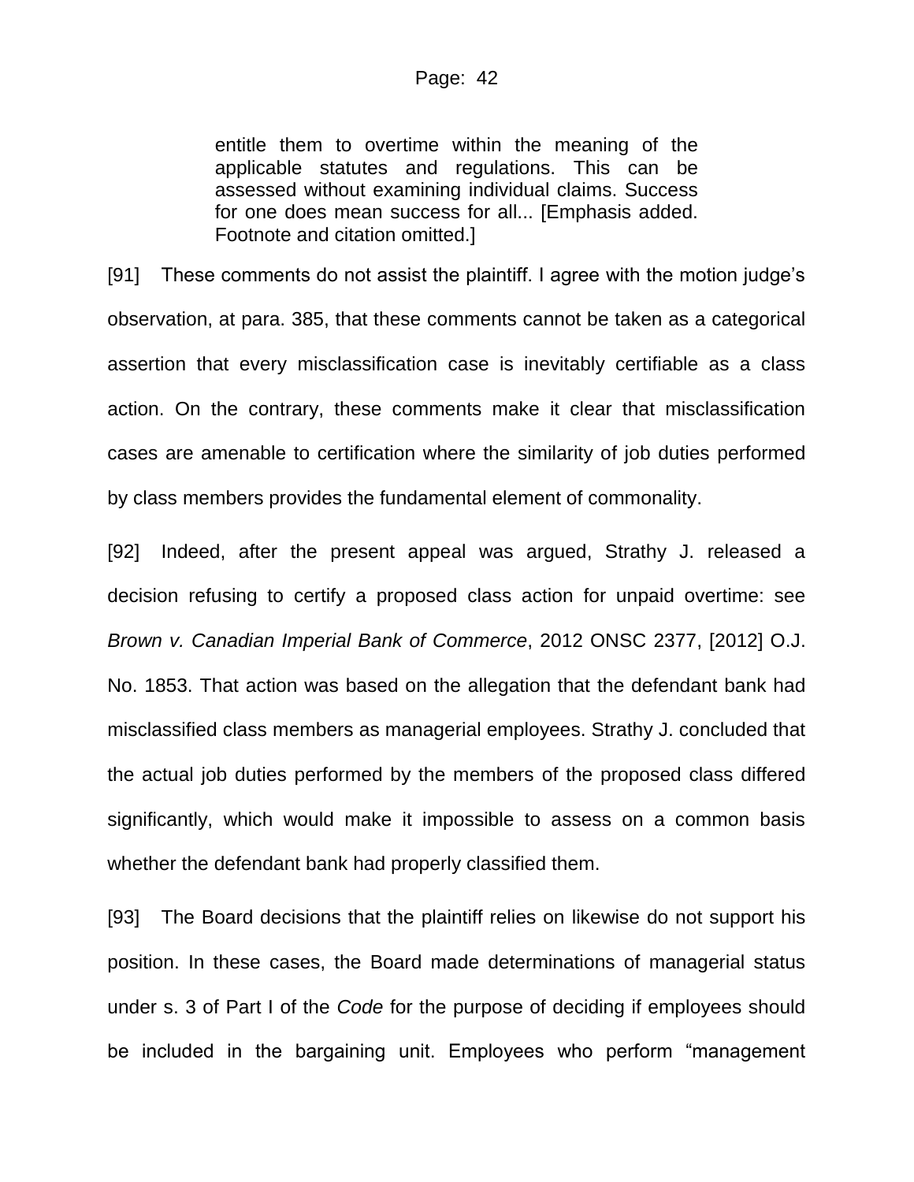> entitle them to overtime within the meaning of the applicable statutes and regulations. This can be assessed without examining individual claims. Success for one does mean success for all... [Emphasis added. Footnote and citation omitted.]

[91] These comments do not assist the plaintiff. I agree with the motion judge's observation, at para. 385, that these comments cannot be taken as a categorical assertion that every misclassification case is inevitably certifiable as a class action. On the contrary, these comments make it clear that misclassification cases are amenable to certification where the similarity of job duties performed by class members provides the fundamental element of commonality.

[92] Indeed, after the present appeal was argued, Strathy J. released a decision refusing to certify a proposed class action for unpaid overtime: see *Brown v. Canadian Imperial Bank of Commerce*, 2012 ONSC 2377, [2012] O.J. No. 1853. That action was based on the allegation that the defendant bank had misclassified class members as managerial employees. Strathy J. concluded that the actual job duties performed by the members of the proposed class differed significantly, which would make it impossible to assess on a common basis whether the defendant bank had properly classified them.

[93] The Board decisions that the plaintiff relies on likewise do not support his position. In these cases, the Board made determinations of managerial status under s. 3 of Part I of the *Code* for the purpose of deciding if employees should be included in the bargaining unit. Employees who perform "management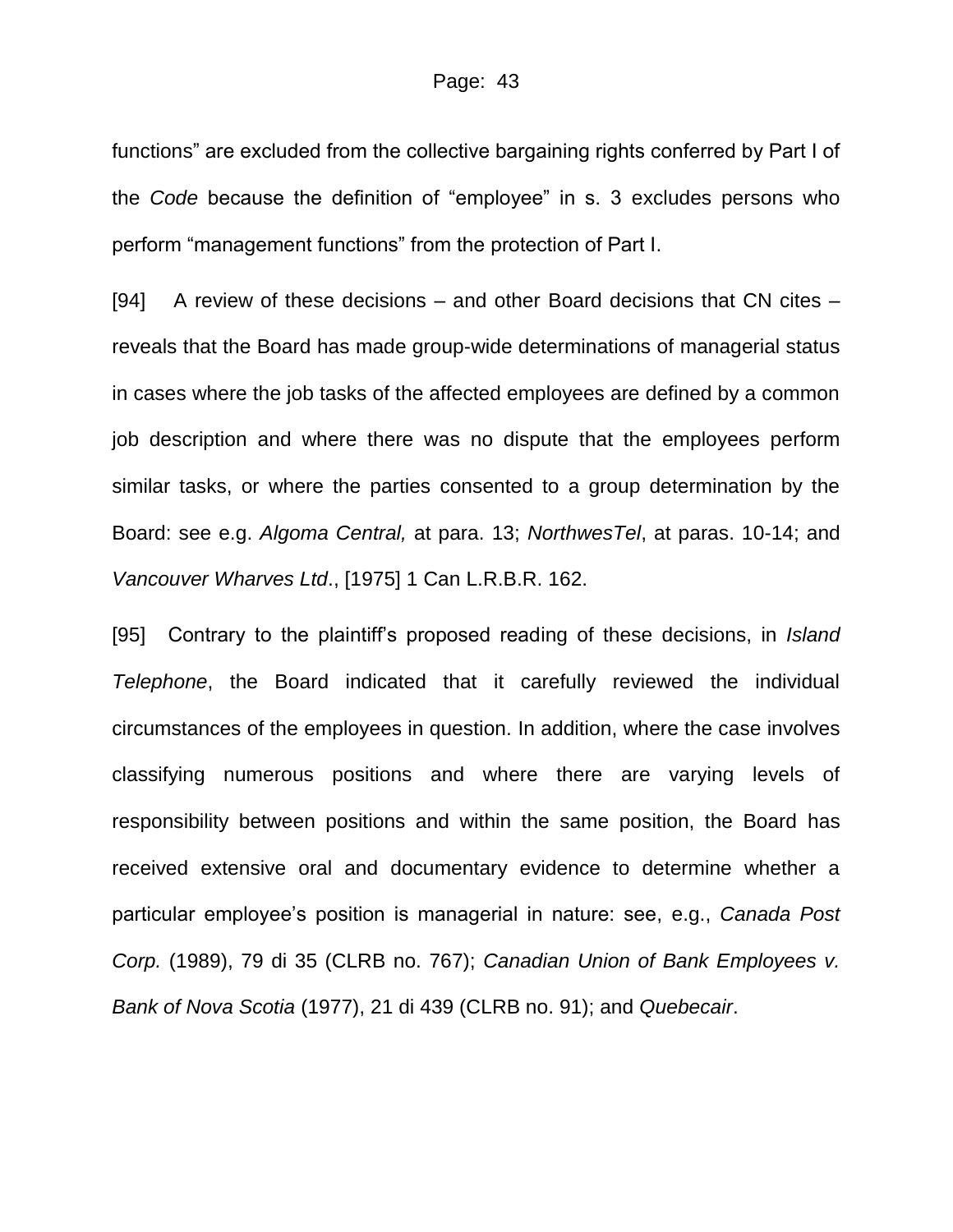functions" are excluded from the collective bargaining rights conferred by Part I of the *Code* because the definition of "employee" in s. 3 excludes persons who perform "management functions" from the protection of Part I.

[94] A review of these decisions – and other Board decisions that CN cites – reveals that the Board has made group-wide determinations of managerial status in cases where the job tasks of the affected employees are defined by a common job description and where there was no dispute that the employees perform similar tasks, or where the parties consented to a group determination by the Board: see e.g. *Algoma Central,* at para. 13; *NorthwesTel*, at paras. 10-14; and *Vancouver Wharves Ltd*., [1975] 1 Can L.R.B.R. 162.

[95] Contrary to the plaintiff's proposed reading of these decisions, in *Island Telephone*, the Board indicated that it carefully reviewed the individual circumstances of the employees in question. In addition, where the case involves classifying numerous positions and where there are varying levels of responsibility between positions and within the same position, the Board has received extensive oral and documentary evidence to determine whether a particular employee's position is managerial in nature: see, e.g., *Canada Post Corp.* (1989), 79 di 35 (CLRB no. 767); *Canadian Union of Bank Employees v. Bank of Nova Scotia* (1977), 21 di 439 (CLRB no. 91); and *Quebecair*.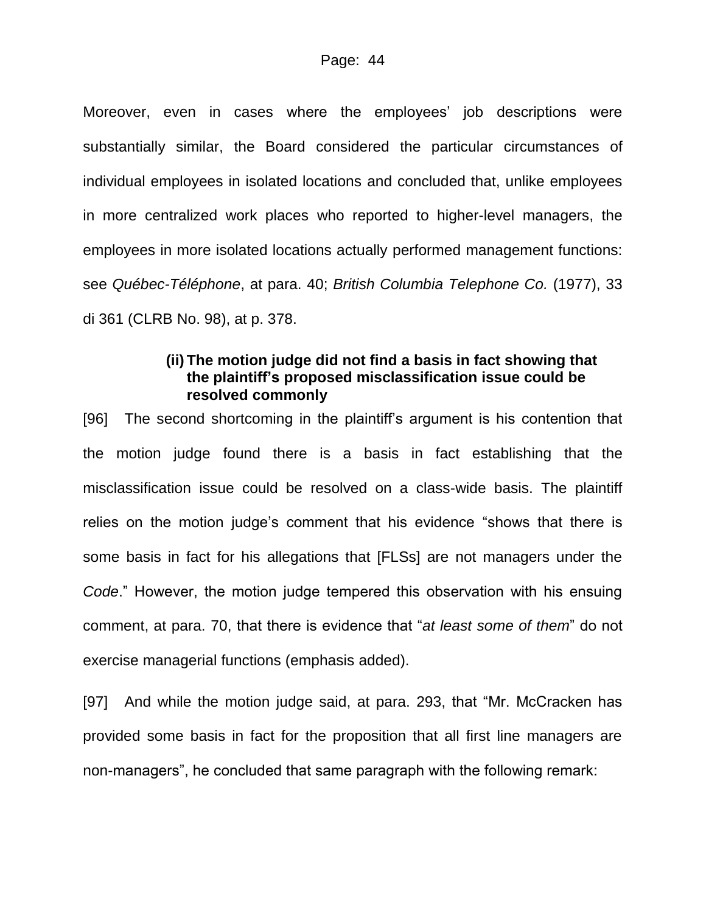Moreover, even in cases where the employees' job descriptions were substantially similar, the Board considered the particular circumstances of individual employees in isolated locations and concluded that, unlike employees in more centralized work places who reported to higher-level managers, the employees in more isolated locations actually performed management functions: see *Québec-Téléphone*, at para. 40; *British Columbia Telephone Co.* (1977), 33 di 361 (CLRB No. 98), at p. 378.

#### (ii) The motion judge did not find a basis in fact showing that the plaintiff's proposed misclassification issue could be resolved commonly

[96] The second shortcoming in the plaintiff's argument is his contention that the motion judge found there is a basis in fact establishing that the misclassification issue could be resolved on a class-wide basis. The plaintiff relies on the motion judge's comment that his evidence "shows that there is some basis in fact for his allegations that [FLSs] are not managers under the *Code*." However, the motion judge tempered this observation with his ensuing comment, at para. 70, that there is evidence that "*at least some of them*" do not exercise managerial functions (emphasis added).

[97] And while the motion judge said, at para. 293, that "Mr. McCracken has provided some basis in fact for the proposition that all first line managers are non-managers", he concluded that same paragraph with the following remark: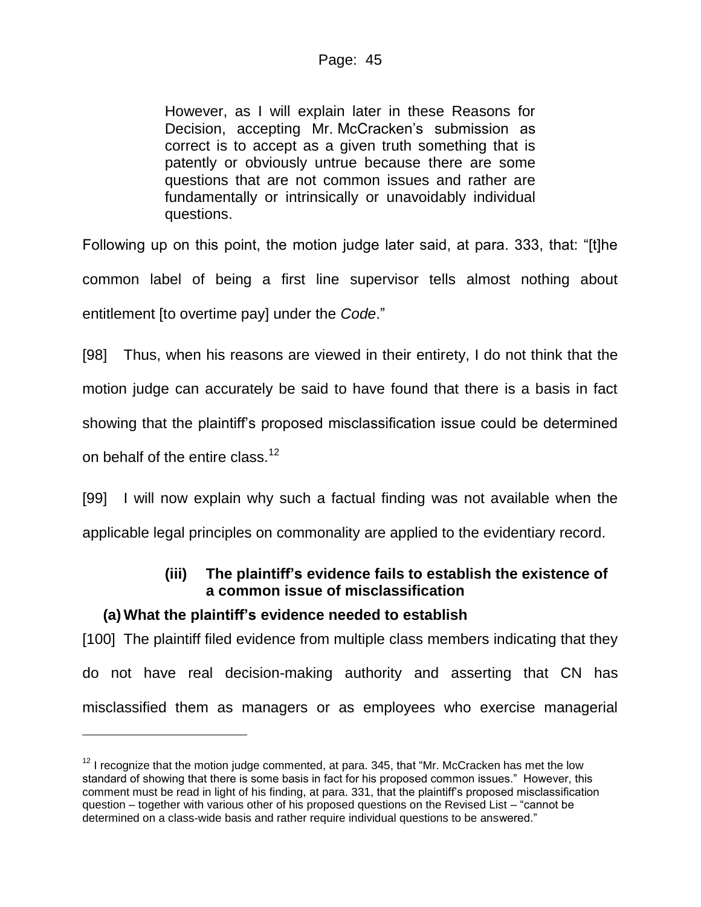> However, as I will explain later in these Reasons for Decision, accepting Mr. McCracken's submission as correct is to accept as a given truth something that is patently or obviously untrue because there are some questions that are not common issues and rather are fundamentally or intrinsically or unavoidably individual questions.

Following up on this point, the motion judge later said, at para. 333, that: "[t]he common label of being a first line supervisor tells almost nothing about entitlement [to overtime pay] under the *Code*."

[98] Thus, when his reasons are viewed in their entirety, I do not think that the motion judge can accurately be said to have found that there is a basis in fact showing that the plaintiff's proposed misclassification issue could be determined on behalf of the entire class.[12]

[99] I will now explain why such a factual finding was not available when the applicable legal principles on commonality are applied to the evidentiary record.

#### (iii) The plaintiff's evidence fails to establish the existence of a common issue of misclassification

##### (a) What the plaintiff's evidence needed to establish

[100] The plaintiff filed evidence from multiple class members indicating that they do not have real decision-making authority and asserting that CN has misclassified them as managers or as employees who exercise managerial

---

[12] I recognize that the motion judge commented, at para. 345, that "Mr. McCracken has met the low standard of showing that there is some basis in fact for his proposed common issues." However, this comment must be read in light of his finding, at para. 331, that the plaintiff's proposed misclassification question – together with various other of his proposed questions on the Revised List – "cannot be determined on a class-wide basis and rather require individual questions to be answered."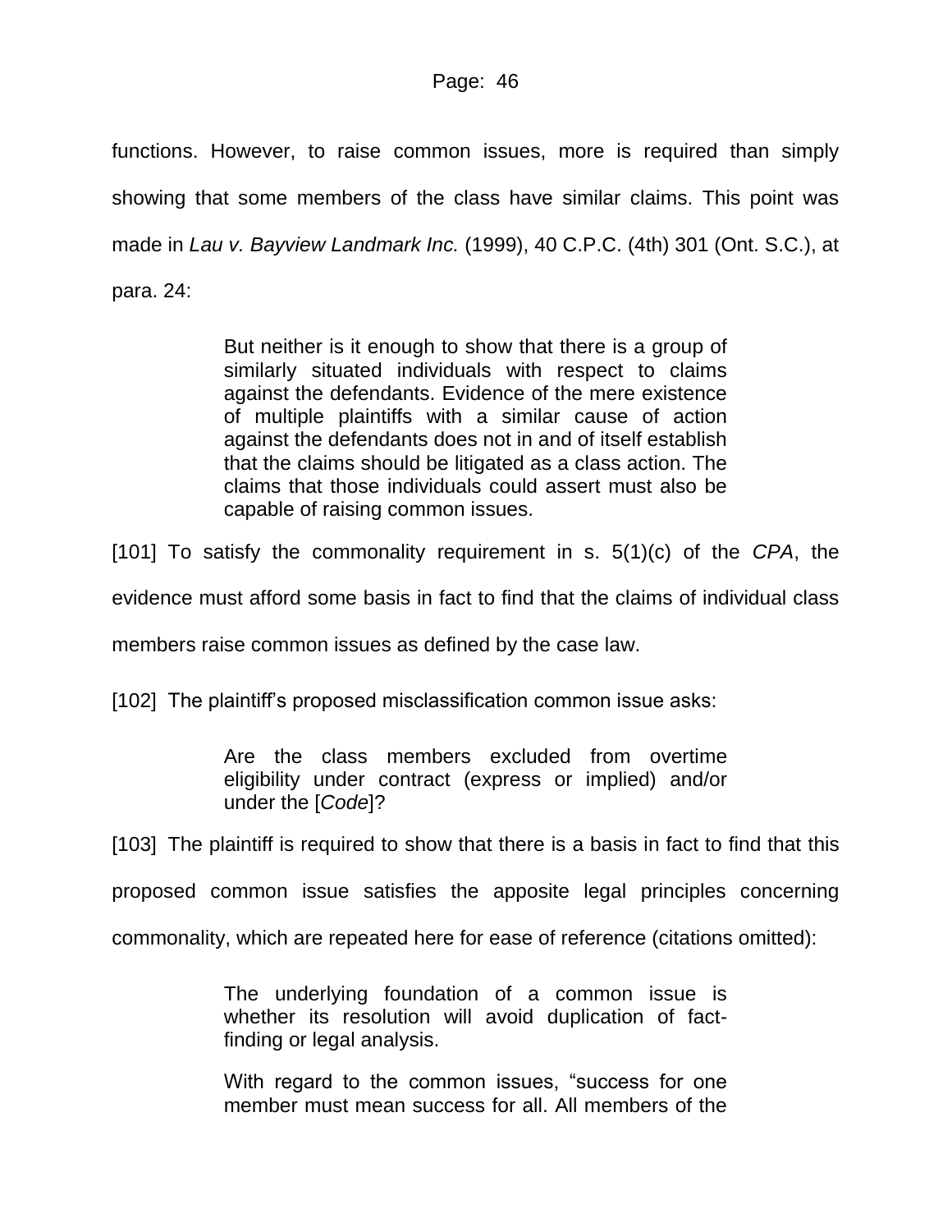functions. However, to raise common issues, more is required than simply showing that some members of the class have similar claims. This point was made in *Lau v. Bayview Landmark Inc.* (1999), 40 C.P.C. (4th) 301 (Ont. S.C.), at para. 24:

> But neither is it enough to show that there is a group of similarly situated individuals with respect to claims against the defendants. Evidence of the mere existence of multiple plaintiffs with a similar cause of action against the defendants does not in and of itself establish that the claims should be litigated as a class action. The claims that those individuals could assert must also be capable of raising common issues.

[101] To satisfy the commonality requirement in s. 5(1)(c) of the *CPA*, the evidence must afford some basis in fact to find that the claims of individual class members raise common issues as defined by the case law.

[102] The plaintiff's proposed misclassification common issue asks:

> Are the class members excluded from overtime eligibility under contract (express or implied) and/or under the [*Code*]?

[103] The plaintiff is required to show that there is a basis in fact to find that this proposed common issue satisfies the apposite legal principles concerning commonality, which are repeated here for ease of reference (citations omitted):

> The underlying foundation of a common issue is whether its resolution will avoid duplication of fact-finding or legal analysis.
>
> With regard to the common issues, "success for one member must mean success for all. All members of the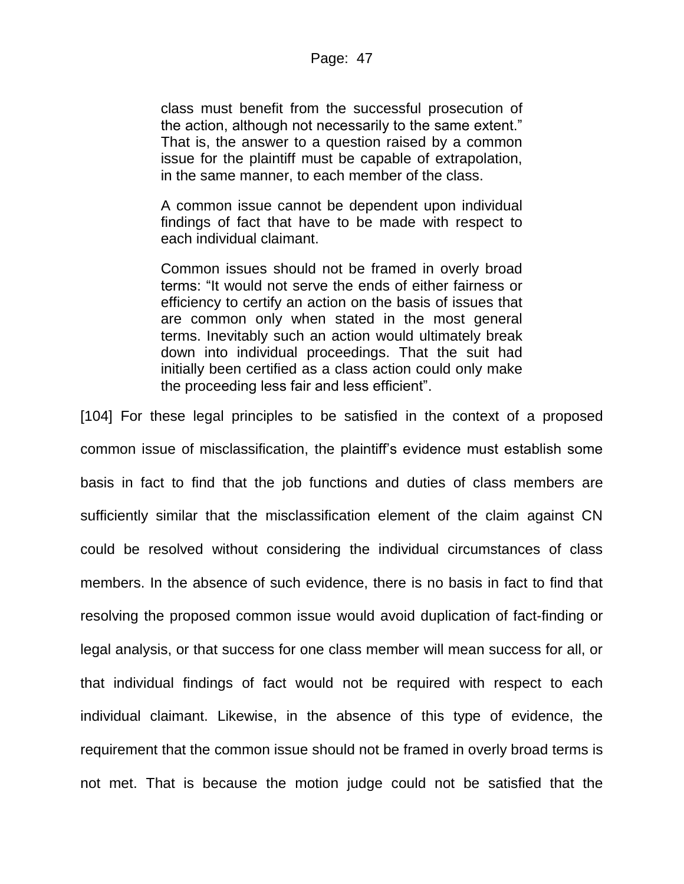> class must benefit from the successful prosecution of the action, although not necessarily to the same extent." That is, the answer to a question raised by a common issue for the plaintiff must be capable of extrapolation, in the same manner, to each member of the class.
>
> A common issue cannot be dependent upon individual findings of fact that have to be made with respect to each individual claimant.
>
> Common issues should not be framed in overly broad terms: "It would not serve the ends of either fairness or efficiency to certify an action on the basis of issues that are common only when stated in the most general terms. Inevitably such an action would ultimately break down into individual proceedings. That the suit had initially been certified as a class action could only make the proceeding less fair and less efficient".

[104] For these legal principles to be satisfied in the context of a proposed common issue of misclassification, the plaintiff's evidence must establish some basis in fact to find that the job functions and duties of class members are sufficiently similar that the misclassification element of the claim against CN could be resolved without considering the individual circumstances of class members. In the absence of such evidence, there is no basis in fact to find that resolving the proposed common issue would avoid duplication of fact-finding or legal analysis, or that success for one class member will mean success for all, or that individual findings of fact would not be required with respect to each individual claimant. Likewise, in the absence of this type of evidence, the requirement that the common issue should not be framed in overly broad terms is not met. That is because the motion judge could not be satisfied that the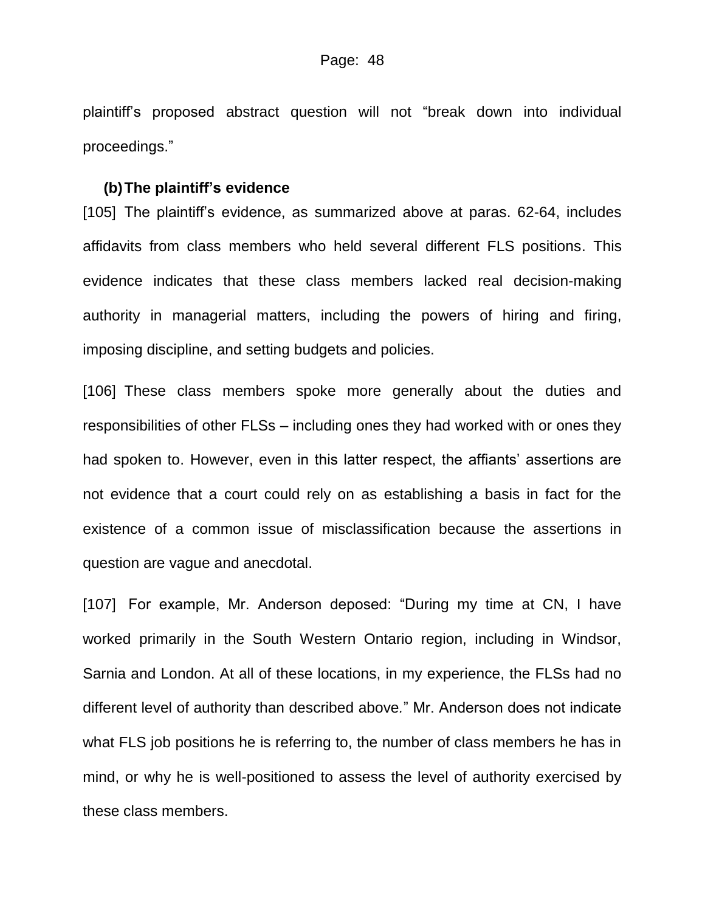plaintiff's proposed abstract question will not "break down into individual proceedings."

### (b) The plaintiff's evidence

[105] The plaintiff's evidence, as summarized above at paras. 62-64, includes affidavits from class members who held several different FLS positions. This evidence indicates that these class members lacked real decision-making authority in managerial matters, including the powers of hiring and firing, imposing discipline, and setting budgets and policies.

[106] These class members spoke more generally about the duties and responsibilities of other FLSs – including ones they had worked with or ones they had spoken to. However, even in this latter respect, the affiants' assertions are not evidence that a court could rely on as establishing a basis in fact for the existence of a common issue of misclassification because the assertions in question are vague and anecdotal.

[107] For example, Mr. Anderson deposed: "During my time at CN, I have worked primarily in the South Western Ontario region, including in Windsor, Sarnia and London. At all of these locations, in my experience, the FLSs had no different level of authority than described above." Mr. Anderson does not indicate what FLS job positions he is referring to, the number of class members he has in mind, or why he is well-positioned to assess the level of authority exercised by these class members.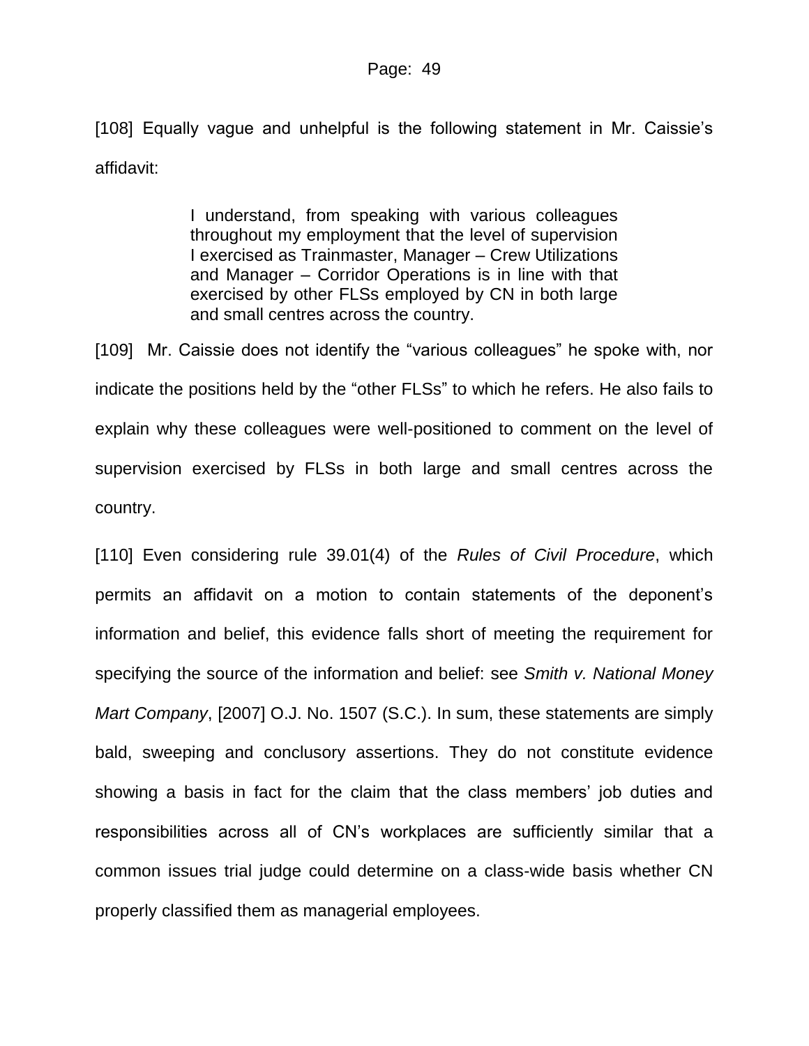[108] Equally vague and unhelpful is the following statement in Mr. Caissie's affidavit:

> I understand, from speaking with various colleagues throughout my employment that the level of supervision I exercised as Trainmaster, Manager – Crew Utilizations and Manager – Corridor Operations is in line with that exercised by other FLSs employed by CN in both large and small centres across the country.

[109] Mr. Caissie does not identify the "various colleagues" he spoke with, nor indicate the positions held by the "other FLSs" to which he refers. He also fails to explain why these colleagues were well-positioned to comment on the level of supervision exercised by FLSs in both large and small centres across the country.

[110] Even considering rule 39.01(4) of the *Rules of Civil Procedure*, which permits an affidavit on a motion to contain statements of the deponent's information and belief, this evidence falls short of meeting the requirement for specifying the source of the information and belief: see *Smith v. National Money Mart Company*, [2007] O.J. No. 1507 (S.C.). In sum, these statements are simply bald, sweeping and conclusory assertions. They do not constitute evidence showing a basis in fact for the claim that the class members' job duties and responsibilities across all of CN's workplaces are sufficiently similar that a common issues trial judge could determine on a class-wide basis whether CN properly classified them as managerial employees.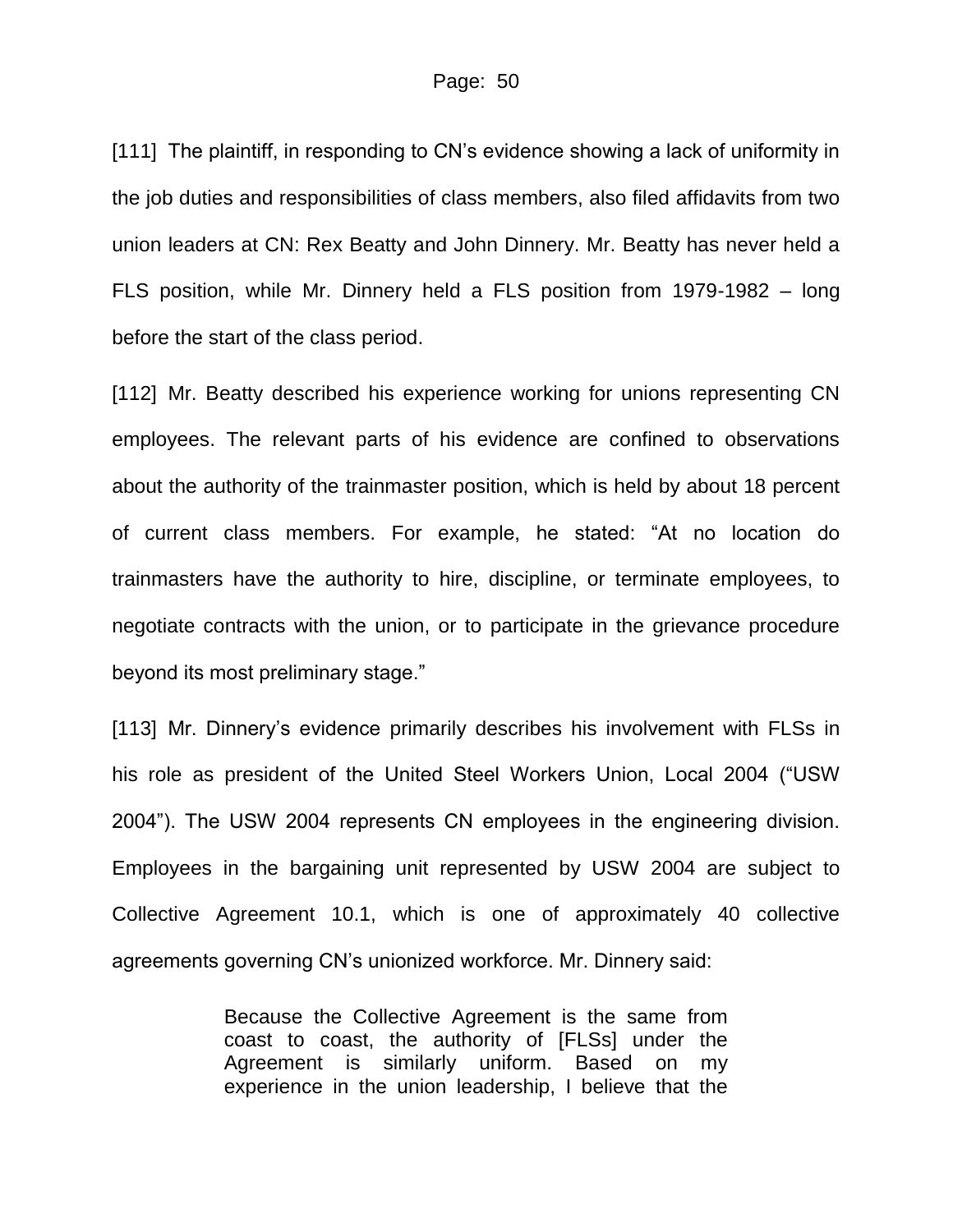[111] The plaintiff, in responding to CN's evidence showing a lack of uniformity in the job duties and responsibilities of class members, also filed affidavits from two union leaders at CN: Rex Beatty and John Dinnery. Mr. Beatty has never held a FLS position, while Mr. Dinnery held a FLS position from 1979-1982 – long before the start of the class period.

[112] Mr. Beatty described his experience working for unions representing CN employees. The relevant parts of his evidence are confined to observations about the authority of the trainmaster position, which is held by about 18 percent of current class members. For example, he stated: "At no location do trainmasters have the authority to hire, discipline, or terminate employees, to negotiate contracts with the union, or to participate in the grievance procedure beyond its most preliminary stage."

[113] Mr. Dinnery's evidence primarily describes his involvement with FLSs in his role as president of the United Steel Workers Union, Local 2004 ("USW 2004"). The USW 2004 represents CN employees in the engineering division. Employees in the bargaining unit represented by USW 2004 are subject to Collective Agreement 10.1, which is one of approximately 40 collective agreements governing CN's unionized workforce. Mr. Dinnery said:

> Because the Collective Agreement is the same from coast to coast, the authority of [FLSs] under the Agreement is similarly uniform. Based on my experience in the union leadership, I believe that the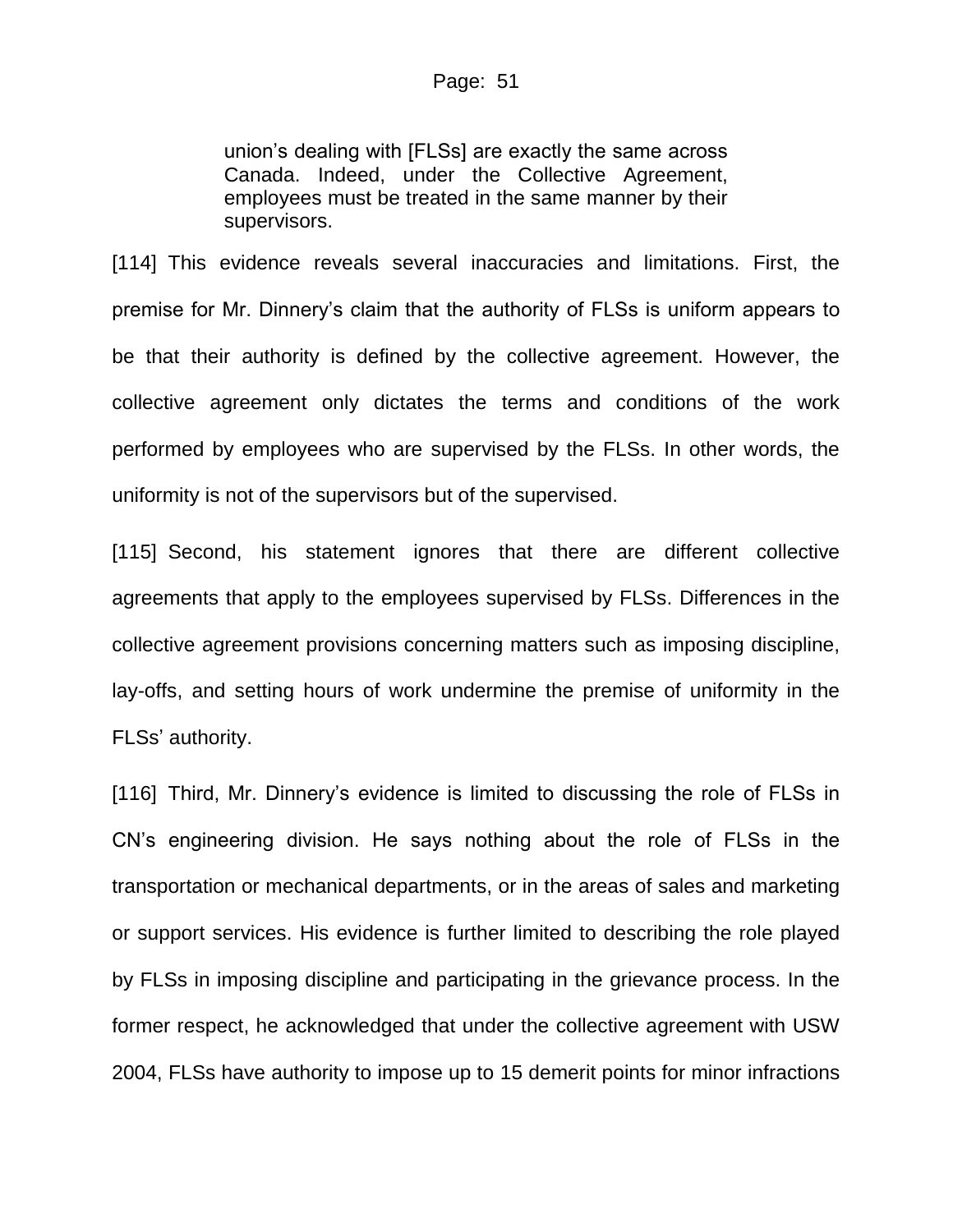> union's dealing with [FLSs] are exactly the same across Canada. Indeed, under the Collective Agreement, employees must be treated in the same manner by their supervisors.

[114] This evidence reveals several inaccuracies and limitations. First, the premise for Mr. Dinnery's claim that the authority of FLSs is uniform appears to be that their authority is defined by the collective agreement. However, the collective agreement only dictates the terms and conditions of the work performed by employees who are supervised by the FLSs. In other words, the uniformity is not of the supervisors but of the supervised.

[115] Second, his statement ignores that there are different collective agreements that apply to the employees supervised by FLSs. Differences in the collective agreement provisions concerning matters such as imposing discipline, lay-offs, and setting hours of work undermine the premise of uniformity in the FLSs' authority.

[116] Third, Mr. Dinnery's evidence is limited to discussing the role of FLSs in CN's engineering division. He says nothing about the role of FLSs in the transportation or mechanical departments, or in the areas of sales and marketing or support services. His evidence is further limited to describing the role played by FLSs in imposing discipline and participating in the grievance process. In the former respect, he acknowledged that under the collective agreement with USW 2004, FLSs have authority to impose up to 15 demerit points for minor infractions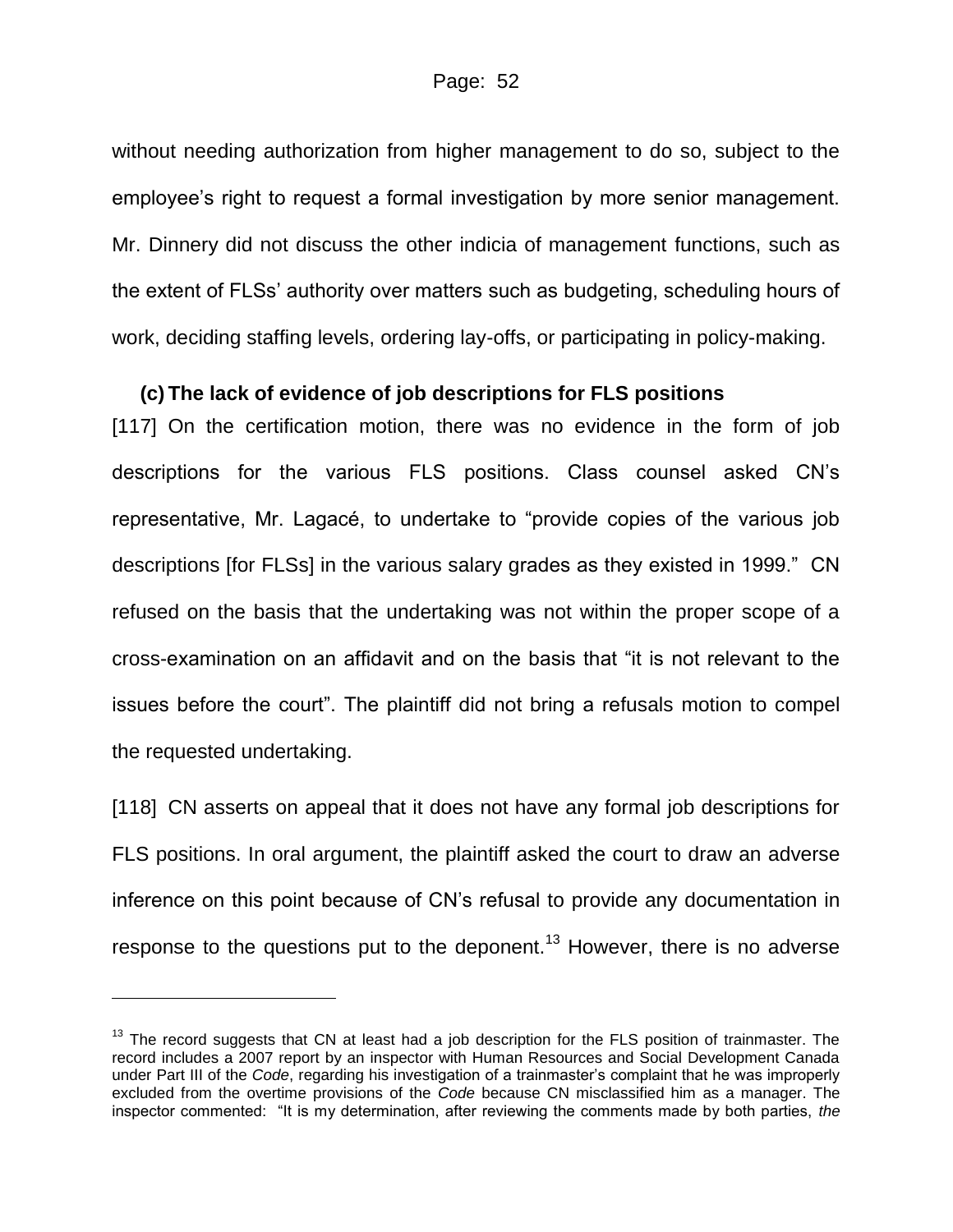without needing authorization from higher management to do so, subject to the employee's right to request a formal investigation by more senior management. Mr. Dinnery did not discuss the other indicia of management functions, such as the extent of FLSs' authority over matters such as budgeting, scheduling hours of work, deciding staffing levels, ordering lay-offs, or participating in policy-making.

### (c) The lack of evidence of job descriptions for FLS positions

[117] On the certification motion, there was no evidence in the form of job descriptions for the various FLS positions. Class counsel asked CN's representative, Mr. Lagacé, to undertake to "provide copies of the various job descriptions [for FLSs] in the various salary grades as they existed in 1999." CN refused on the basis that the undertaking was not within the proper scope of a cross-examination on an affidavit and on the basis that "it is not relevant to the issues before the court". The plaintiff did not bring a refusals motion to compel the requested undertaking.

[118] CN asserts on appeal that it does not have any formal job descriptions for FLS positions. In oral argument, the plaintiff asked the court to draw an adverse inference on this point because of CN's refusal to provide any documentation in response to the questions put to the deponent.[13] However, there is no adverse

---

[13] The record suggests that CN at least had a job description for the FLS position of trainmaster. The record includes a 2007 report by an inspector with Human Resources and Social Development Canada under Part III of the *Code*, regarding his investigation of a trainmaster's complaint that he was improperly excluded from the overtime provisions of the *Code* because CN misclassified him as a manager. The inspector commented: "It is my determination, after reviewing the comments made by both parties, *the*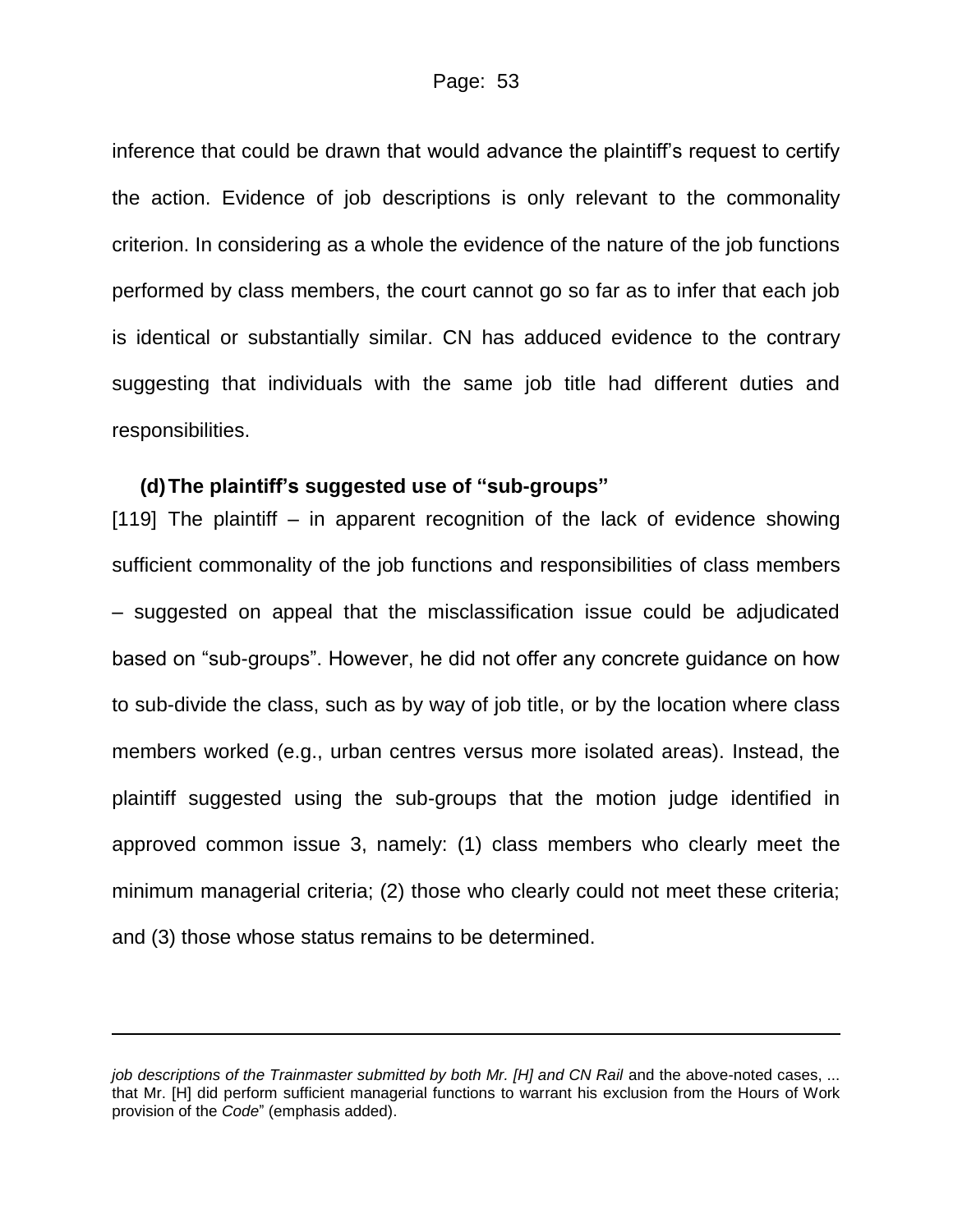inference that could be drawn that would advance the plaintiff's request to certify the action. Evidence of job descriptions is only relevant to the commonality criterion. In considering as a whole the evidence of the nature of the job functions performed by class members, the court cannot go so far as to infer that each job is identical or substantially similar. CN has adduced evidence to the contrary suggesting that individuals with the same job title had different duties and responsibilities.

### (d) The plaintiff's suggested use of "sub-groups"

[119] The plaintiff – in apparent recognition of the lack of evidence showing sufficient commonality of the job functions and responsibilities of class members – suggested on appeal that the misclassification issue could be adjudicated based on "sub-groups". However, he did not offer any concrete guidance on how to sub-divide the class, such as by way of job title, or by the location where class members worked (e.g., urban centres versus more isolated areas). Instead, the plaintiff suggested using the sub-groups that the motion judge identified in approved common issue 3, namely: (1) class members who clearly meet the minimum managerial criteria; (2) those who clearly could not meet these criteria; and (3) those whose status remains to be determined.

---

*job descriptions of the Trainmaster submitted by both Mr. [H] and CN Rail* and the above-noted cases, ... that Mr. [H] did perform sufficient managerial functions to warrant his exclusion from the Hours of Work provision of the *Code*" (emphasis added).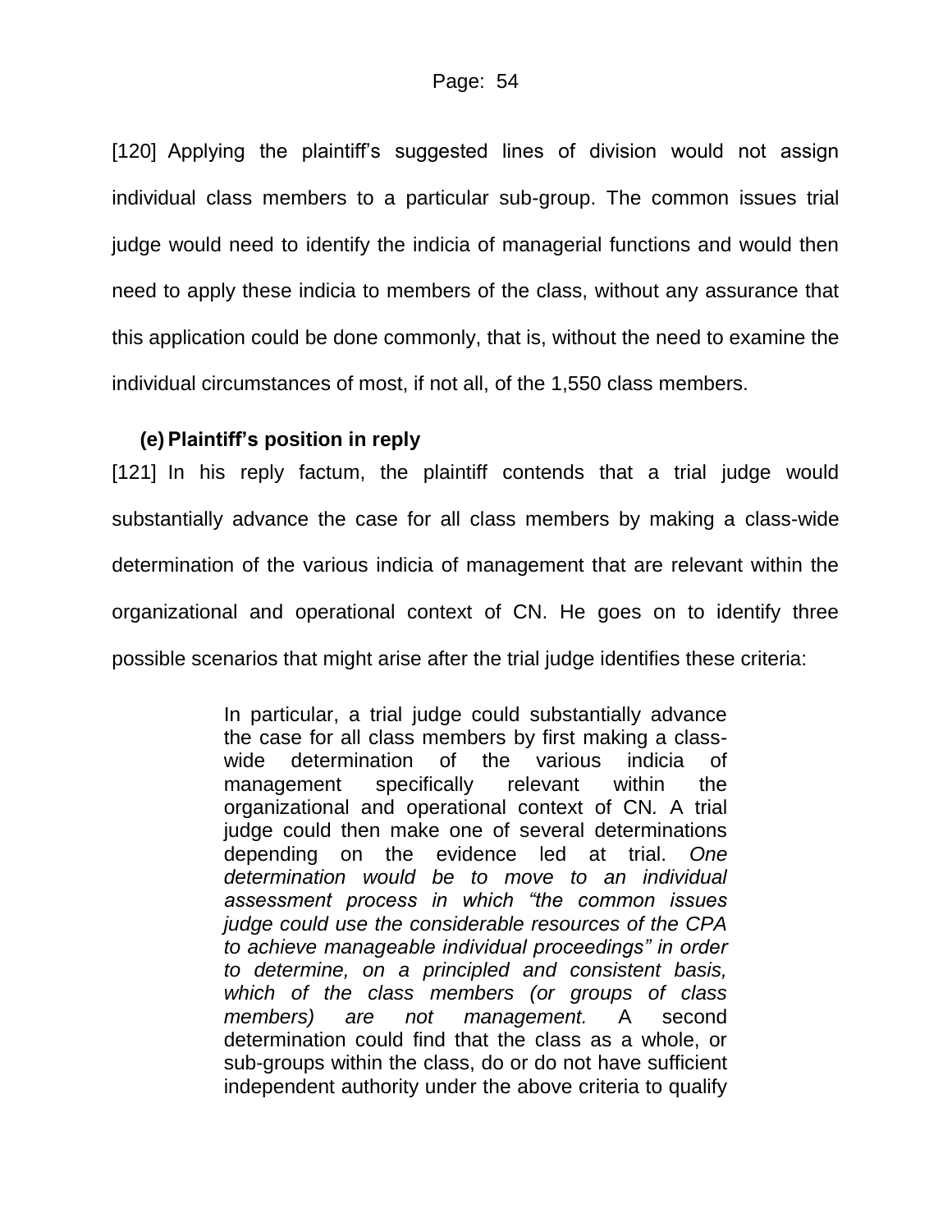[120] Applying the plaintiff's suggested lines of division would not assign individual class members to a particular sub-group. The common issues trial judge would need to identify the indicia of managerial functions and would then need to apply these indicia to members of the class, without any assurance that this application could be done commonly, that is, without the need to examine the individual circumstances of most, if not all, of the 1,550 class members.

### (e) Plaintiff's position in reply

[121] In his reply factum, the plaintiff contends that a trial judge would substantially advance the case for all class members by making a class-wide determination of the various indicia of management that are relevant within the organizational and operational context of CN. He goes on to identify three possible scenarios that might arise after the trial judge identifies these criteria:

> In particular, a trial judge could substantially advance the case for all class members by first making a class-wide determination of the various indicia of management specifically relevant within the organizational and operational context of CN. A trial judge could then make one of several determinations depending on the evidence led at trial. *One determination would be to move to an individual assessment process in which "the common issues judge could use the considerable resources of the CPA to achieve manageable individual proceedings" in order to determine, on a principled and consistent basis, which of the class members (or groups of class members) are not management.* A second determination could find that the class as a whole, or sub-groups within the class, do or do not have sufficient independent authority under the above criteria to qualify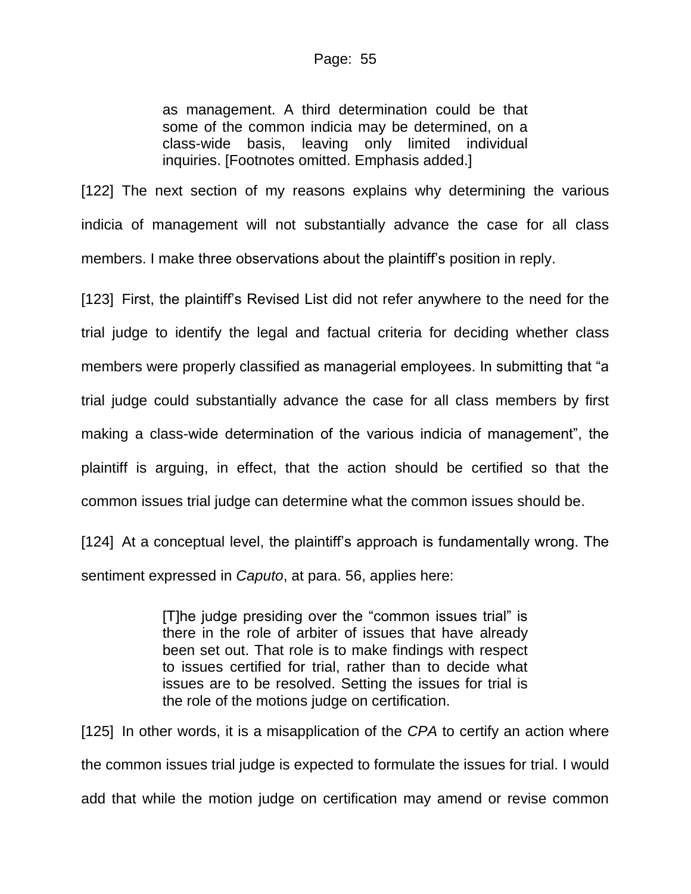> as management. A third determination could be that some of the common indicia may be determined, on a class-wide basis, leaving only limited individual inquiries. [Footnotes omitted. Emphasis added.]

[122] The next section of my reasons explains why determining the various indicia of management will not substantially advance the case for all class members. I make three observations about the plaintiff's position in reply.

[123] First, the plaintiff's Revised List did not refer anywhere to the need for the trial judge to identify the legal and factual criteria for deciding whether class members were properly classified as managerial employees. In submitting that "a trial judge could substantially advance the case for all class members by first making a class-wide determination of the various indicia of management", the plaintiff is arguing, in effect, that the action should be certified so that the common issues trial judge can determine what the common issues should be.

[124] At a conceptual level, the plaintiff's approach is fundamentally wrong. The sentiment expressed in *Caputo*, at para. 56, applies here:

> [T]he judge presiding over the "common issues trial" is there in the role of arbiter of issues that have already been set out. That role is to make findings with respect to issues certified for trial, rather than to decide what issues are to be resolved. Setting the issues for trial is the role of the motions judge on certification.

[125] In other words, it is a misapplication of the *CPA* to certify an action where the common issues trial judge is expected to formulate the issues for trial. I would add that while the motion judge on certification may amend or revise common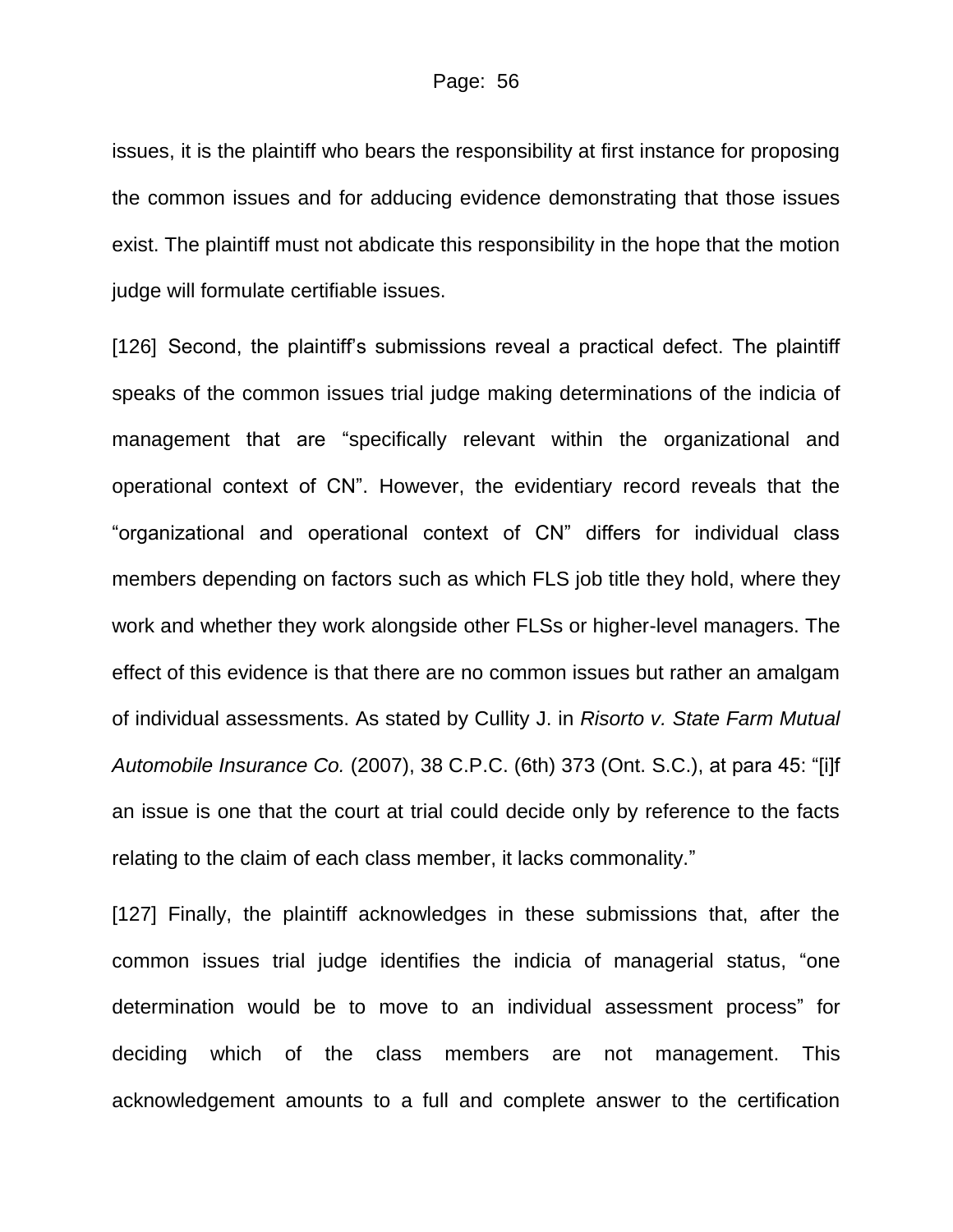issues, it is the plaintiff who bears the responsibility at first instance for proposing the common issues and for adducing evidence demonstrating that those issues exist. The plaintiff must not abdicate this responsibility in the hope that the motion judge will formulate certifiable issues.

[126] Second, the plaintiff's submissions reveal a practical defect. The plaintiff speaks of the common issues trial judge making determinations of the indicia of management that are "specifically relevant within the organizational and operational context of CN". However, the evidentiary record reveals that the "organizational and operational context of CN" differs for individual class members depending on factors such as which FLS job title they hold, where they work and whether they work alongside other FLSs or higher-level managers. The effect of this evidence is that there are no common issues but rather an amalgam of individual assessments. As stated by Cullity J. in *Risorto v. State Farm Mutual Automobile Insurance Co.* (2007), 38 C.P.C. (6th) 373 (Ont. S.C.), at para 45: "[i]f an issue is one that the court at trial could decide only by reference to the facts relating to the claim of each class member, it lacks commonality."

[127] Finally, the plaintiff acknowledges in these submissions that, after the common issues trial judge identifies the indicia of managerial status, "one determination would be to move to an individual assessment process" for deciding which of the class members are not management. This acknowledgement amounts to a full and complete answer to the certification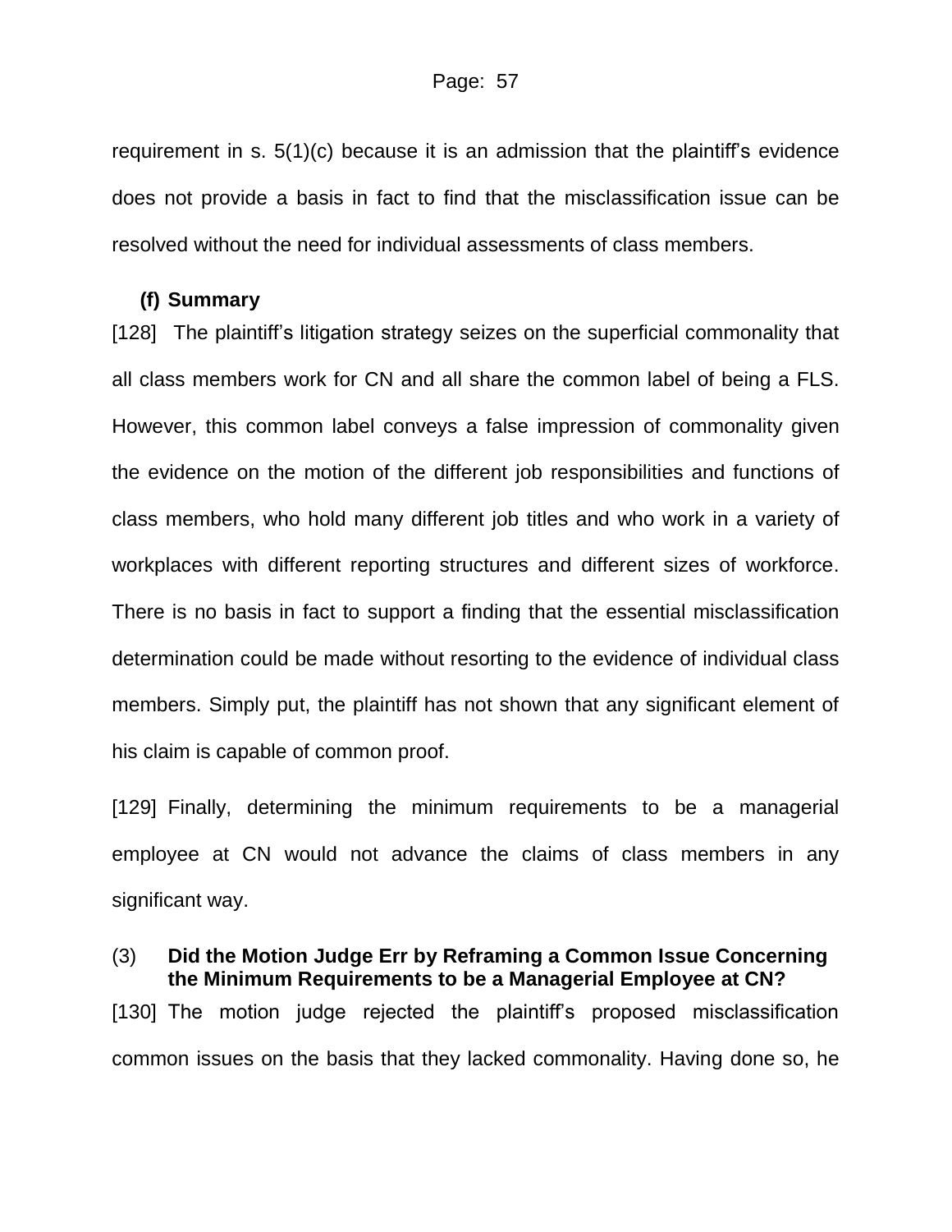requirement in s. 5(1)(c) because it is an admission that the plaintiff's evidence does not provide a basis in fact to find that the misclassification issue can be resolved without the need for individual assessments of class members.

**(f) Summary**

[128] The plaintiff's litigation strategy seizes on the superficial commonality that all class members work for CN and all share the common label of being a FLS. However, this common label conveys a false impression of commonality given the evidence on the motion of the different job responsibilities and functions of class members, who hold many different job titles and who work in a variety of workplaces with different reporting structures and different sizes of workforce. There is no basis in fact to support a finding that the essential misclassification determination could be made without resorting to the evidence of individual class members. Simply put, the plaintiff has not shown that any significant element of his claim is capable of common proof.

[129] Finally, determining the minimum requirements to be a managerial employee at CN would not advance the claims of class members in any significant way.

### (3) Did the Motion Judge Err by Reframing a Common Issue Concerning the Minimum Requirements to be a Managerial Employee at CN?

[130] The motion judge rejected the plaintiff's proposed misclassification common issues on the basis that they lacked commonality. Having done so, he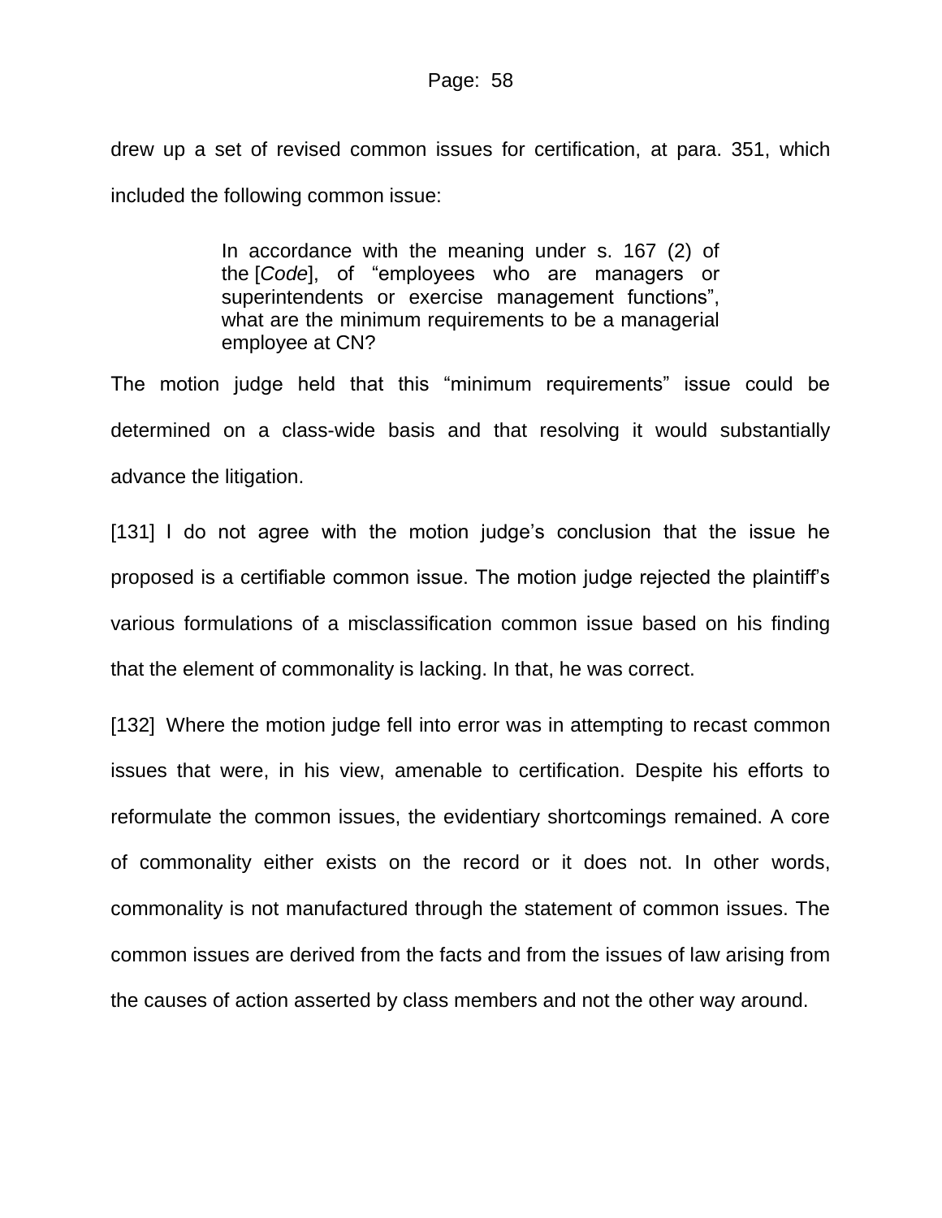drew up a set of revised common issues for certification, at para. 351, which included the following common issue:

> In accordance with the meaning under s. 167 (2) of the [*Code*], of “employees who are managers or superintendents or exercise management functions”, what are the minimum requirements to be a managerial employee at CN?

The motion judge held that this “minimum requirements” issue could be determined on a class-wide basis and that resolving it would substantially advance the litigation.

[131] I do not agree with the motion judge’s conclusion that the issue he proposed is a certifiable common issue. The motion judge rejected the plaintiff’s various formulations of a misclassification common issue based on his finding that the element of commonality is lacking. In that, he was correct.

[132] Where the motion judge fell into error was in attempting to recast common issues that were, in his view, amenable to certification. Despite his efforts to reformulate the common issues, the evidentiary shortcomings remained. A core of commonality either exists on the record or it does not. In other words, commonality is not manufactured through the statement of common issues. The common issues are derived from the facts and from the issues of law arising from the causes of action asserted by class members and not the other way around.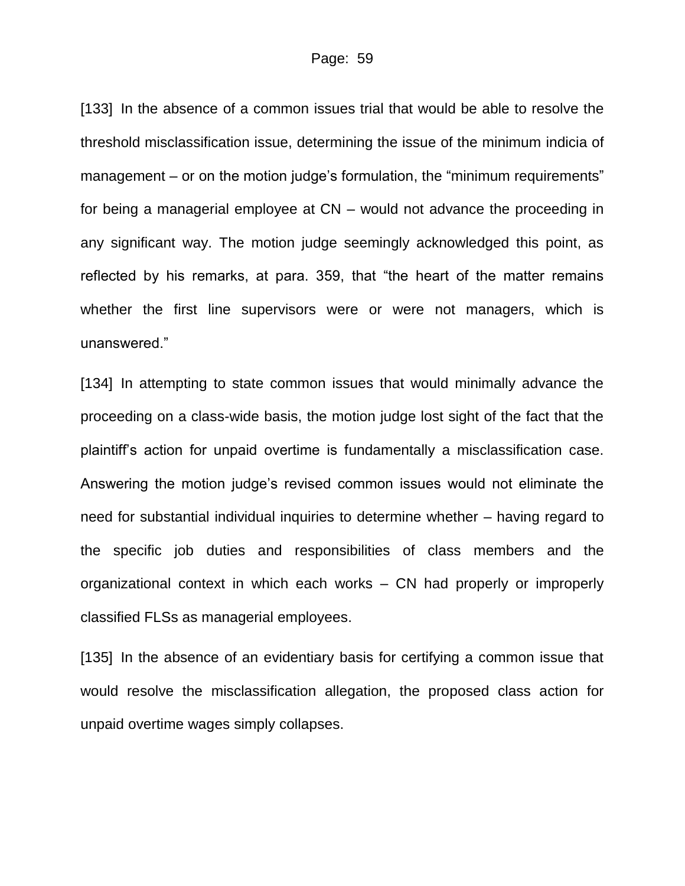[133] In the absence of a common issues trial that would be able to resolve the threshold misclassification issue, determining the issue of the minimum indicia of management – or on the motion judge's formulation, the "minimum requirements" for being a managerial employee at CN – would not advance the proceeding in any significant way. The motion judge seemingly acknowledged this point, as reflected by his remarks, at para. 359, that "the heart of the matter remains whether the first line supervisors were or were not managers, which is unanswered."

[134] In attempting to state common issues that would minimally advance the proceeding on a class-wide basis, the motion judge lost sight of the fact that the plaintiff's action for unpaid overtime is fundamentally a misclassification case. Answering the motion judge's revised common issues would not eliminate the need for substantial individual inquiries to determine whether – having regard to the specific job duties and responsibilities of class members and the organizational context in which each works – CN had properly or improperly classified FLSs as managerial employees.

[135] In the absence of an evidentiary basis for certifying a common issue that would resolve the misclassification allegation, the proposed class action for unpaid overtime wages simply collapses.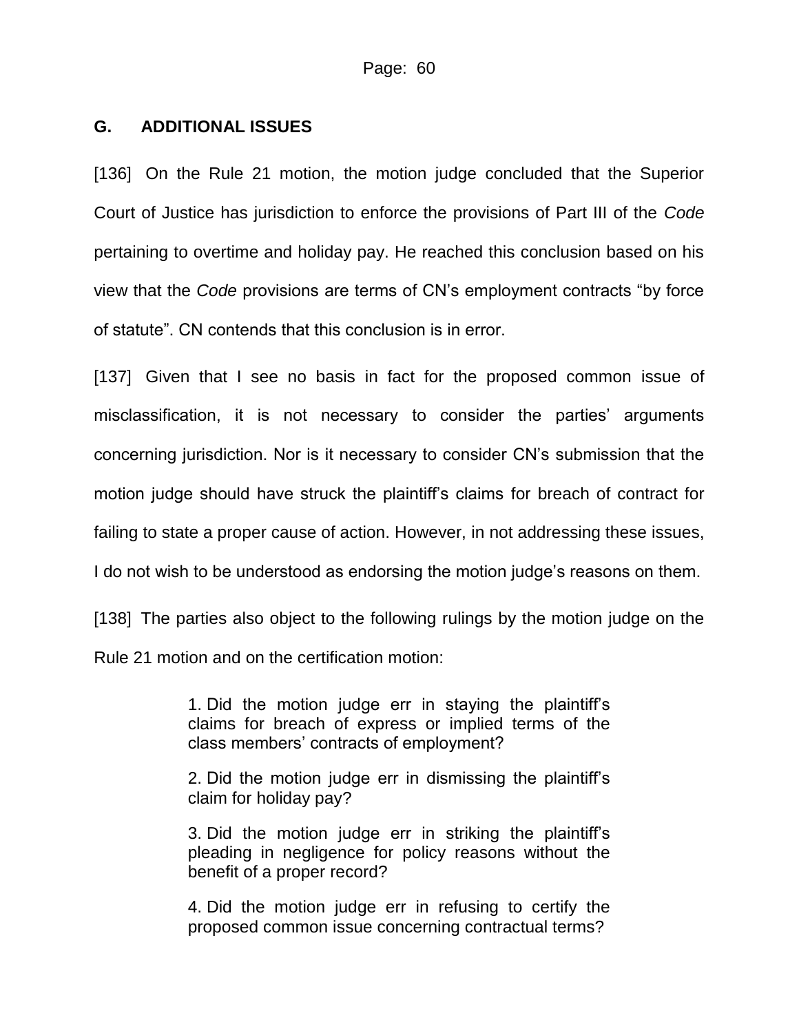## G. ADDITIONAL ISSUES

[136] On the Rule 21 motion, the motion judge concluded that the Superior Court of Justice has jurisdiction to enforce the provisions of Part III of the *Code* pertaining to overtime and holiday pay. He reached this conclusion based on his view that the *Code* provisions are terms of CN's employment contracts "by force of statute". CN contends that this conclusion is in error.

[137] Given that I see no basis in fact for the proposed common issue of misclassification, it is not necessary to consider the parties' arguments concerning jurisdiction. Nor is it necessary to consider CN's submission that the motion judge should have struck the plaintiff's claims for breach of contract for failing to state a proper cause of action. However, in not addressing these issues, I do not wish to be understood as endorsing the motion judge's reasons on them.

[138] The parties also object to the following rulings by the motion judge on the Rule 21 motion and on the certification motion:

> 1. Did the motion judge err in staying the plaintiff's claims for breach of express or implied terms of the class members' contracts of employment?
>
> 2. Did the motion judge err in dismissing the plaintiff's claim for holiday pay?
>
> 3. Did the motion judge err in striking the plaintiff's pleading in negligence for policy reasons without the benefit of a proper record?
>
> 4. Did the motion judge err in refusing to certify the proposed common issue concerning contractual terms?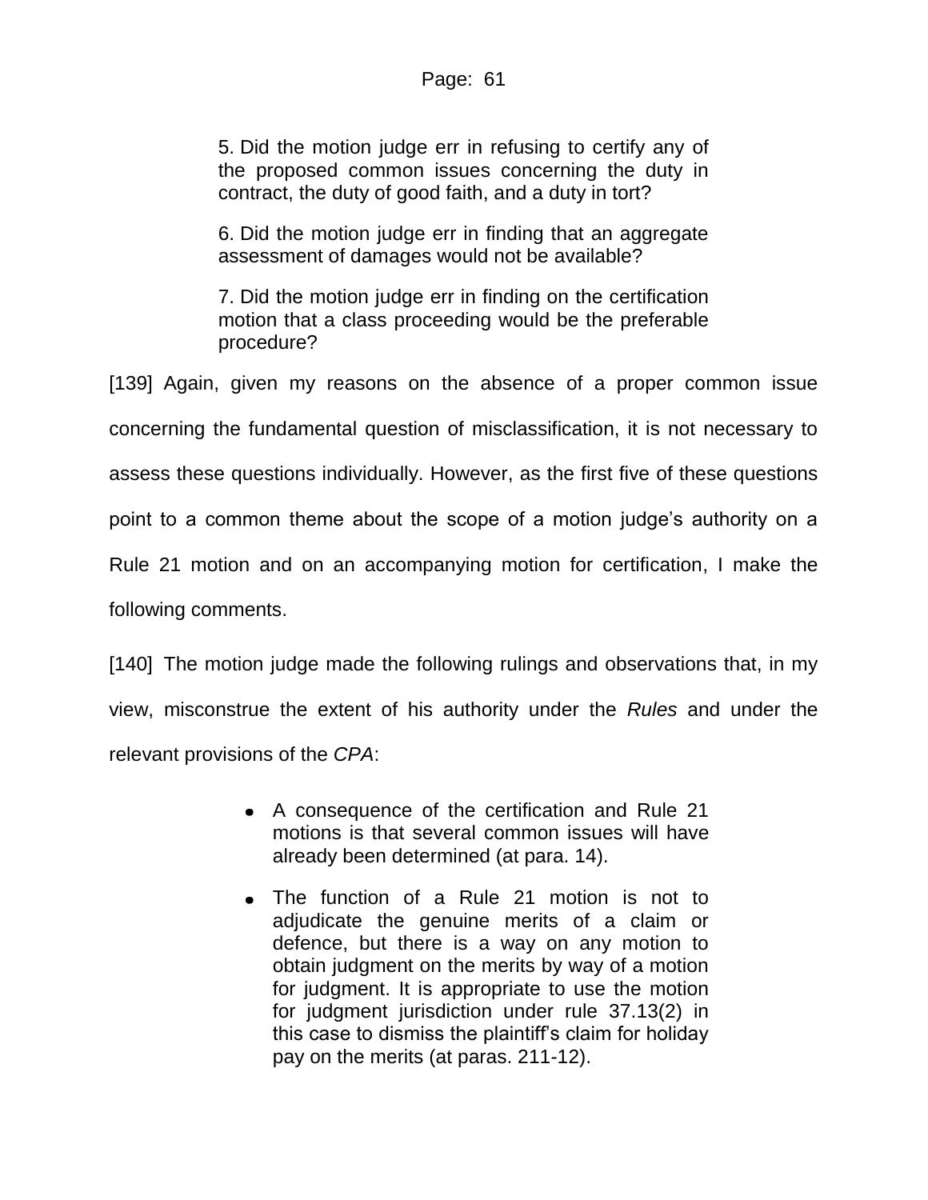> 5. Did the motion judge err in refusing to certify any of the proposed common issues concerning the duty in contract, the duty of good faith, and a duty in tort?
>
> 6. Did the motion judge err in finding that an aggregate assessment of damages would not be available?
>
> 7. Did the motion judge err in finding on the certification motion that a class proceeding would be the preferable procedure?

[139] Again, given my reasons on the absence of a proper common issue concerning the fundamental question of misclassification, it is not necessary to assess these questions individually. However, as the first five of these questions point to a common theme about the scope of a motion judge's authority on a Rule 21 motion and on an accompanying motion for certification, I make the following comments.

[140] The motion judge made the following rulings and observations that, in my view, misconstrue the extent of his authority under the *Rules* and under the relevant provisions of the *CPA*:

- A consequence of the certification and Rule 21 motions is that several common issues will have already been determined (at para. 14).
- The function of a Rule 21 motion is not to adjudicate the genuine merits of a claim or defence, but there is a way on any motion to obtain judgment on the merits by way of a motion for judgment. It is appropriate to use the motion for judgment jurisdiction under rule 37.13(2) in this case to dismiss the plaintiff's claim for holiday pay on the merits (at paras. 211-12).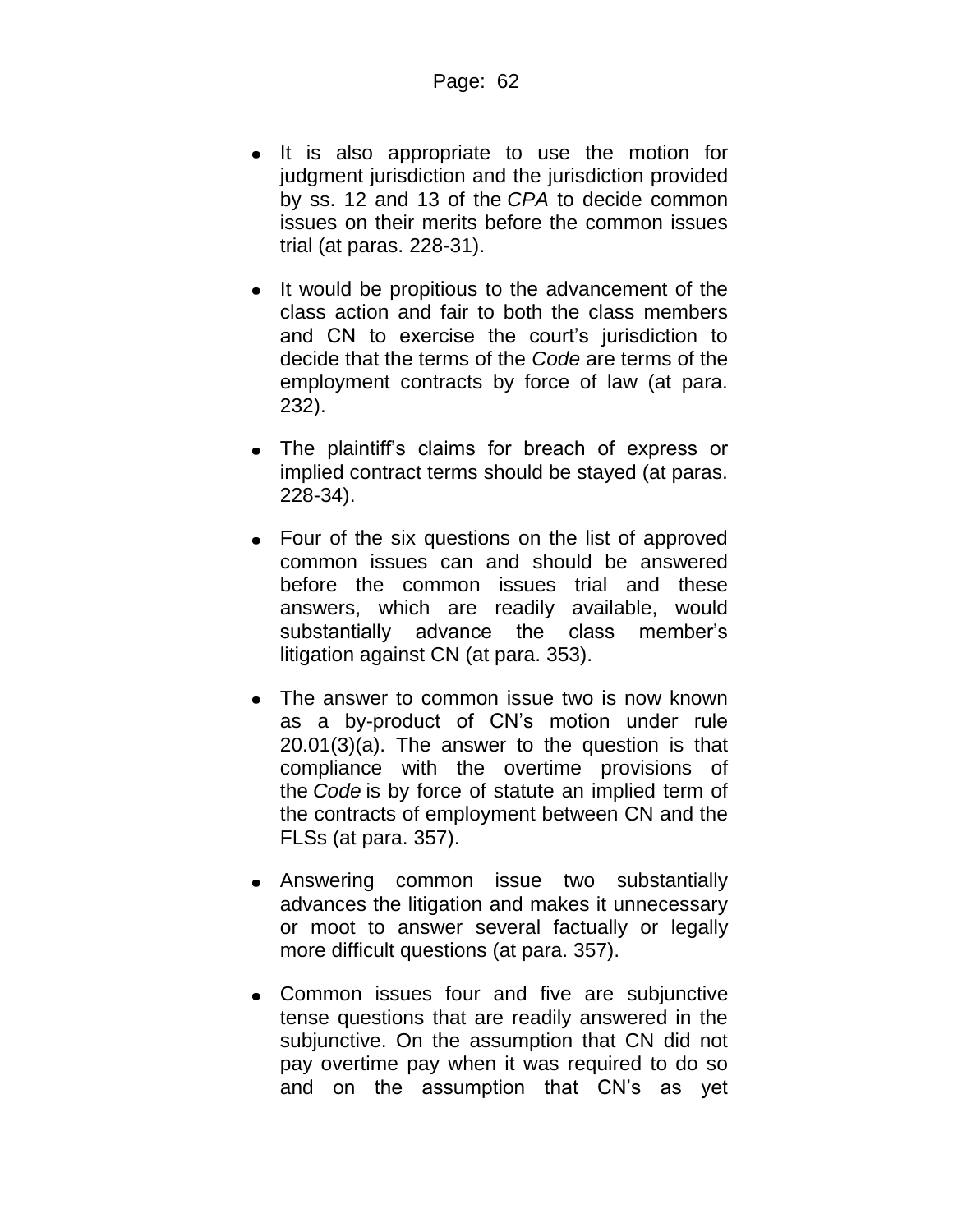- It is also appropriate to use the motion for judgment jurisdiction and the jurisdiction provided by ss. 12 and 13 of the *CPA* to decide common issues on their merits before the common issues trial (at paras. 228-31).

- It would be propitious to the advancement of the class action and fair to both the class members and CN to exercise the court's jurisdiction to decide that the terms of the *Code* are terms of the employment contracts by force of law (at para. 232).

- The plaintiff's claims for breach of express or implied contract terms should be stayed (at paras. 228-34).

- Four of the six questions on the list of approved common issues can and should be answered before the common issues trial and these answers, which are readily available, would substantially advance the class member's litigation against CN (at para. 353).

- The answer to common issue two is now known as a by-product of CN's motion under rule 20.01(3)(a). The answer to the question is that compliance with the overtime provisions of the *Code* is by force of statute an implied term of the contracts of employment between CN and the FLSs (at para. 357).

- Answering common issue two substantially advances the litigation and makes it unnecessary or moot to answer several factually or legally more difficult questions (at para. 357).

- Common issues four and five are subjunctive tense questions that are readily answered in the subjunctive. On the assumption that CN did not pay overtime pay when it was required to do so and on the assumption that CN's as yet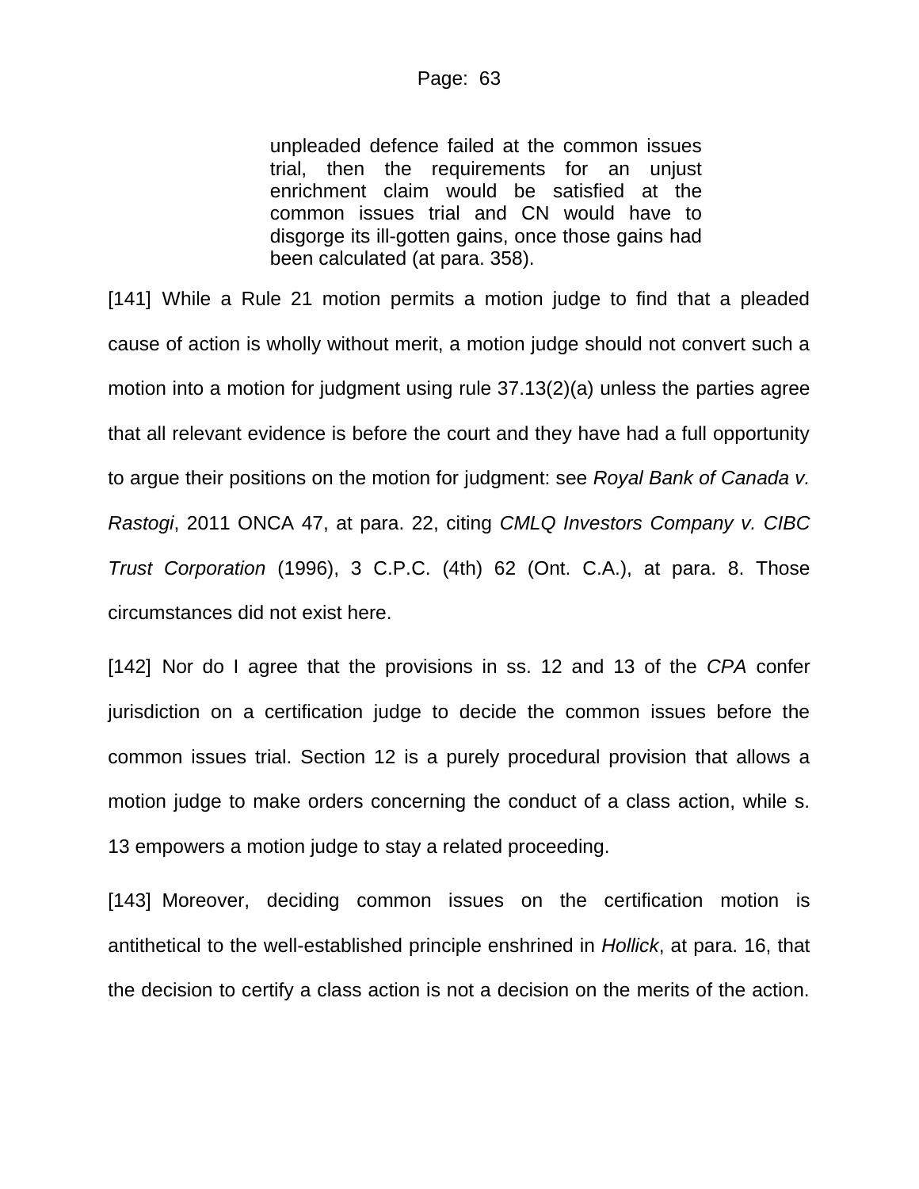> unpleaded defence failed at the common issues trial, then the requirements for an unjust enrichment claim would be satisfied at the common issues trial and CN would have to disgorge its ill-gotten gains, once those gains had been calculated (at para. 358).

[141] While a Rule 21 motion permits a motion judge to find that a pleaded cause of action is wholly without merit, a motion judge should not convert such a motion into a motion for judgment using rule 37.13(2)(a) unless the parties agree that all relevant evidence is before the court and they have had a full opportunity to argue their positions on the motion for judgment: see *Royal Bank of Canada v. Rastogi*, 2011 ONCA 47, at para. 22, citing *CMLQ Investors Company v. CIBC Trust Corporation* (1996), 3 C.P.C. (4th) 62 (Ont. C.A.), at para. 8. Those circumstances did not exist here.

[142] Nor do I agree that the provisions in ss. 12 and 13 of the *CPA* confer jurisdiction on a certification judge to decide the common issues before the common issues trial. Section 12 is a purely procedural provision that allows a motion judge to make orders concerning the conduct of a class action, while s. 13 empowers a motion judge to stay a related proceeding.

[143] Moreover, deciding common issues on the certification motion is antithetical to the well-established principle enshrined in *Hollick*, at para. 16, that the decision to certify a class action is not a decision on the merits of the action.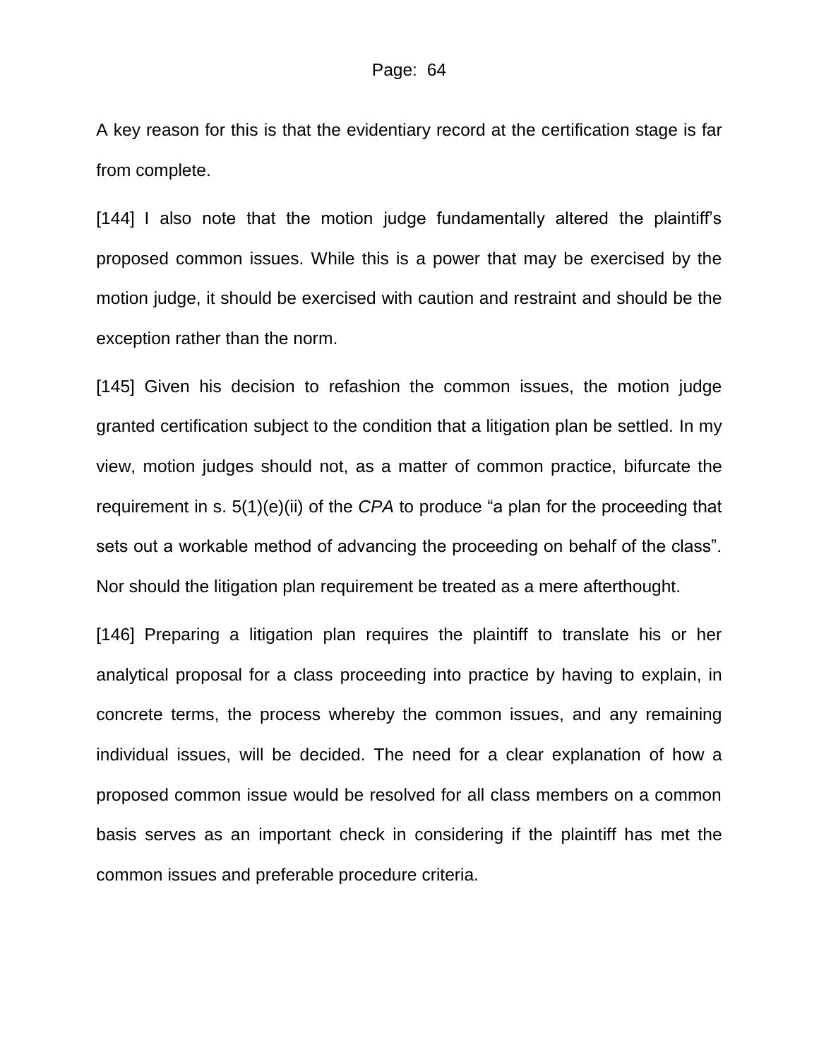A key reason for this is that the evidentiary record at the certification stage is far from complete.

[144] I also note that the motion judge fundamentally altered the plaintiff's proposed common issues. While this is a power that may be exercised by the motion judge, it should be exercised with caution and restraint and should be the exception rather than the norm.

[145] Given his decision to refashion the common issues, the motion judge granted certification subject to the condition that a litigation plan be settled. In my view, motion judges should not, as a matter of common practice, bifurcate the requirement in s. 5(1)(e)(ii) of the *CPA* to produce "a plan for the proceeding that sets out a workable method of advancing the proceeding on behalf of the class". Nor should the litigation plan requirement be treated as a mere afterthought.

[146] Preparing a litigation plan requires the plaintiff to translate his or her analytical proposal for a class proceeding into practice by having to explain, in concrete terms, the process whereby the common issues, and any remaining individual issues, will be decided. The need for a clear explanation of how a proposed common issue would be resolved for all class members on a common basis serves as an important check in considering if the plaintiff has met the common issues and preferable procedure criteria.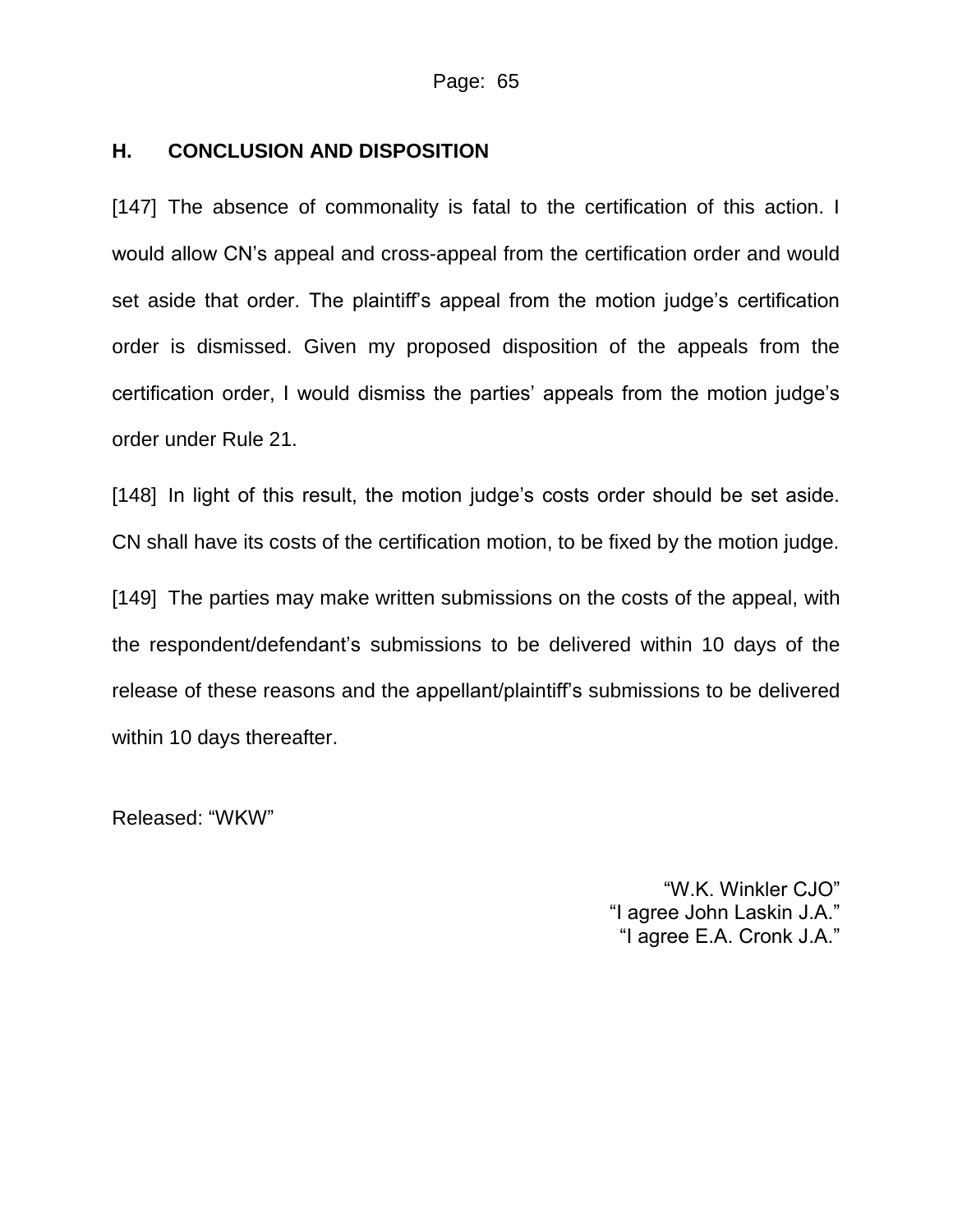## H. CONCLUSION AND DISPOSITION

[147] The absence of commonality is fatal to the certification of this action. I would allow CN's appeal and cross-appeal from the certification order and would set aside that order. The plaintiff's appeal from the motion judge's certification order is dismissed. Given my proposed disposition of the appeals from the certification order, I would dismiss the parties' appeals from the motion judge's order under Rule 21.

[148] In light of this result, the motion judge's costs order should be set aside. CN shall have its costs of the certification motion, to be fixed by the motion judge.

[149] The parties may make written submissions on the costs of the appeal, with the respondent/defendant's submissions to be delivered within 10 days of the release of these reasons and the appellant/plaintiff's submissions to be delivered within 10 days thereafter.

Released: "WKW"

"W.K. Winkler CJO"
"I agree John Laskin J.A."
"I agree E.A. Cronk J.A."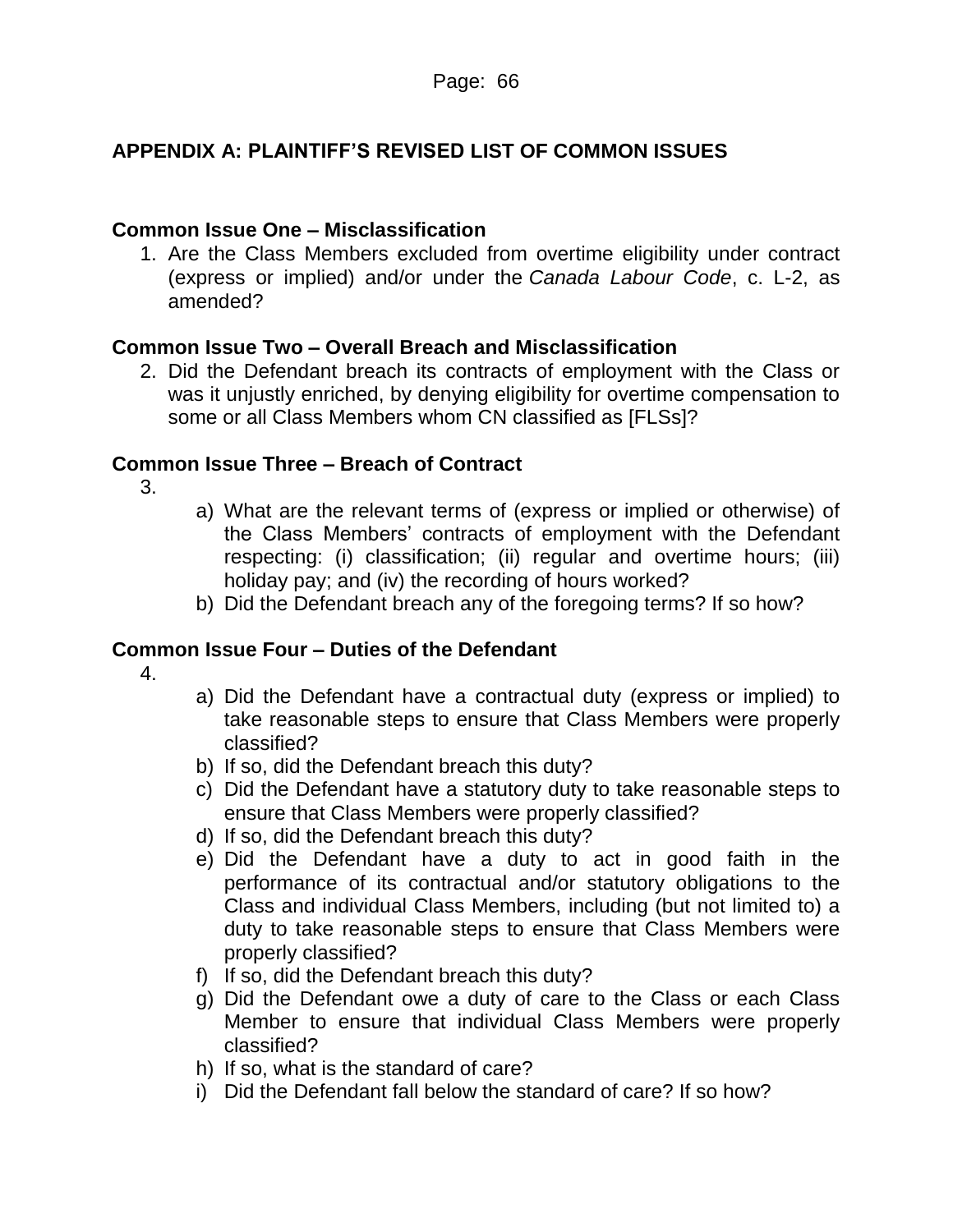## APPENDIX A: PLAINTIFF'S REVISED LIST OF COMMON ISSUES

### Common Issue One – Misclassification

1. Are the Class Members excluded from overtime eligibility under contract (express or implied) and/or under the *Canada Labour Code*, c. L-2, as amended?

### Common Issue Two – Overall Breach and Misclassification

2. Did the Defendant breach its contracts of employment with the Class or was it unjustly enriched, by denying eligibility for overtime compensation to some or all Class Members whom CN classified as [FLSs]?

### Common Issue Three – Breach of Contract

3.
   a) What are the relevant terms of (express or implied or otherwise) of the Class Members' contracts of employment with the Defendant respecting: (i) classification; (ii) regular and overtime hours; (iii) holiday pay; and (iv) the recording of hours worked?
   b) Did the Defendant breach any of the foregoing terms? If so how?

### Common Issue Four – Duties of the Defendant

4.
   a) Did the Defendant have a contractual duty (express or implied) to take reasonable steps to ensure that Class Members were properly classified?
   b) If so, did the Defendant breach this duty?
   c) Did the Defendant have a statutory duty to take reasonable steps to ensure that Class Members were properly classified?
   d) If so, did the Defendant breach this duty?
   e) Did the Defendant have a duty to act in good faith in the performance of its contractual and/or statutory obligations to the Class and individual Class Members, including (but not limited to) a duty to take reasonable steps to ensure that Class Members were properly classified?
   f) If so, did the Defendant breach this duty?
   g) Did the Defendant owe a duty of care to the Class or each Class Member to ensure that individual Class Members were properly classified?
   h) If so, what is the standard of care?
   i) Did the Defendant fall below the standard of care? If so how?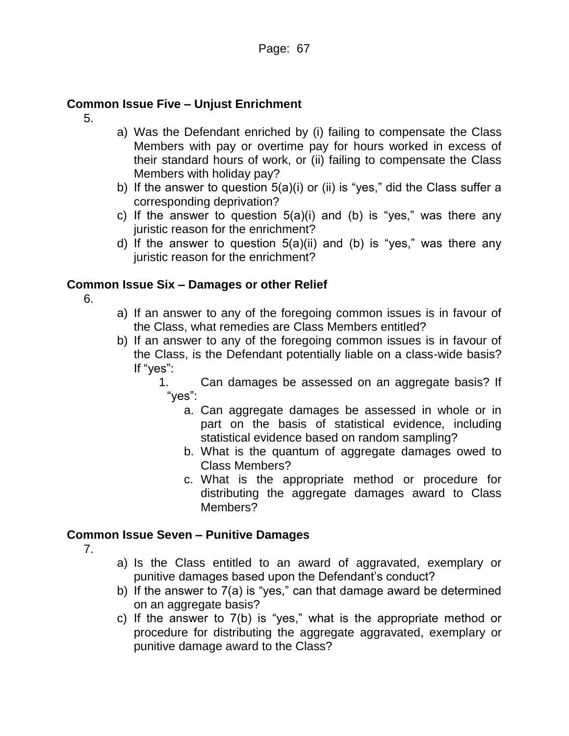**Common Issue Five – Unjust Enrichment**

5.

a) Was the Defendant enriched by (i) failing to compensate the Class Members with pay or overtime pay for hours worked in excess of their standard hours of work, or (ii) failing to compensate the Class Members with holiday pay?
b) If the answer to question 5(a)(i) or (ii) is "yes," did the Class suffer a corresponding deprivation?
c) If the answer to question 5(a)(i) and (b) is "yes," was there any juristic reason for the enrichment?
d) If the answer to question 5(a)(ii) and (b) is "yes," was there any juristic reason for the enrichment?

**Common Issue Six – Damages or other Relief**

6.

a) If an answer to any of the foregoing common issues is in favour of the Class, what remedies are Class Members entitled?
b) If an answer to any of the foregoing common issues is in favour of the Class, is the Defendant potentially liable on a class-wide basis? If "yes":
   1. Can damages be assessed on an aggregate basis? If "yes":
      a. Can aggregate damages be assessed in whole or in part on the basis of statistical evidence, including statistical evidence based on random sampling?
      b. What is the quantum of aggregate damages owed to Class Members?
      c. What is the appropriate method or procedure for distributing the aggregate damages award to Class Members?

**Common Issue Seven – Punitive Damages**

7.

a) Is the Class entitled to an award of aggravated, exemplary or punitive damages based upon the Defendant's conduct?
b) If the answer to 7(a) is "yes," can that damage award be determined on an aggregate basis?
c) If the answer to 7(b) is "yes," what is the appropriate method or procedure for distributing the aggregate aggravated, exemplary or punitive damage award to the Class?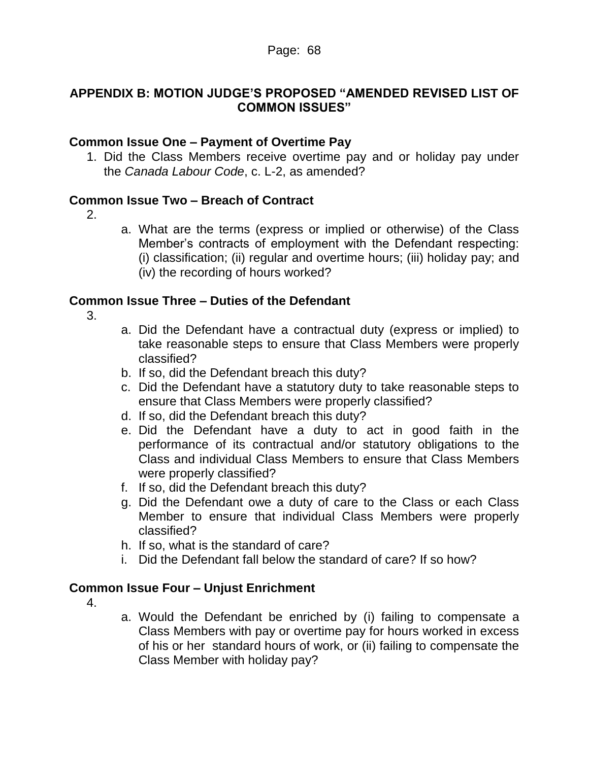## APPENDIX B: MOTION JUDGE'S PROPOSED "AMENDED REVISED LIST OF COMMON ISSUES"

**Common Issue One – Payment of Overtime Pay**

1. Did the Class Members receive overtime pay and or holiday pay under the *Canada Labour Code*, c. L-2, as amended?

**Common Issue Two – Breach of Contract**

2.
   a. What are the terms (express or implied or otherwise) of the Class Member's contracts of employment with the Defendant respecting: (i) classification; (ii) regular and overtime hours; (iii) holiday pay; and (iv) the recording of hours worked?

**Common Issue Three – Duties of the Defendant**

3.
   a. Did the Defendant have a contractual duty (express or implied) to take reasonable steps to ensure that Class Members were properly classified?
   b. If so, did the Defendant breach this duty?
   c. Did the Defendant have a statutory duty to take reasonable steps to ensure that Class Members were properly classified?
   d. If so, did the Defendant breach this duty?
   e. Did the Defendant have a duty to act in good faith in the performance of its contractual and/or statutory obligations to the Class and individual Class Members to ensure that Class Members were properly classified?
   f. If so, did the Defendant breach this duty?
   g. Did the Defendant owe a duty of care to the Class or each Class Member to ensure that individual Class Members were properly classified?
   h. If so, what is the standard of care?
   i. Did the Defendant fall below the standard of care? If so how?

**Common Issue Four – Unjust Enrichment**

4.
   a. Would the Defendant be enriched by (i) failing to compensate a Class Members with pay or overtime pay for hours worked in excess of his or her standard hours of work, or (ii) failing to compensate the Class Member with holiday pay?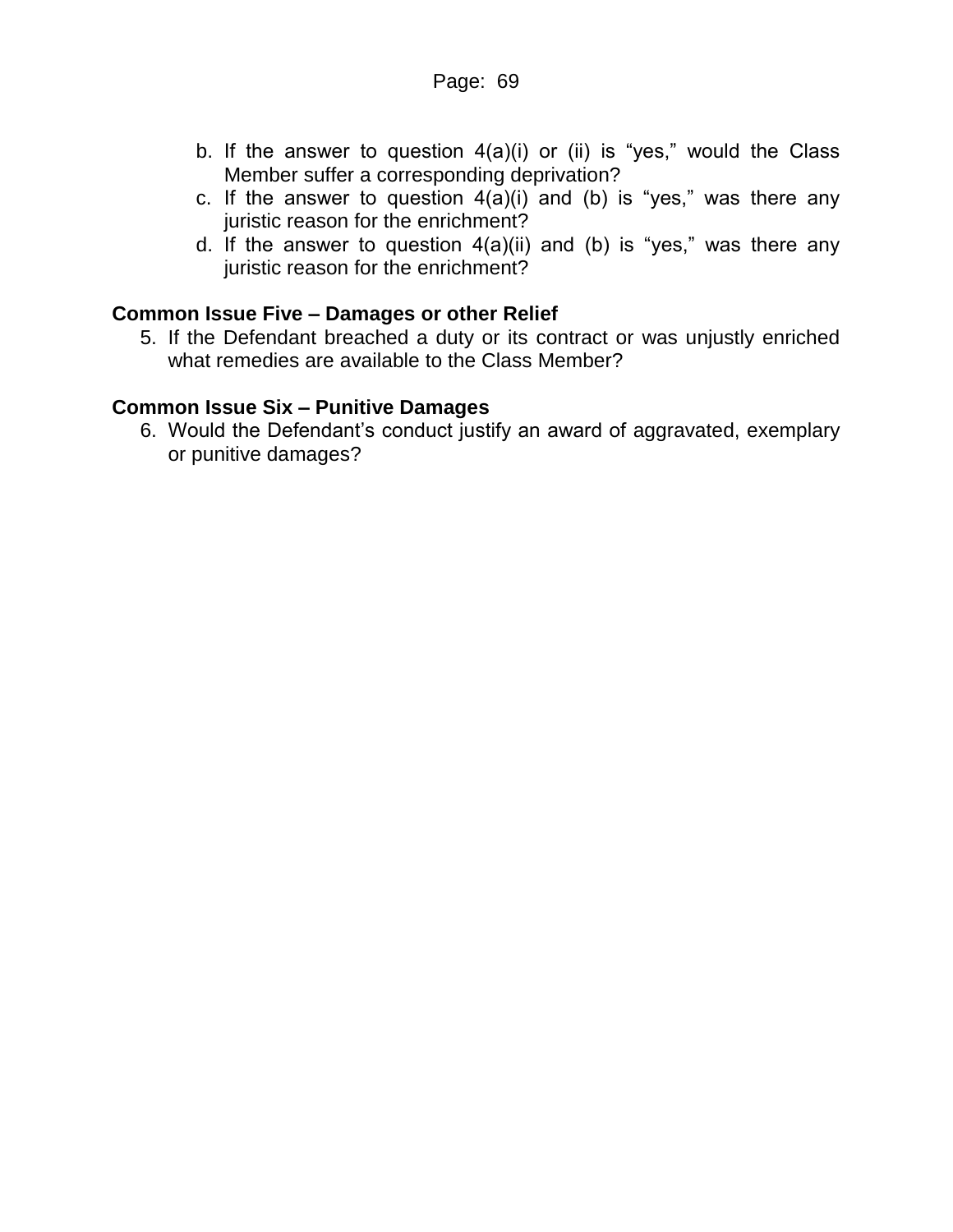b. If the answer to question 4(a)(i) or (ii) is "yes," would the Class Member suffer a corresponding deprivation?
c. If the answer to question 4(a)(i) and (b) is "yes," was there any juristic reason for the enrichment?
d. If the answer to question 4(a)(ii) and (b) is "yes," was there any juristic reason for the enrichment?

**Common Issue Five – Damages or other Relief**

5. If the Defendant breached a duty or its contract or was unjustly enriched what remedies are available to the Class Member?

**Common Issue Six – Punitive Damages**

6. Would the Defendant's conduct justify an award of aggravated, exemplary or punitive damages?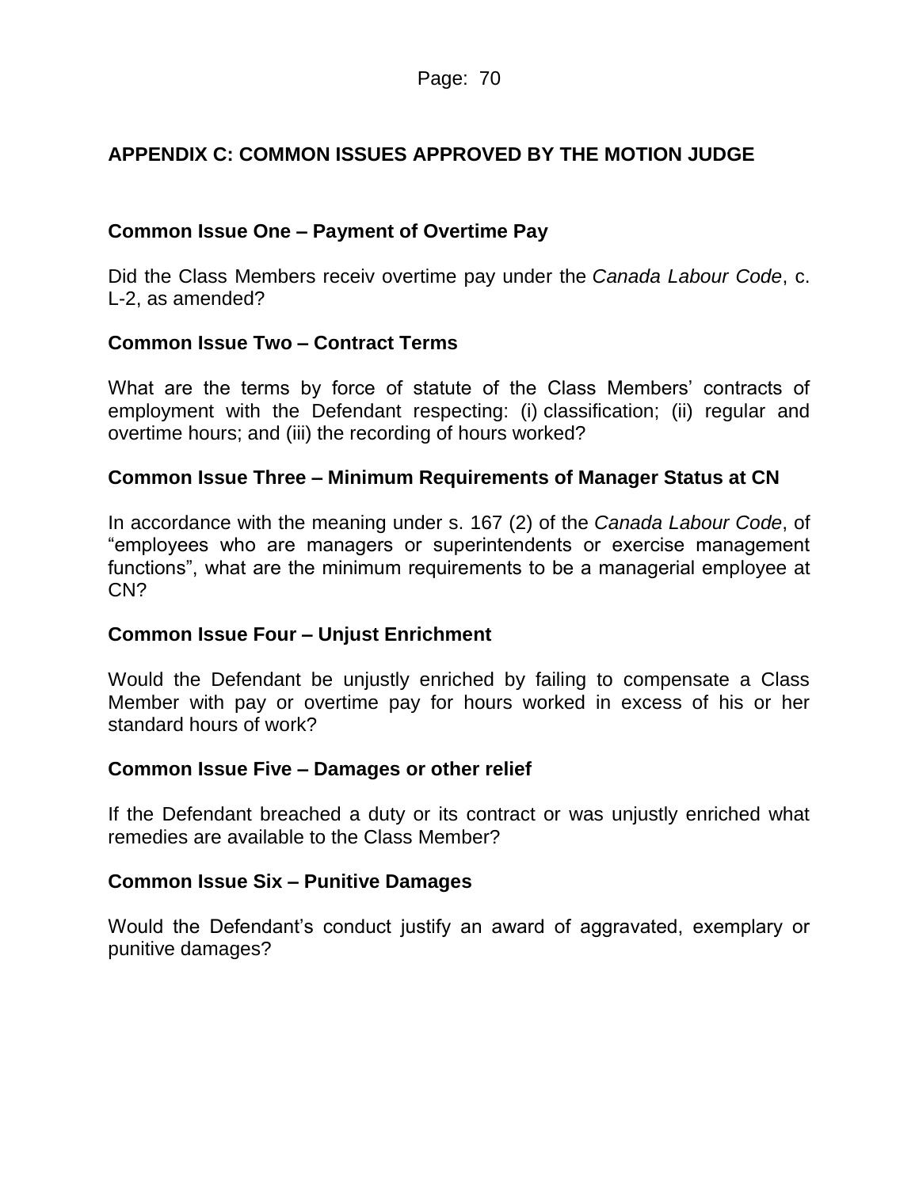## APPENDIX C: COMMON ISSUES APPROVED BY THE MOTION JUDGE

### Common Issue One – Payment of Overtime Pay

Did the Class Members receiv overtime pay under the *Canada Labour Code*, c. L-2, as amended?

### Common Issue Two – Contract Terms

What are the terms by force of statute of the Class Members' contracts of employment with the Defendant respecting: (i) classification; (ii) regular and overtime hours; and (iii) the recording of hours worked?

### Common Issue Three – Minimum Requirements of Manager Status at CN

In accordance with the meaning under s. 167 (2) of the *Canada Labour Code*, of "employees who are managers or superintendents or exercise management functions", what are the minimum requirements to be a managerial employee at CN?

### Common Issue Four – Unjust Enrichment

Would the Defendant be unjustly enriched by failing to compensate a Class Member with pay or overtime pay for hours worked in excess of his or her standard hours of work?

### Common Issue Five – Damages or other relief

If the Defendant breached a duty or its contract or was unjustly enriched what remedies are available to the Class Member?

### Common Issue Six – Punitive Damages

Would the Defendant's conduct justify an award of aggravated, exemplary or punitive damages?